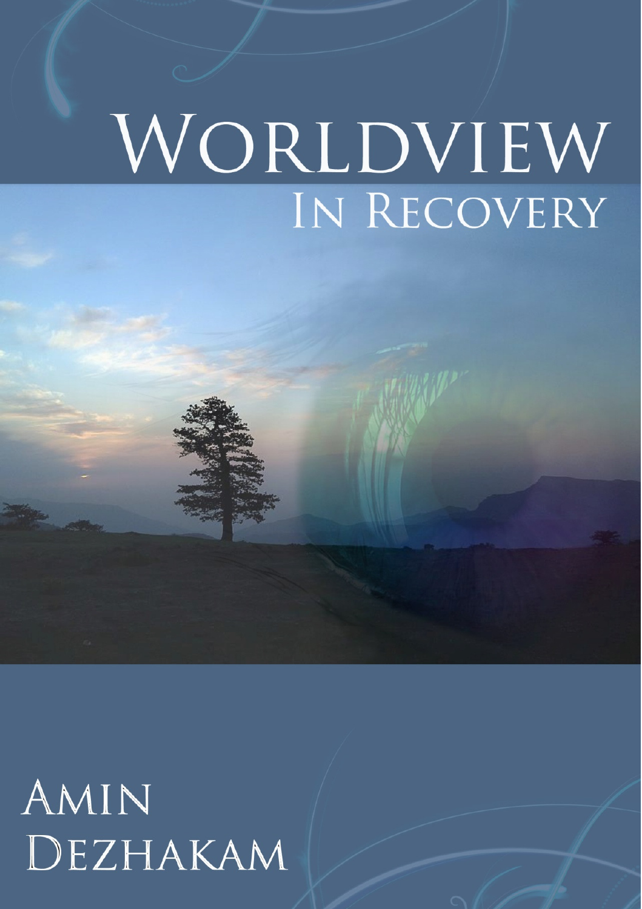# Worldview
## In Recovery

Amin Dezhakam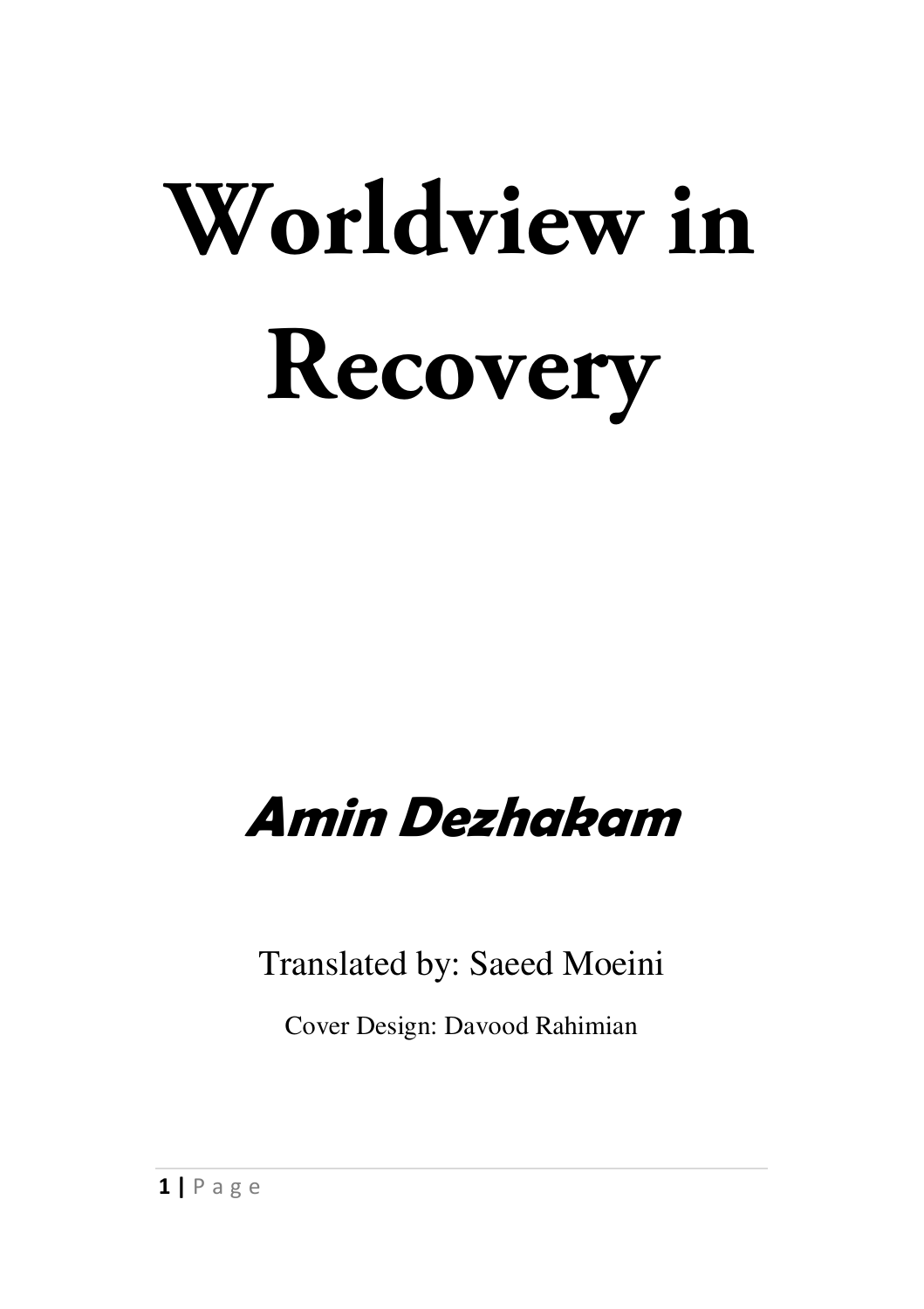# Worldview in Recovery

## *Amin Dezhakam*

Translated by: Saeed Moeini

Cover Design: Davood Rahimian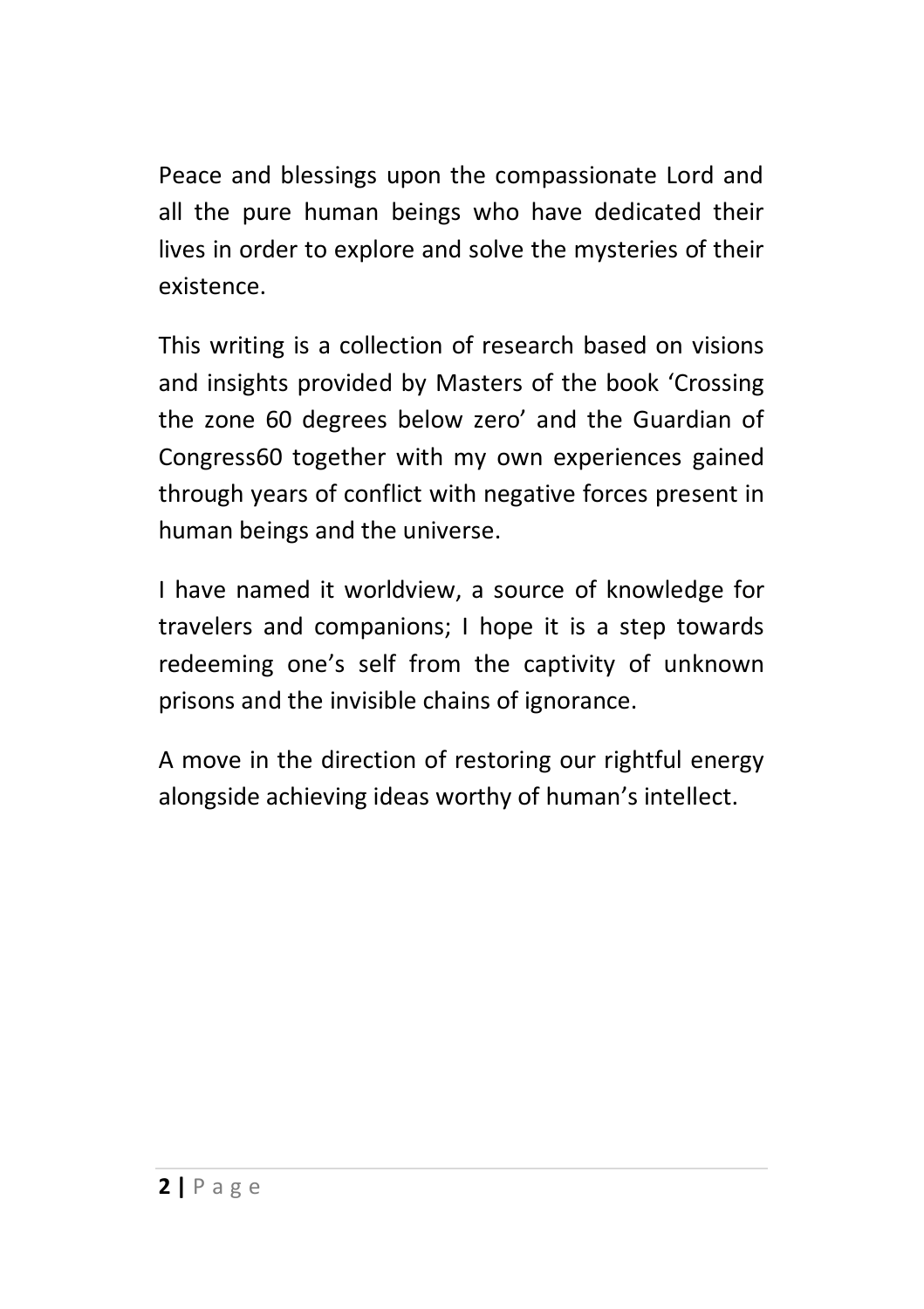Peace and blessings upon the compassionate Lord and all the pure human beings who have dedicated their lives in order to explore and solve the mysteries of their existence.

This writing is a collection of research based on visions and insights provided by Masters of the book ‘Crossing the zone 60 degrees below zero’ and the Guardian of Congress60 together with my own experiences gained through years of conflict with negative forces present in human beings and the universe.

I have named it worldview, a source of knowledge for travelers and companions; I hope it is a step towards redeeming one’s self from the captivity of unknown prisons and the invisible chains of ignorance.

A move in the direction of restoring our rightful energy alongside achieving ideas worthy of human’s intellect.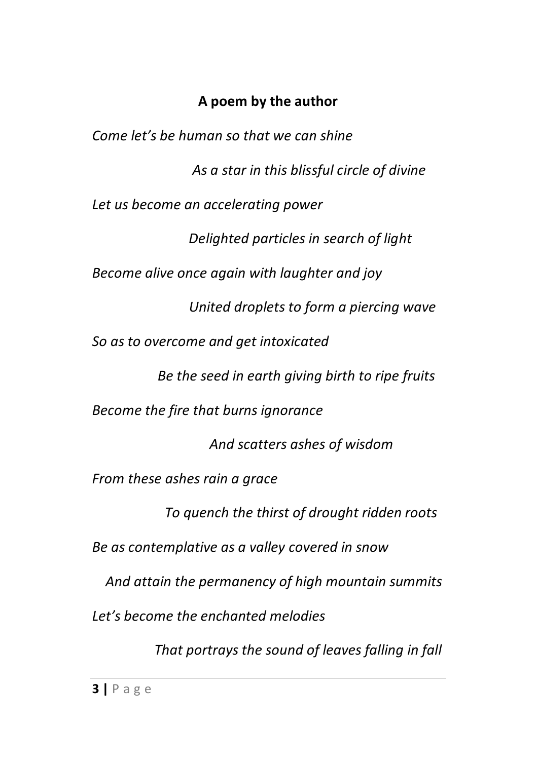**A poem by the author**

*Come let's be human so that we can shine*

*As a star in this blissful circle of divine*

*Let us become an accelerating power*

*Delighted particles in search of light*

*Become alive once again with laughter and joy*

*United droplets to form a piercing wave*

*So as to overcome and get intoxicated*

*Be the seed in earth giving birth to ripe fruits*

*Become the fire that burns ignorance*

*And scatters ashes of wisdom*

*From these ashes rain a grace*

*To quench the thirst of drought ridden roots*

*Be as contemplative as a valley covered in snow*

*And attain the permanency of high mountain summits*

*Let's become the enchanted melodies*

*That portrays the sound of leaves falling in fall*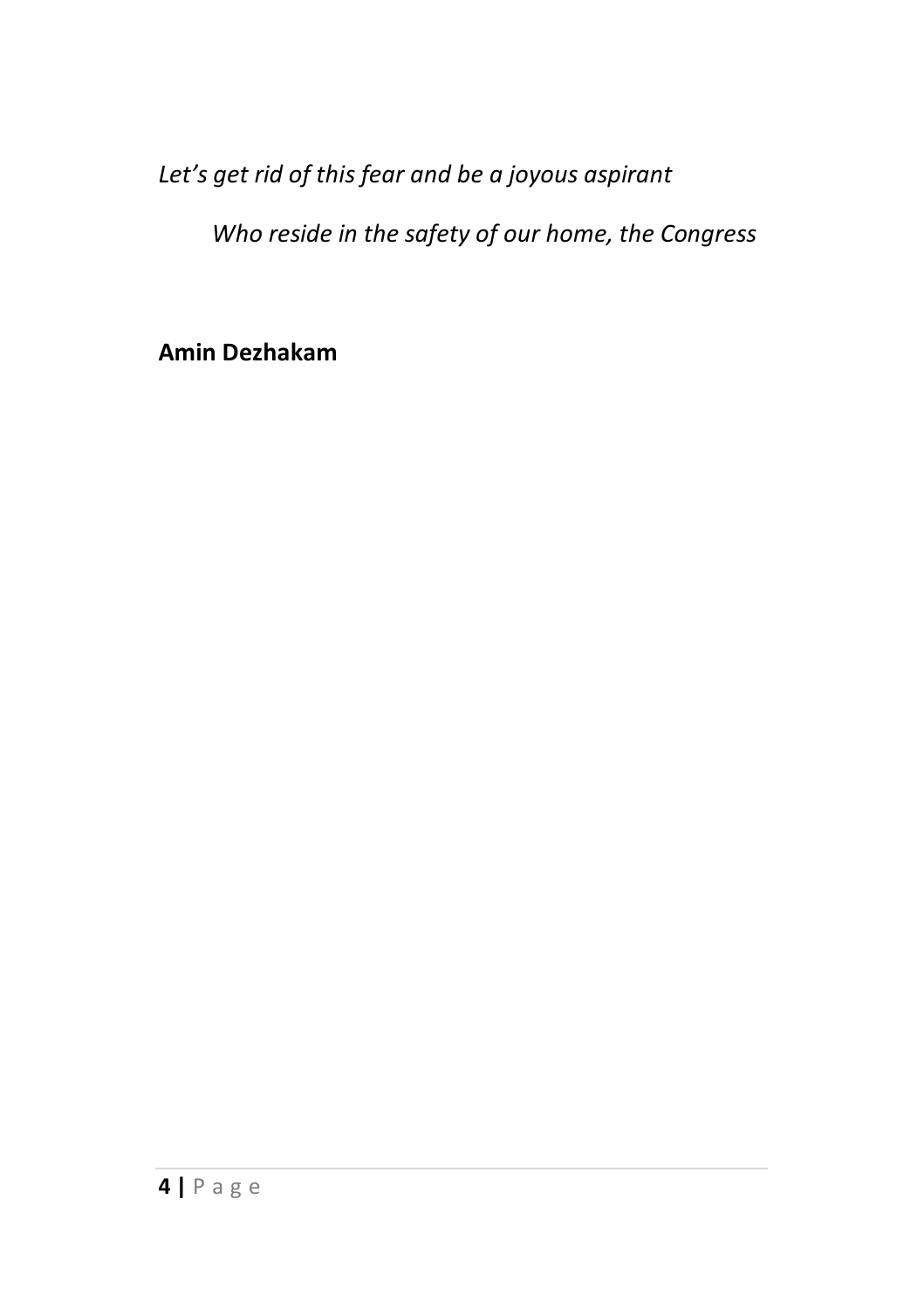*Let's get rid of this fear and be a joyous aspirant*

*Who reside in the safety of our home, the Congress*

**Amin Dezhakam**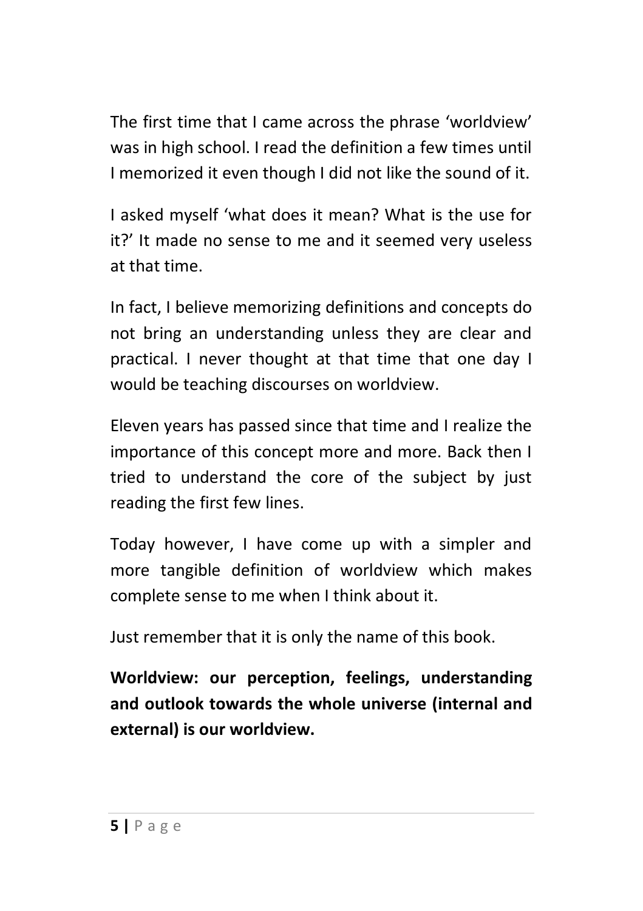The first time that I came across the phrase 'worldview' was in high school. I read the definition a few times until I memorized it even though I did not like the sound of it.

I asked myself 'what does it mean? What is the use for it?' It made no sense to me and it seemed very useless at that time.

In fact, I believe memorizing definitions and concepts do not bring an understanding unless they are clear and practical. I never thought at that time that one day I would be teaching discourses on worldview.

Eleven years has passed since that time and I realize the importance of this concept more and more. Back then I tried to understand the core of the subject by just reading the first few lines.

Today however, I have come up with a simpler and more tangible definition of worldview which makes complete sense to me when I think about it.

Just remember that it is only the name of this book.

**Worldview: our perception, feelings, understanding and outlook towards the whole universe (internal and external) is our worldview.**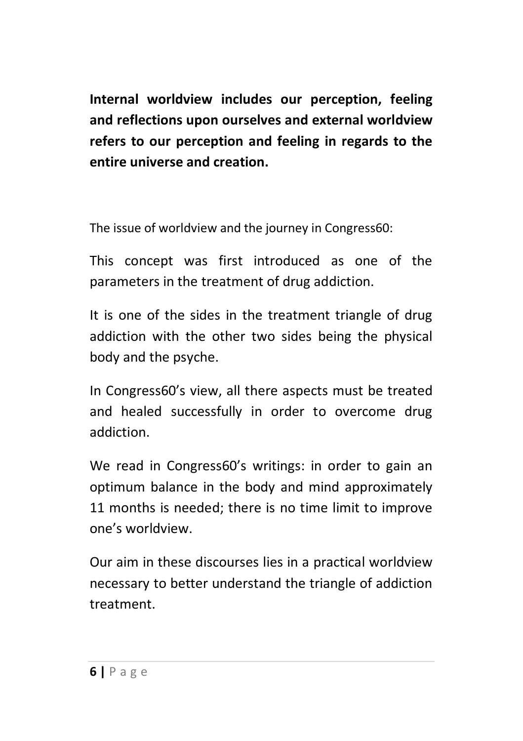**Internal worldview includes our perception, feeling and reflections upon ourselves and external worldview refers to our perception and feeling in regards to the entire universe and creation.**

The issue of worldview and the journey in Congress60:

This concept was first introduced as one of the parameters in the treatment of drug addiction.

It is one of the sides in the treatment triangle of drug addiction with the other two sides being the physical body and the psyche.

In Congress60's view, all there aspects must be treated and healed successfully in order to overcome drug addiction.

We read in Congress60's writings: in order to gain an optimum balance in the body and mind approximately 11 months is needed; there is no time limit to improve one's worldview.

Our aim in these discourses lies in a practical worldview necessary to better understand the triangle of addiction treatment.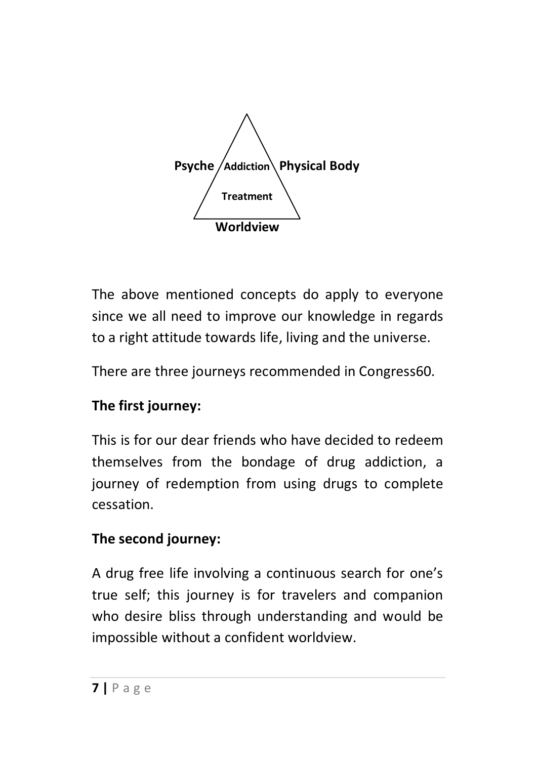Psyche — Addiction — Physical Body

Treatment

Worldview

The above mentioned concepts do apply to everyone since we all need to improve our knowledge in regards to a right attitude towards life, living and the universe.

There are three journeys recommended in Congress60.

**The first journey:**

This is for our dear friends who have decided to redeem themselves from the bondage of drug addiction, a journey of redemption from using drugs to complete cessation.

**The second journey:**

A drug free life involving a continuous search for one's true self; this journey is for travelers and companion who desire bliss through understanding and would be impossible without a confident worldview.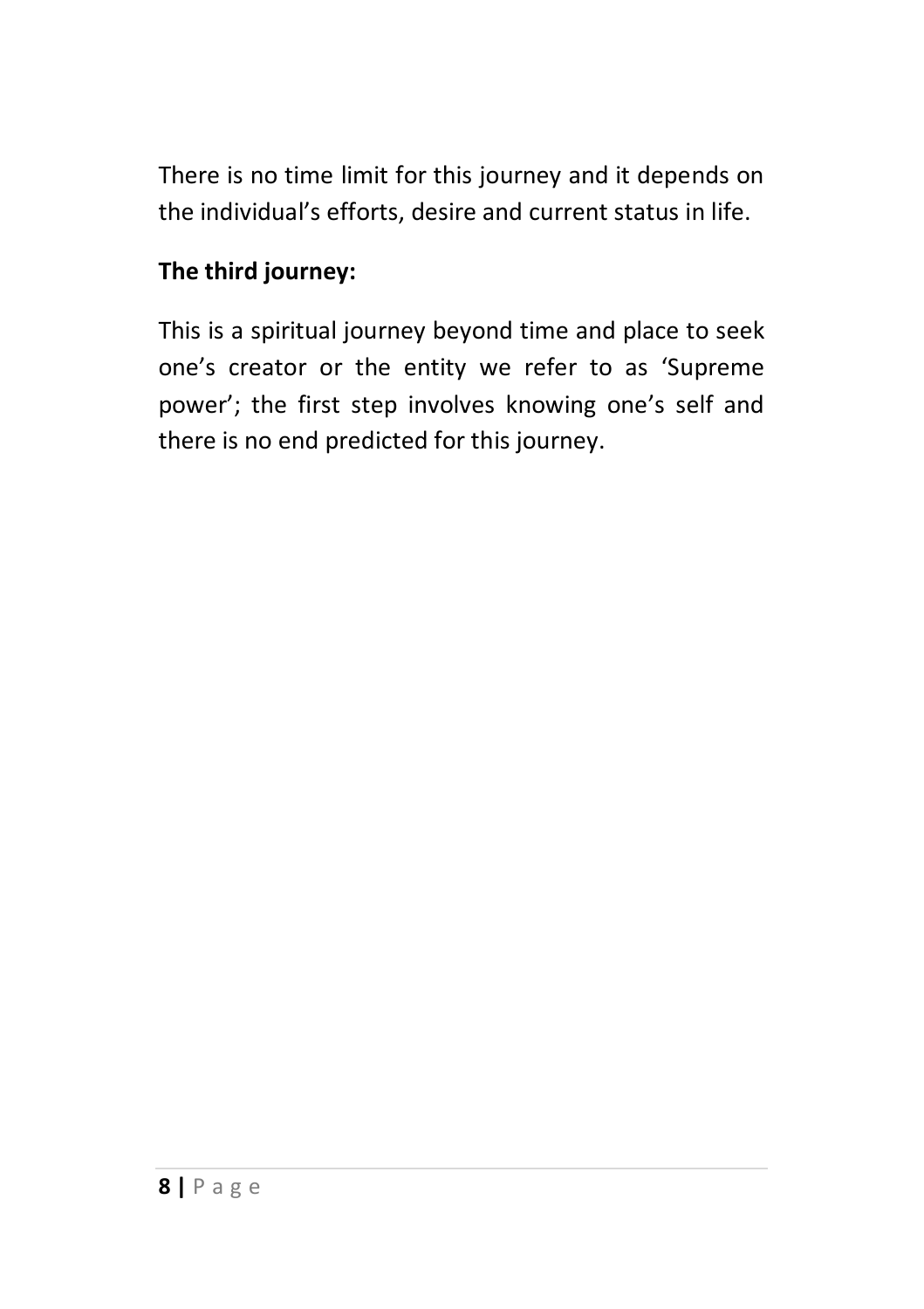There is no time limit for this journey and it depends on the individual's efforts, desire and current status in life.

**The third journey:**

This is a spiritual journey beyond time and place to seek one's creator or the entity we refer to as 'Supreme power'; the first step involves knowing one's self and there is no end predicted for this journey.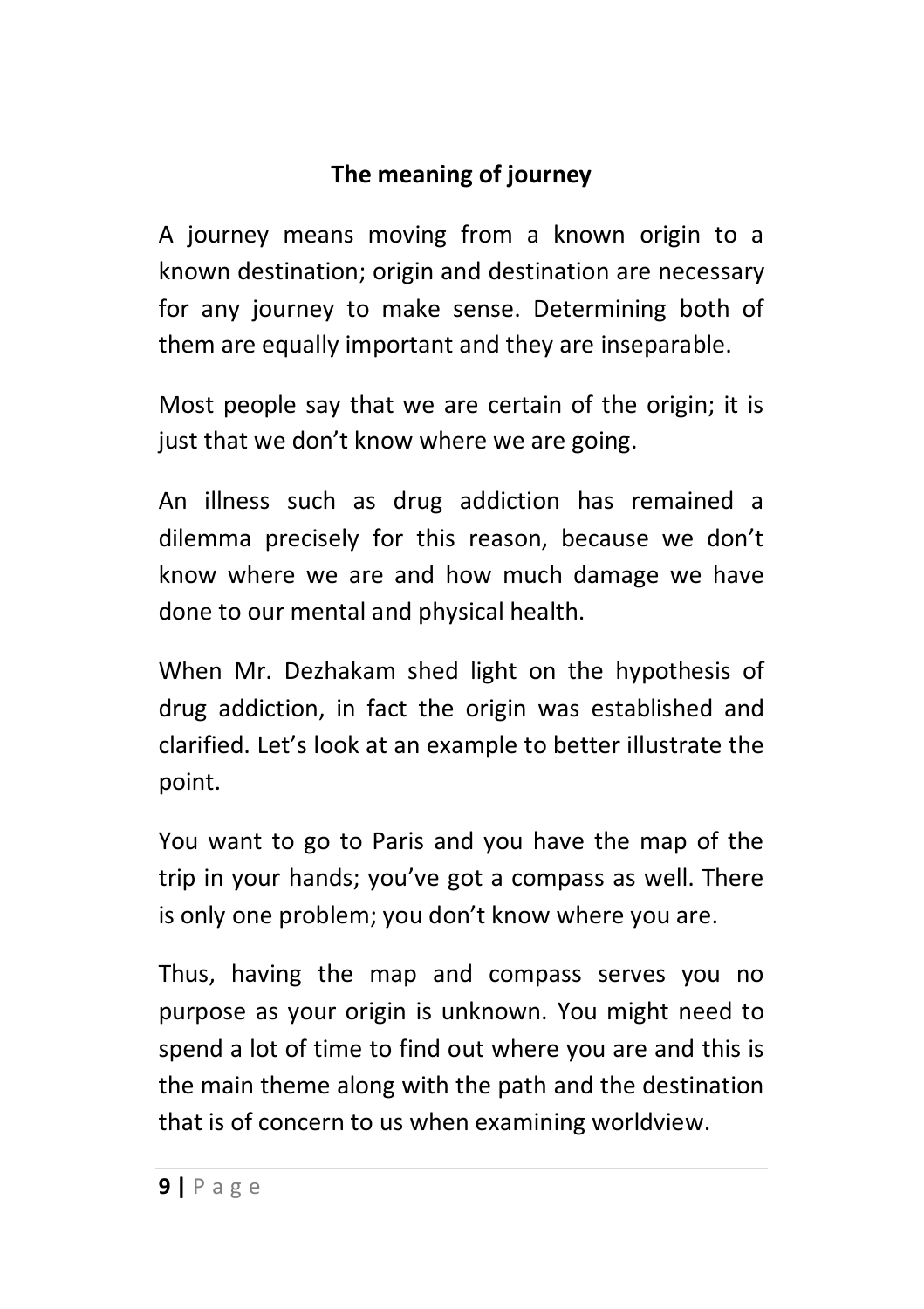## The meaning of journey

A journey means moving from a known origin to a known destination; origin and destination are necessary for any journey to make sense. Determining both of them are equally important and they are inseparable.

Most people say that we are certain of the origin; it is just that we don't know where we are going.

An illness such as drug addiction has remained a dilemma precisely for this reason, because we don't know where we are and how much damage we have done to our mental and physical health.

When Mr. Dezhakam shed light on the hypothesis of drug addiction, in fact the origin was established and clarified. Let's look at an example to better illustrate the point.

You want to go to Paris and you have the map of the trip in your hands; you've got a compass as well. There is only one problem; you don't know where you are.

Thus, having the map and compass serves you no purpose as your origin is unknown. You might need to spend a lot of time to find out where you are and this is the main theme along with the path and the destination that is of concern to us when examining worldview.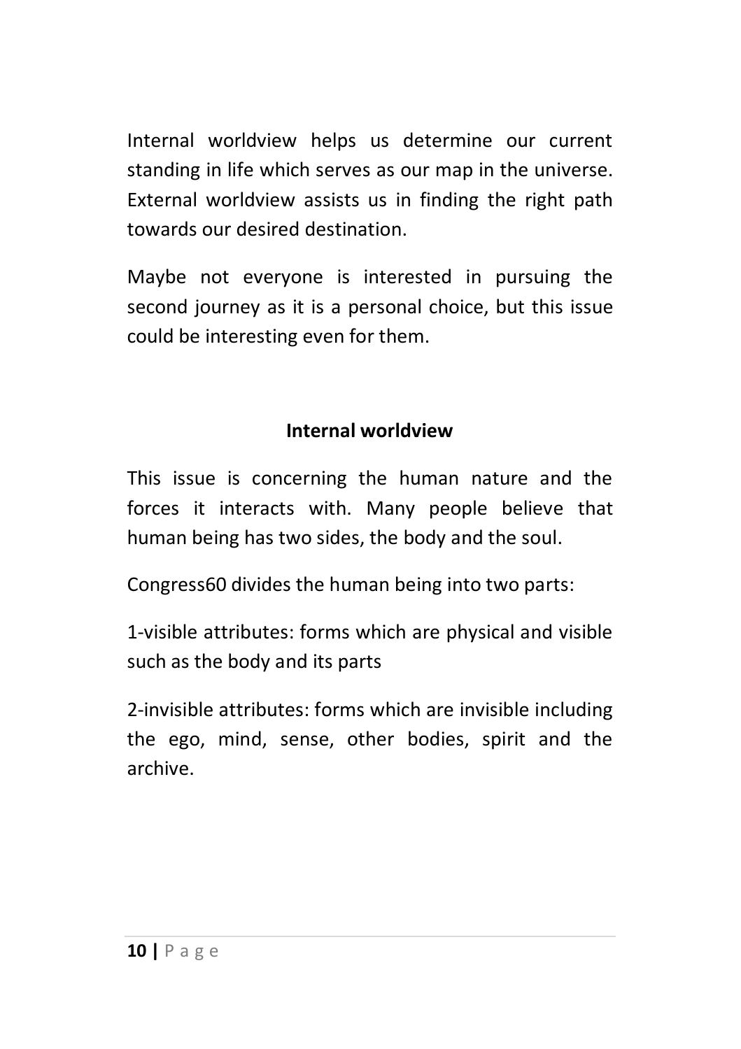Internal worldview helps us determine our current standing in life which serves as our map in the universe. External worldview assists us in finding the right path towards our desired destination.

Maybe not everyone is interested in pursuing the second journey as it is a personal choice, but this issue could be interesting even for them.

## Internal worldview

This issue is concerning the human nature and the forces it interacts with. Many people believe that human being has two sides, the body and the soul.

Congress60 divides the human being into two parts:

1-visible attributes: forms which are physical and visible such as the body and its parts

2-invisible attributes: forms which are invisible including the ego, mind, sense, other bodies, spirit and the archive.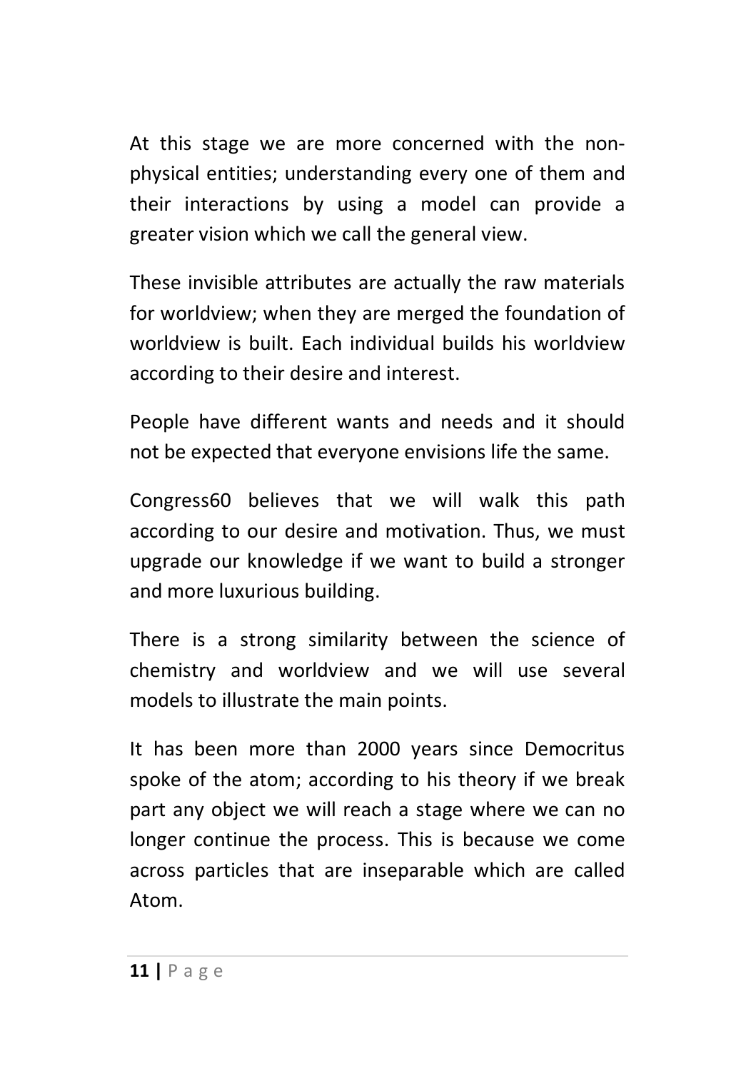At this stage we are more concerned with the non-physical entities; understanding every one of them and their interactions by using a model can provide a greater vision which we call the general view.

These invisible attributes are actually the raw materials for worldview; when they are merged the foundation of worldview is built. Each individual builds his worldview according to their desire and interest.

People have different wants and needs and it should not be expected that everyone envisions life the same.

Congress60 believes that we will walk this path according to our desire and motivation. Thus, we must upgrade our knowledge if we want to build a stronger and more luxurious building.

There is a strong similarity between the science of chemistry and worldview and we will use several models to illustrate the main points.

It has been more than 2000 years since Democritus spoke of the atom; according to his theory if we break part any object we will reach a stage where we can no longer continue the process. This is because we come across particles that are inseparable which are called Atom.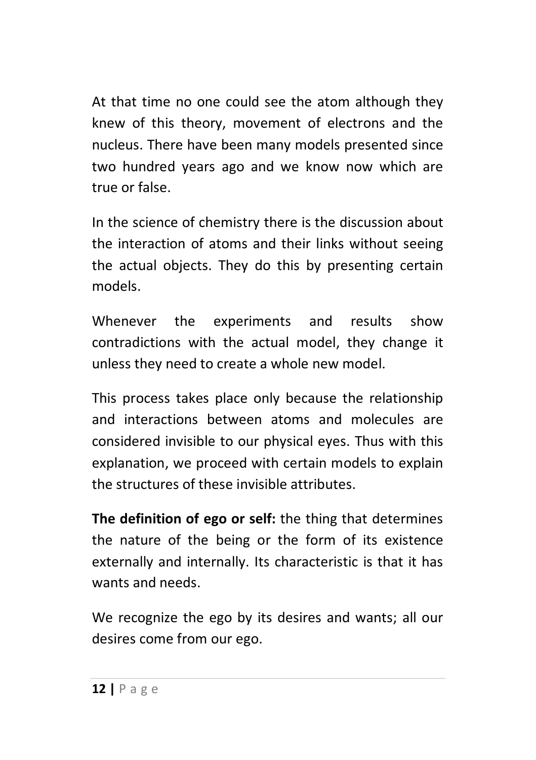At that time no one could see the atom although they knew of this theory, movement of electrons and the nucleus. There have been many models presented since two hundred years ago and we know now which are true or false.

In the science of chemistry there is the discussion about the interaction of atoms and their links without seeing the actual objects. They do this by presenting certain models.

Whenever the experiments and results show contradictions with the actual model, they change it unless they need to create a whole new model.

This process takes place only because the relationship and interactions between atoms and molecules are considered invisible to our physical eyes. Thus with this explanation, we proceed with certain models to explain the structures of these invisible attributes.

**The definition of ego or self:** the thing that determines the nature of the being or the form of its existence externally and internally. Its characteristic is that it has wants and needs.

We recognize the ego by its desires and wants; all our desires come from our ego.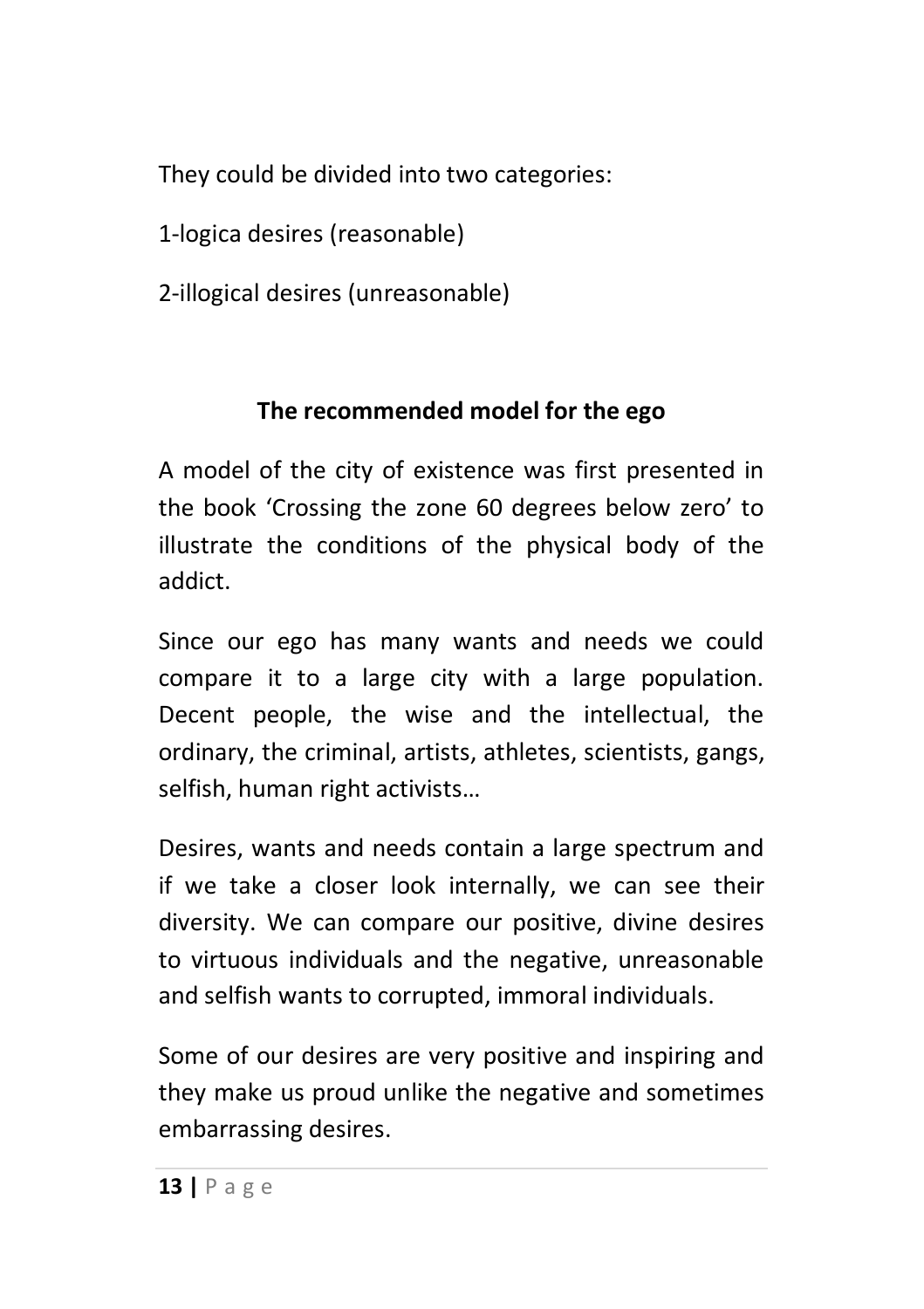They could be divided into two categories:

1-logica desires (reasonable)

2-illogical desires (unreasonable)

## The recommended model for the ego

A model of the city of existence was first presented in the book 'Crossing the zone 60 degrees below zero' to illustrate the conditions of the physical body of the addict.

Since our ego has many wants and needs we could compare it to a large city with a large population. Decent people, the wise and the intellectual, the ordinary, the criminal, artists, athletes, scientists, gangs, selfish, human right activists…

Desires, wants and needs contain a large spectrum and if we take a closer look internally, we can see their diversity. We can compare our positive, divine desires to virtuous individuals and the negative, unreasonable and selfish wants to corrupted, immoral individuals.

Some of our desires are very positive and inspiring and they make us proud unlike the negative and sometimes embarrassing desires.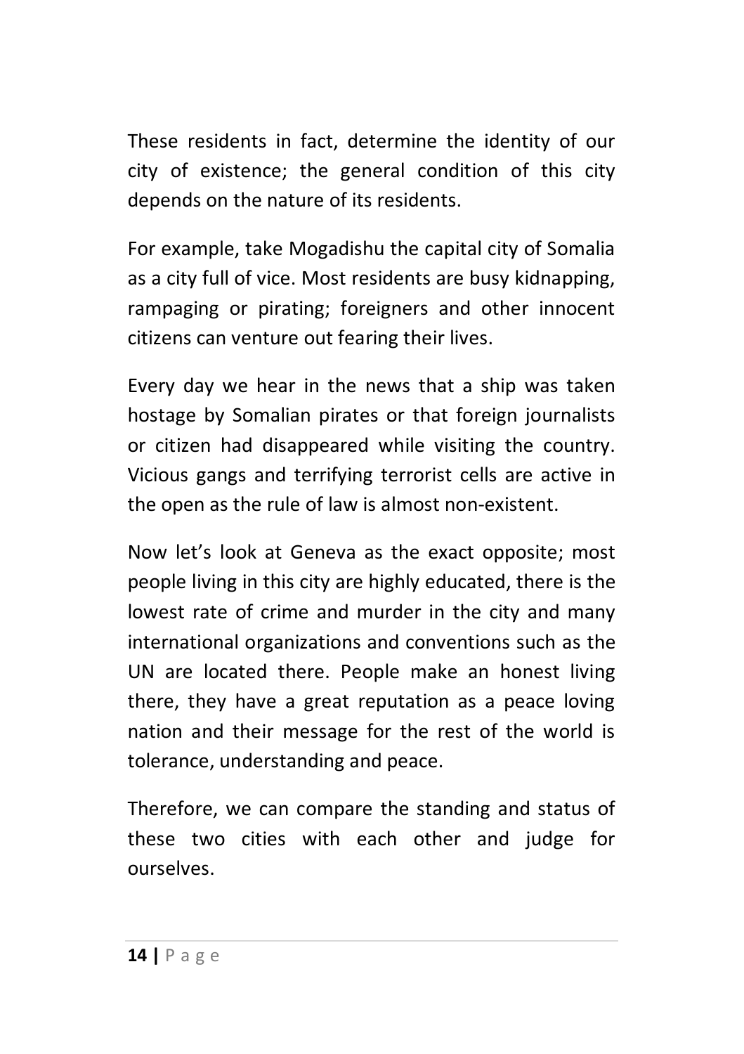These residents in fact, determine the identity of our city of existence; the general condition of this city depends on the nature of its residents.

For example, take Mogadishu the capital city of Somalia as a city full of vice. Most residents are busy kidnapping, rampaging or pirating; foreigners and other innocent citizens can venture out fearing their lives.

Every day we hear in the news that a ship was taken hostage by Somalian pirates or that foreign journalists or citizen had disappeared while visiting the country. Vicious gangs and terrifying terrorist cells are active in the open as the rule of law is almost non-existent.

Now let's look at Geneva as the exact opposite; most people living in this city are highly educated, there is the lowest rate of crime and murder in the city and many international organizations and conventions such as the UN are located there. People make an honest living there, they have a great reputation as a peace loving nation and their message for the rest of the world is tolerance, understanding and peace.

Therefore, we can compare the standing and status of these two cities with each other and judge for ourselves.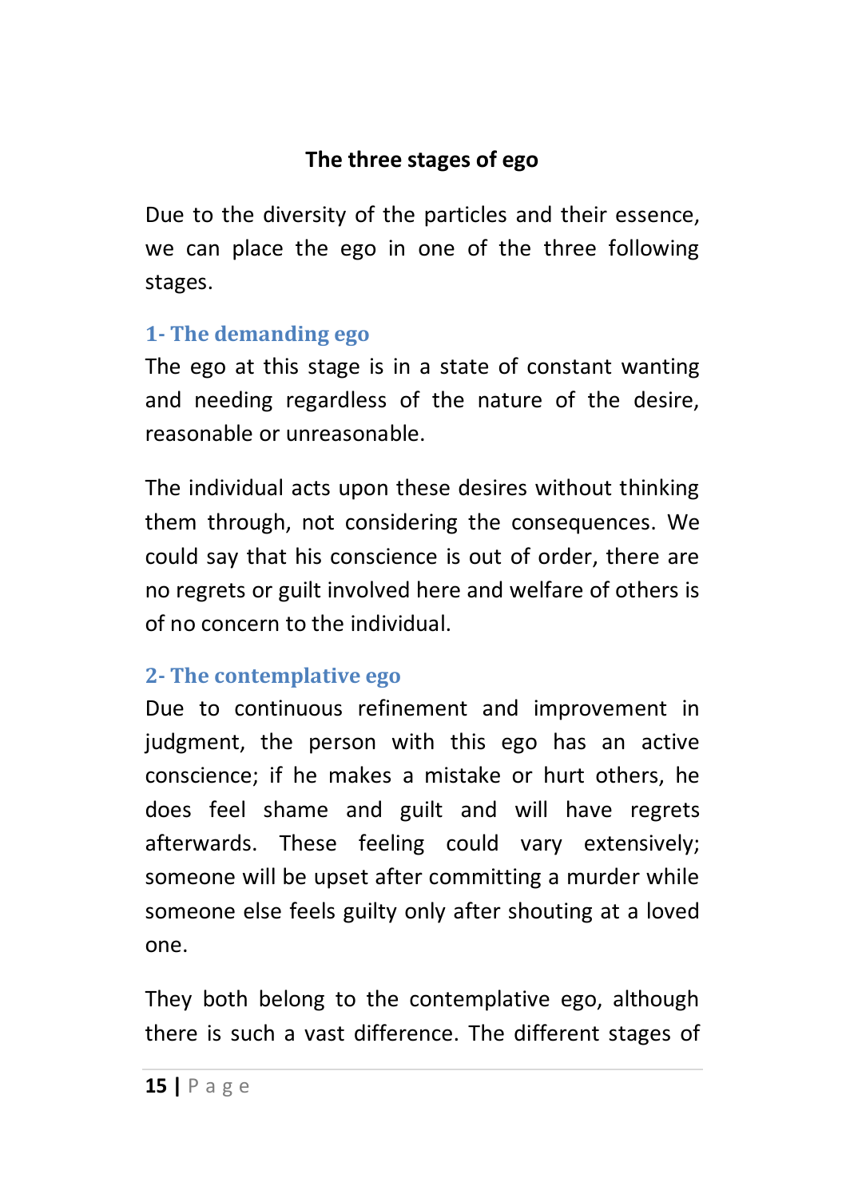## The three stages of ego

Due to the diversity of the particles and their essence, we can place the ego in one of the three following stages.

### 1- The demanding ego

The ego at this stage is in a state of constant wanting and needing regardless of the nature of the desire, reasonable or unreasonable.

The individual acts upon these desires without thinking them through, not considering the consequences. We could say that his conscience is out of order, there are no regrets or guilt involved here and welfare of others is of no concern to the individual.

### 2- The contemplative ego

Due to continuous refinement and improvement in judgment, the person with this ego has an active conscience; if he makes a mistake or hurt others, he does feel shame and guilt and will have regrets afterwards. These feeling could vary extensively; someone will be upset after committing a murder while someone else feels guilty only after shouting at a loved one.

They both belong to the contemplative ego, although there is such a vast difference. The different stages of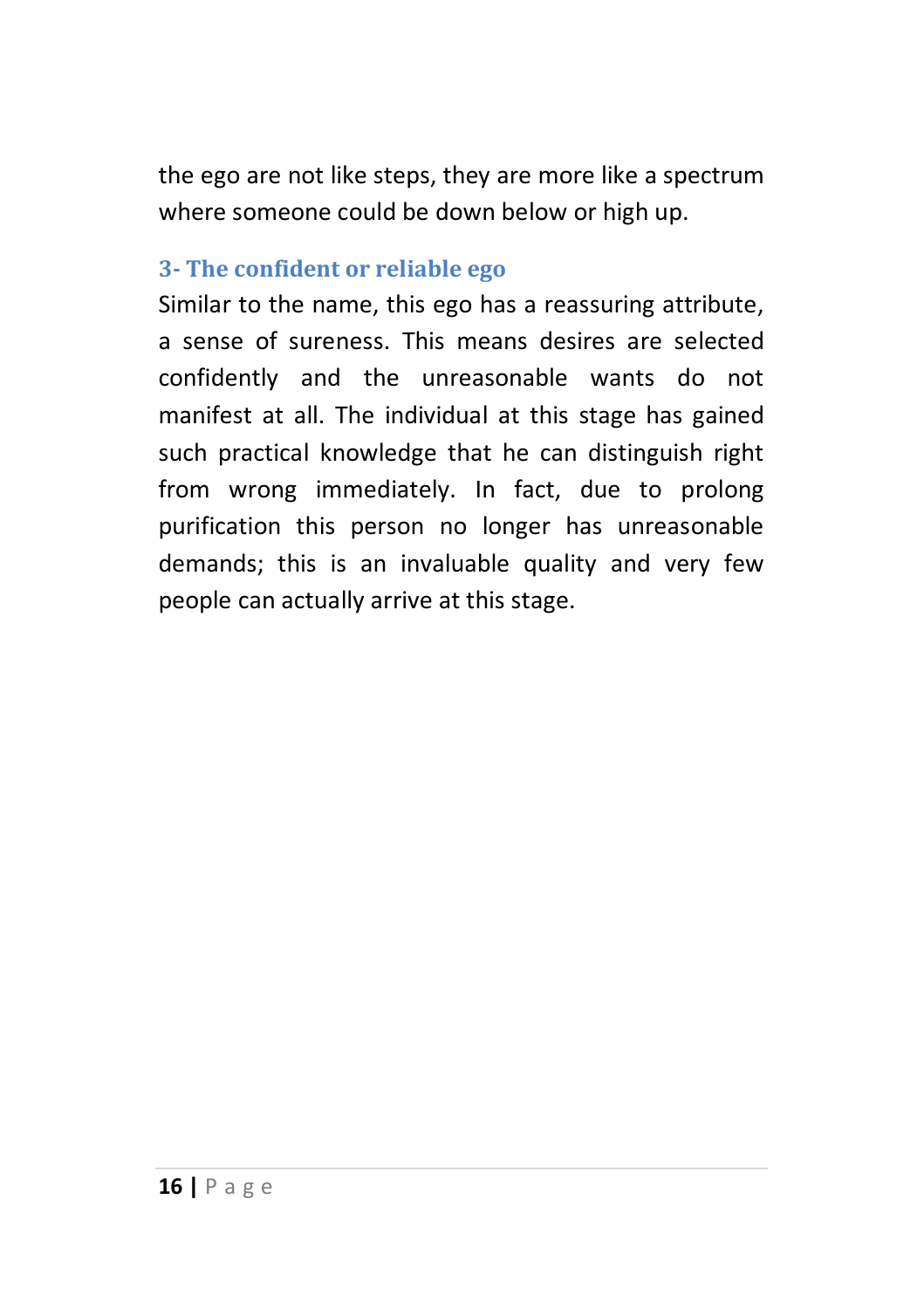the ego are not like steps, they are more like a spectrum where someone could be down below or high up.

### 3- The confident or reliable ego

Similar to the name, this ego has a reassuring attribute, a sense of sureness. This means desires are selected confidently and the unreasonable wants do not manifest at all. The individual at this stage has gained such practical knowledge that he can distinguish right from wrong immediately. In fact, due to prolong purification this person no longer has unreasonable demands; this is an invaluable quality and very few people can actually arrive at this stage.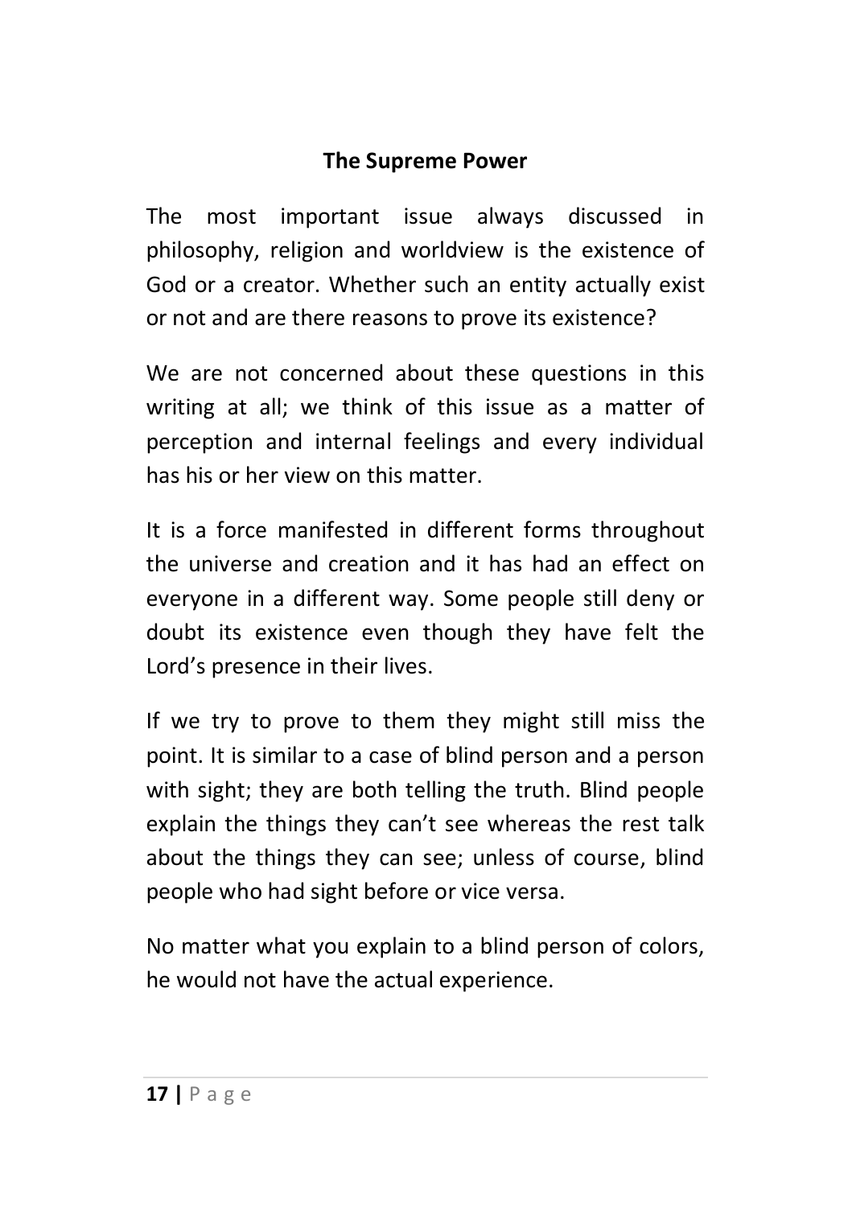## The Supreme Power

The most important issue always discussed in philosophy, religion and worldview is the existence of God or a creator. Whether such an entity actually exist or not and are there reasons to prove its existence?

We are not concerned about these questions in this writing at all; we think of this issue as a matter of perception and internal feelings and every individual has his or her view on this matter.

It is a force manifested in different forms throughout the universe and creation and it has had an effect on everyone in a different way. Some people still deny or doubt its existence even though they have felt the Lord's presence in their lives.

If we try to prove to them they might still miss the point. It is similar to a case of blind person and a person with sight; they are both telling the truth. Blind people explain the things they can't see whereas the rest talk about the things they can see; unless of course, blind people who had sight before or vice versa.

No matter what you explain to a blind person of colors, he would not have the actual experience.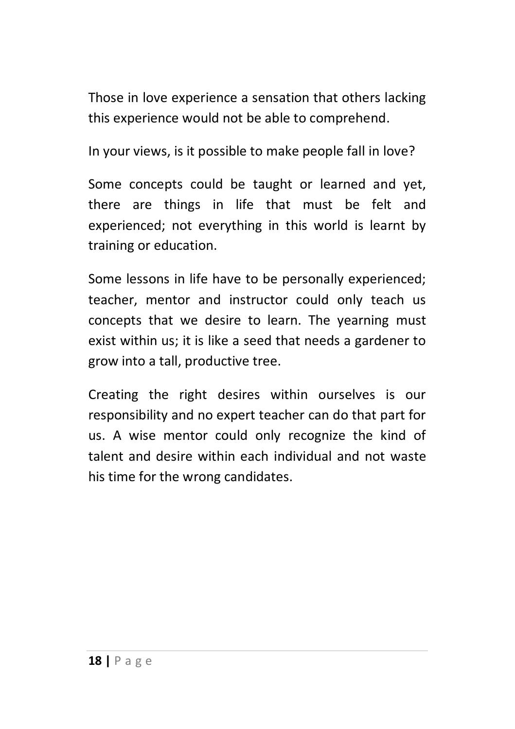Those in love experience a sensation that others lacking this experience would not be able to comprehend.

In your views, is it possible to make people fall in love?

Some concepts could be taught or learned and yet, there are things in life that must be felt and experienced; not everything in this world is learnt by training or education.

Some lessons in life have to be personally experienced; teacher, mentor and instructor could only teach us concepts that we desire to learn. The yearning must exist within us; it is like a seed that needs a gardener to grow into a tall, productive tree.

Creating the right desires within ourselves is our responsibility and no expert teacher can do that part for us. A wise mentor could only recognize the kind of talent and desire within each individual and not waste his time for the wrong candidates.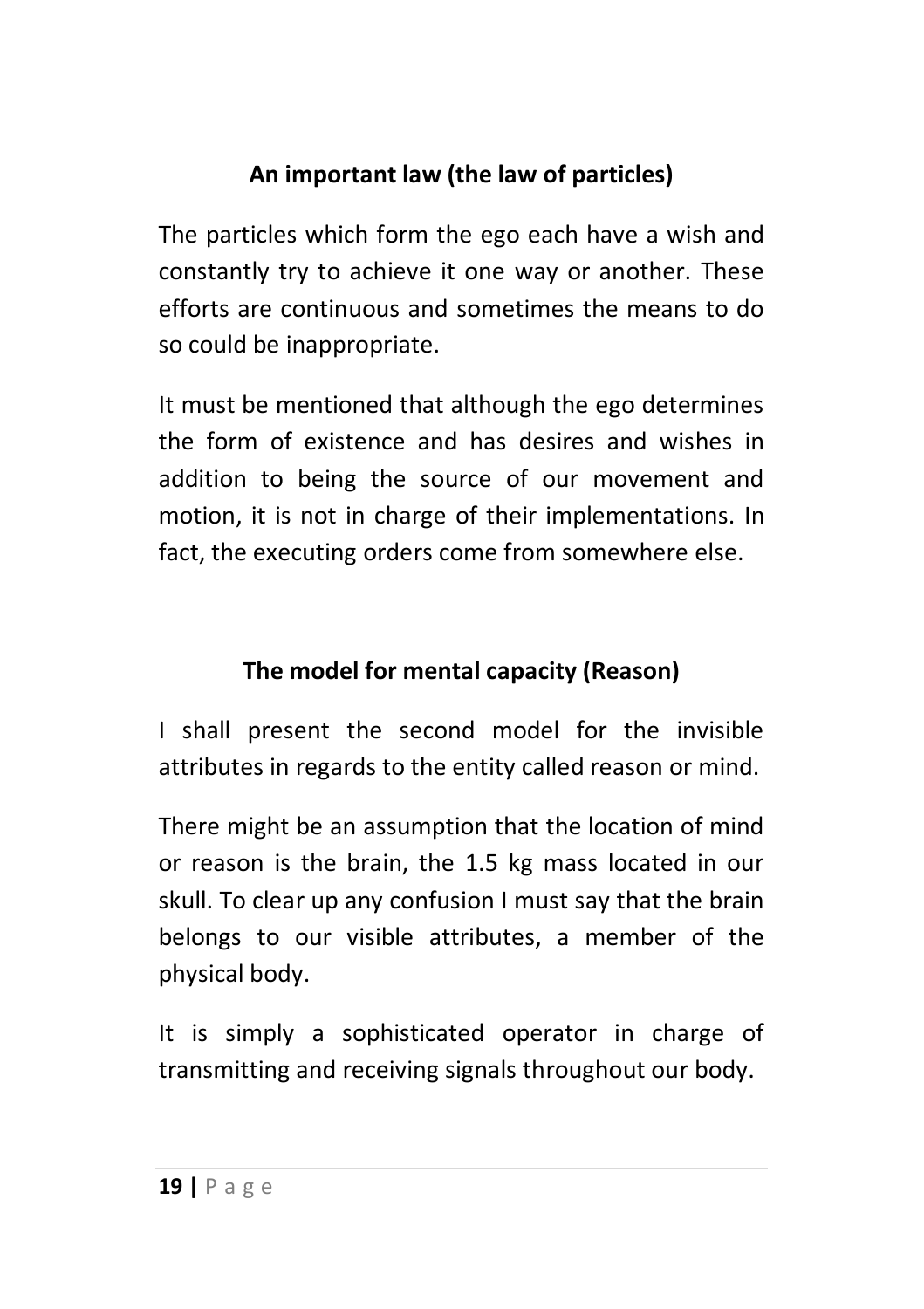### An important law (the law of particles)

The particles which form the ego each have a wish and constantly try to achieve it one way or another. These efforts are continuous and sometimes the means to do so could be inappropriate.

It must be mentioned that although the ego determines the form of existence and has desires and wishes in addition to being the source of our movement and motion, it is not in charge of their implementations. In fact, the executing orders come from somewhere else.

### The model for mental capacity (Reason)

I shall present the second model for the invisible attributes in regards to the entity called reason or mind.

There might be an assumption that the location of mind or reason is the brain, the 1.5 kg mass located in our skull. To clear up any confusion I must say that the brain belongs to our visible attributes, a member of the physical body.

It is simply a sophisticated operator in charge of transmitting and receiving signals throughout our body.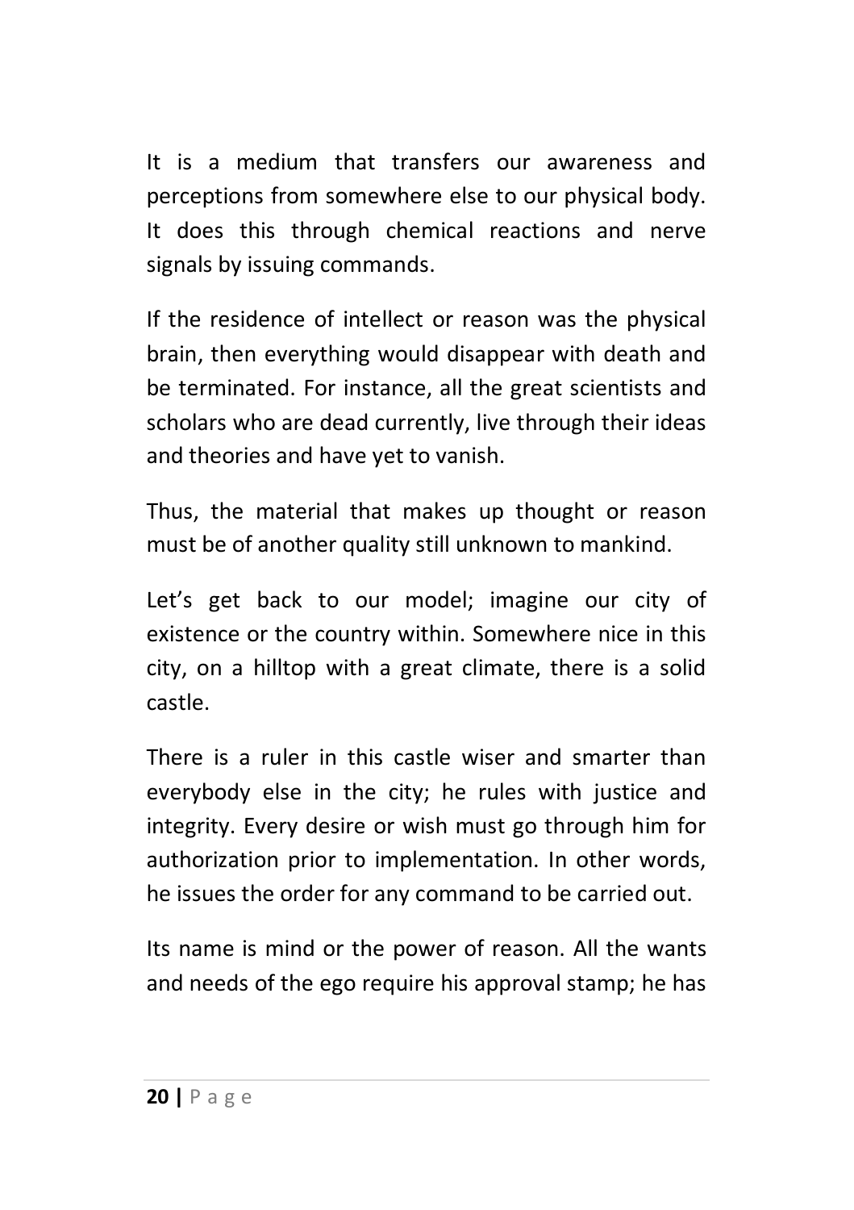It is a medium that transfers our awareness and perceptions from somewhere else to our physical body. It does this through chemical reactions and nerve signals by issuing commands.

If the residence of intellect or reason was the physical brain, then everything would disappear with death and be terminated. For instance, all the great scientists and scholars who are dead currently, live through their ideas and theories and have yet to vanish.

Thus, the material that makes up thought or reason must be of another quality still unknown to mankind.

Let's get back to our model; imagine our city of existence or the country within. Somewhere nice in this city, on a hilltop with a great climate, there is a solid castle.

There is a ruler in this castle wiser and smarter than everybody else in the city; he rules with justice and integrity. Every desire or wish must go through him for authorization prior to implementation. In other words, he issues the order for any command to be carried out.

Its name is mind or the power of reason. All the wants and needs of the ego require his approval stamp; he has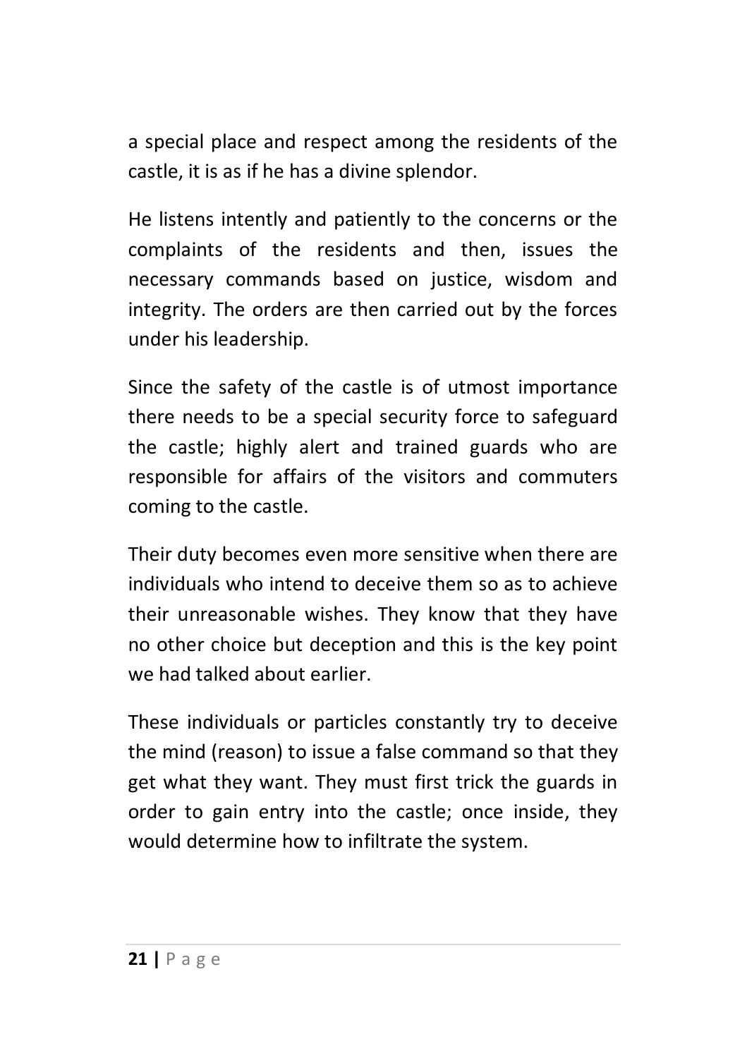a special place and respect among the residents of the castle, it is as if he has a divine splendor.

He listens intently and patiently to the concerns or the complaints of the residents and then, issues the necessary commands based on justice, wisdom and integrity. The orders are then carried out by the forces under his leadership.

Since the safety of the castle is of utmost importance there needs to be a special security force to safeguard the castle; highly alert and trained guards who are responsible for affairs of the visitors and commuters coming to the castle.

Their duty becomes even more sensitive when there are individuals who intend to deceive them so as to achieve their unreasonable wishes. They know that they have no other choice but deception and this is the key point we had talked about earlier.

These individuals or particles constantly try to deceive the mind (reason) to issue a false command so that they get what they want. They must first trick the guards in order to gain entry into the castle; once inside, they would determine how to infiltrate the system.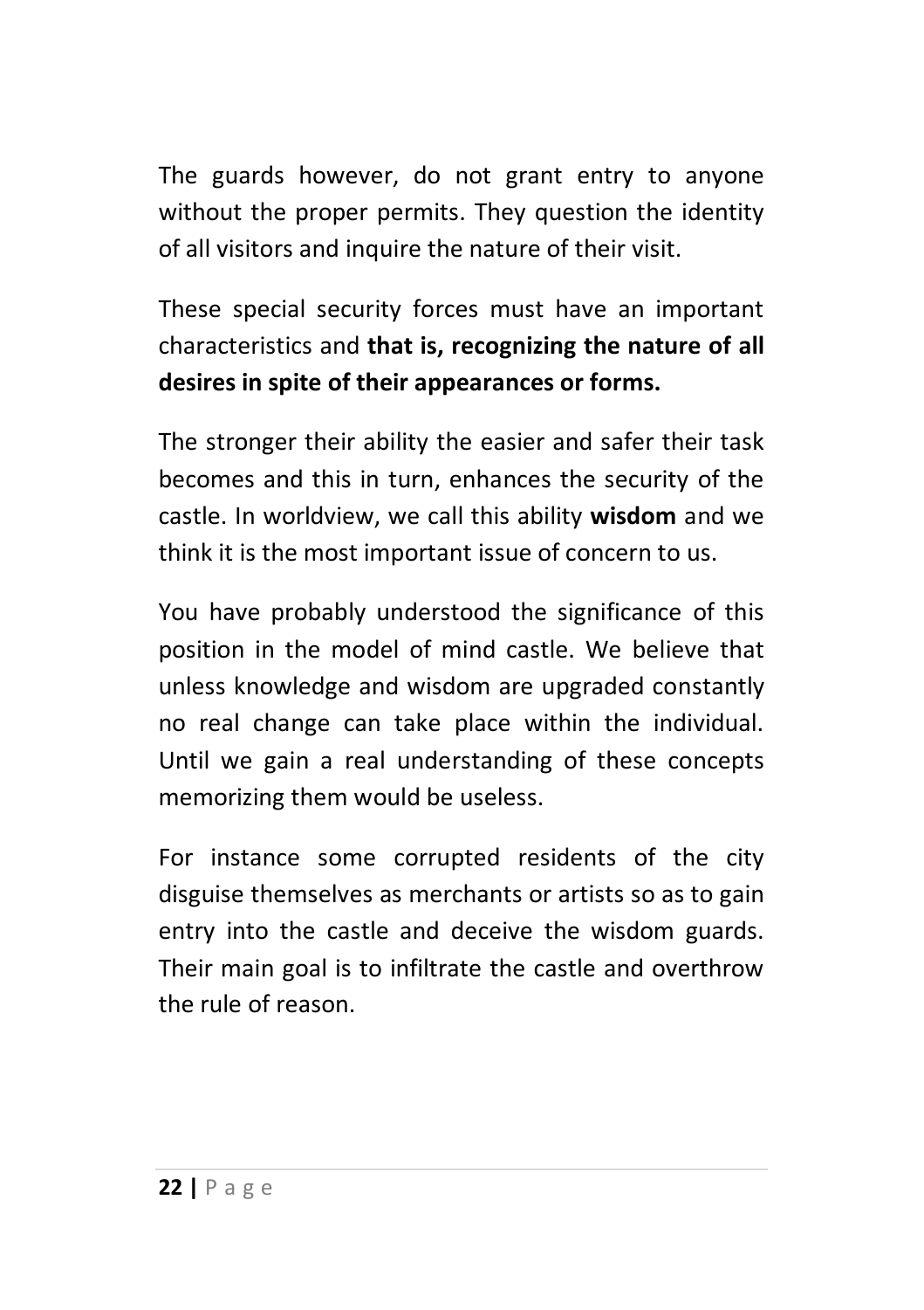The guards however, do not grant entry to anyone without the proper permits. They question the identity of all visitors and inquire the nature of their visit.

These special security forces must have an important characteristics and **that is, recognizing the nature of all desires in spite of their appearances or forms.**

The stronger their ability the easier and safer their task becomes and this in turn, enhances the security of the castle. In worldview, we call this ability **wisdom** and we think it is the most important issue of concern to us.

You have probably understood the significance of this position in the model of mind castle. We believe that unless knowledge and wisdom are upgraded constantly no real change can take place within the individual. Until we gain a real understanding of these concepts memorizing them would be useless.

For instance some corrupted residents of the city disguise themselves as merchants or artists so as to gain entry into the castle and deceive the wisdom guards. Their main goal is to infiltrate the castle and overthrow the rule of reason.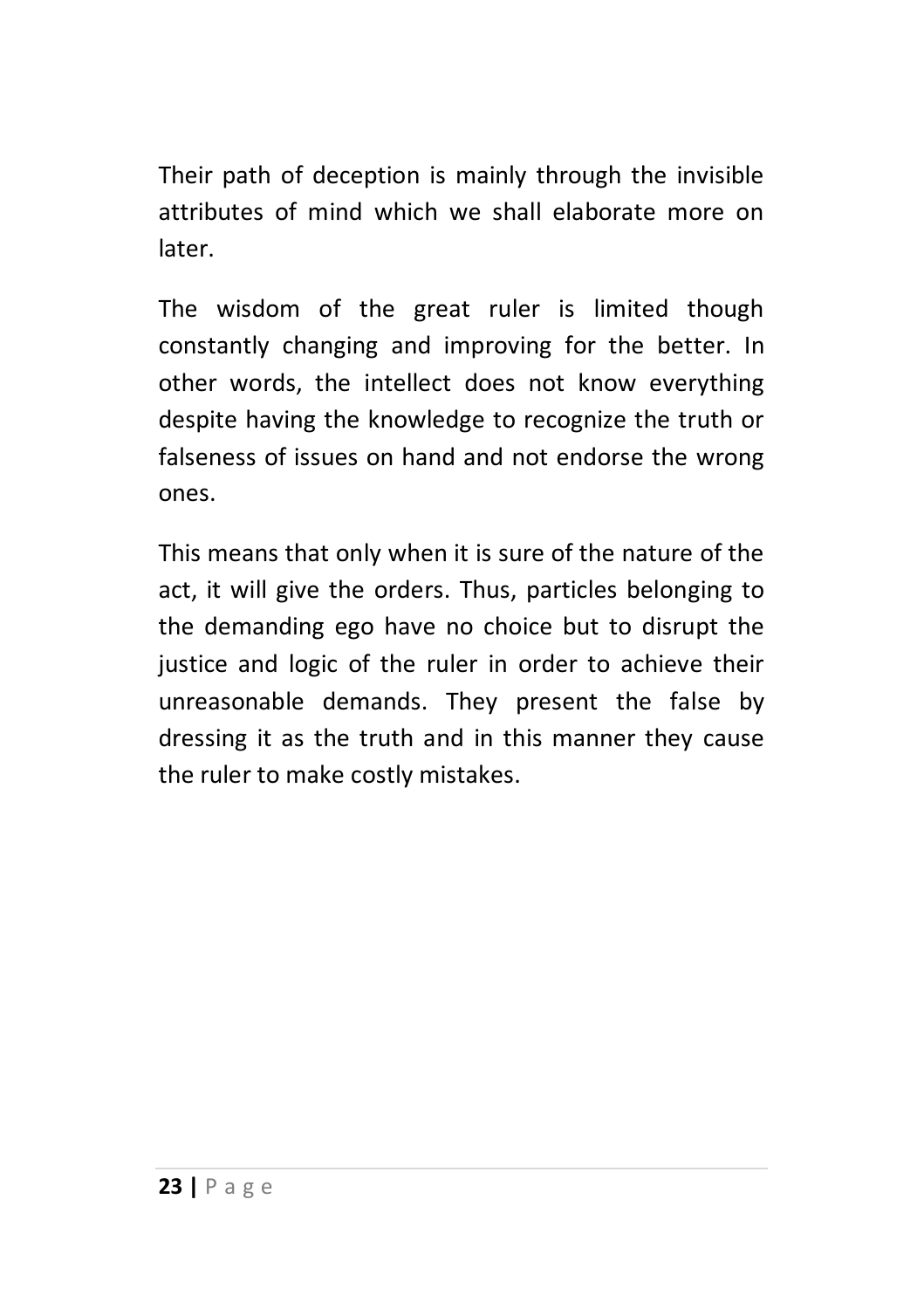Their path of deception is mainly through the invisible attributes of mind which we shall elaborate more on later.

The wisdom of the great ruler is limited though constantly changing and improving for the better. In other words, the intellect does not know everything despite having the knowledge to recognize the truth or falseness of issues on hand and not endorse the wrong ones.

This means that only when it is sure of the nature of the act, it will give the orders. Thus, particles belonging to the demanding ego have no choice but to disrupt the justice and logic of the ruler in order to achieve their unreasonable demands. They present the false by dressing it as the truth and in this manner they cause the ruler to make costly mistakes.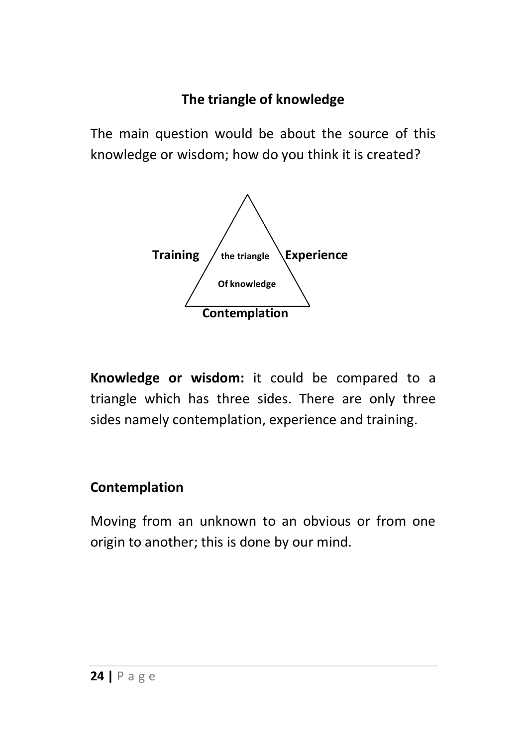## The triangle of knowledge

The main question would be about the source of this knowledge or wisdom; how do you think it is created?

Training | the triangle Of knowledge | Experience

Contemplation

**Knowledge or wisdom:** it could be compared to a triangle which has three sides. There are only three sides namely contemplation, experience and training.

### Contemplation

Moving from an unknown to an obvious or from one origin to another; this is done by our mind.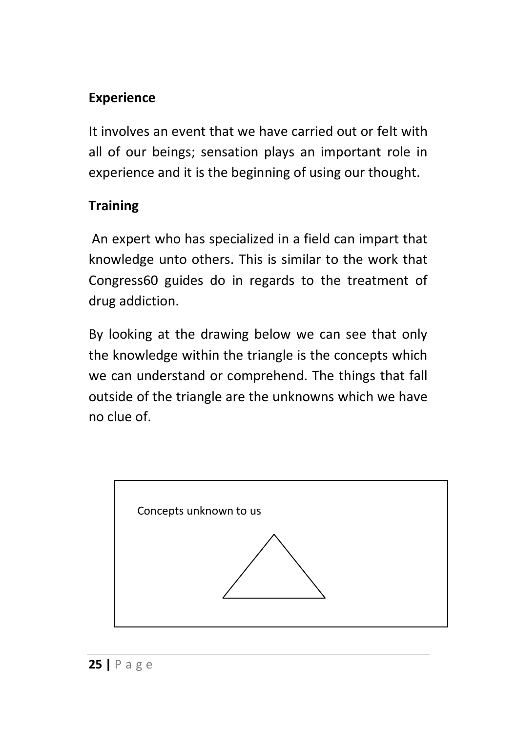**Experience**

It involves an event that we have carried out or felt with all of our beings; sensation plays an important role in experience and it is the beginning of using our thought.

**Training**

An expert who has specialized in a field can impart that knowledge unto others. This is similar to the work that Congress60 guides do in regards to the treatment of drug addiction.

By looking at the drawing below we can see that only the knowledge within the triangle is the concepts which we can understand or comprehend. The things that fall outside of the triangle are the unknowns which we have no clue of.

Concepts unknown to us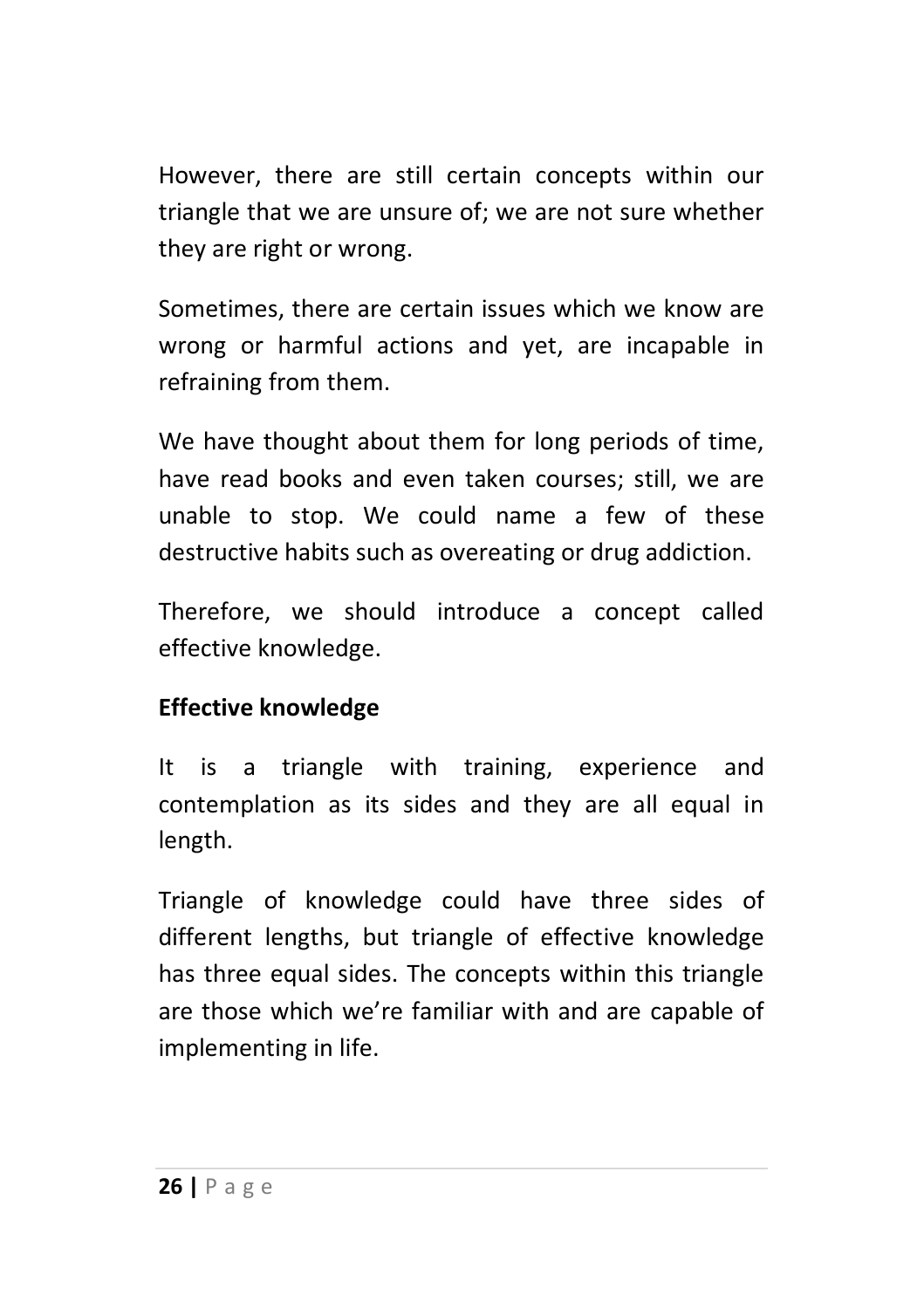However, there are still certain concepts within our triangle that we are unsure of; we are not sure whether they are right or wrong.

Sometimes, there are certain issues which we know are wrong or harmful actions and yet, are incapable in refraining from them.

We have thought about them for long periods of time, have read books and even taken courses; still, we are unable to stop. We could name a few of these destructive habits such as overeating or drug addiction.

Therefore, we should introduce a concept called effective knowledge.

**Effective knowledge**

It is a triangle with training, experience and contemplation as its sides and they are all equal in length.

Triangle of knowledge could have three sides of different lengths, but triangle of effective knowledge has three equal sides. The concepts within this triangle are those which we're familiar with and are capable of implementing in life.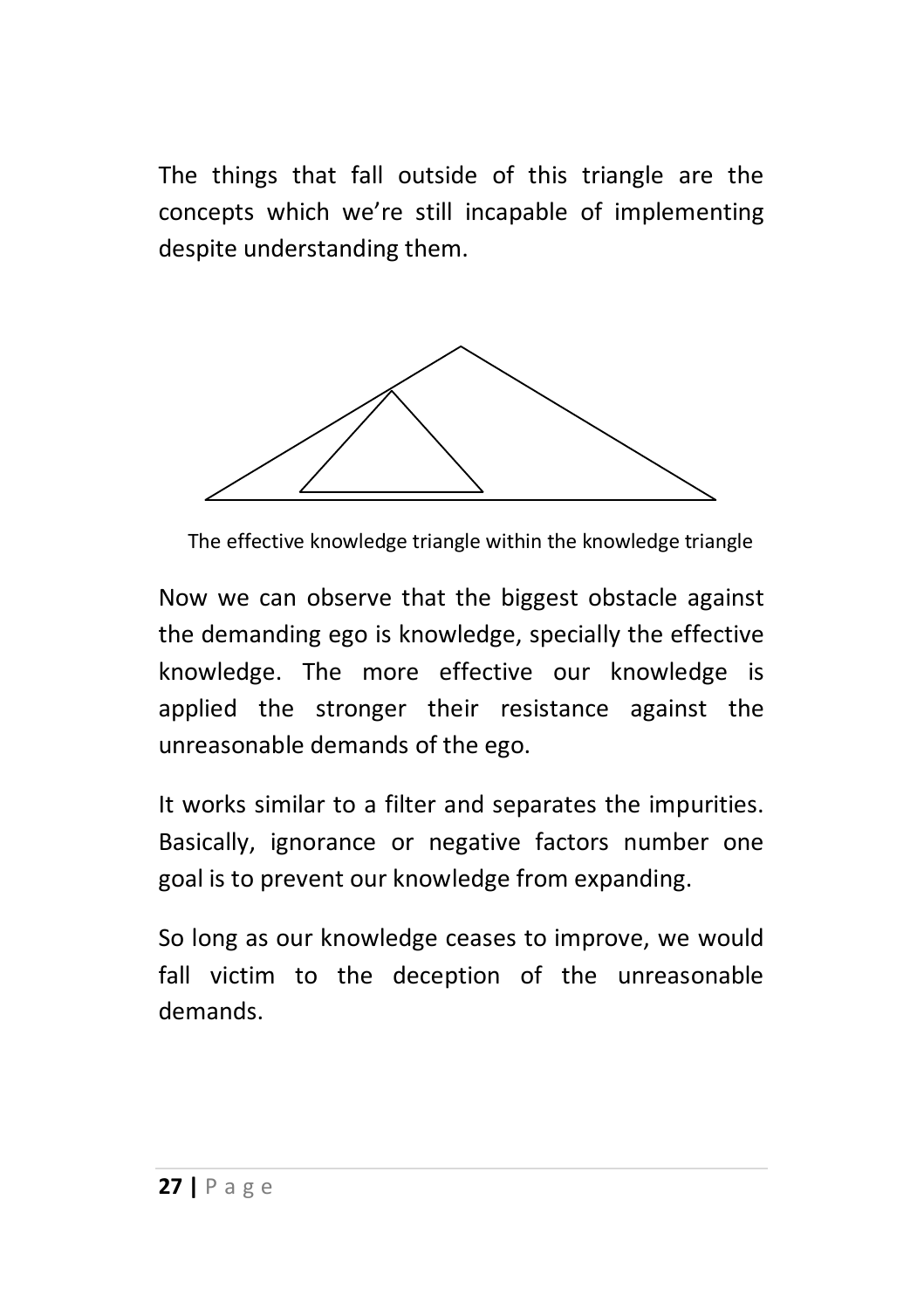The things that fall outside of this triangle are the concepts which we're still incapable of implementing despite understanding them.

The effective knowledge triangle within the knowledge triangle

Now we can observe that the biggest obstacle against the demanding ego is knowledge, specially the effective knowledge. The more effective our knowledge is applied the stronger their resistance against the unreasonable demands of the ego.

It works similar to a filter and separates the impurities. Basically, ignorance or negative factors number one goal is to prevent our knowledge from expanding.

So long as our knowledge ceases to improve, we would fall victim to the deception of the unreasonable demands.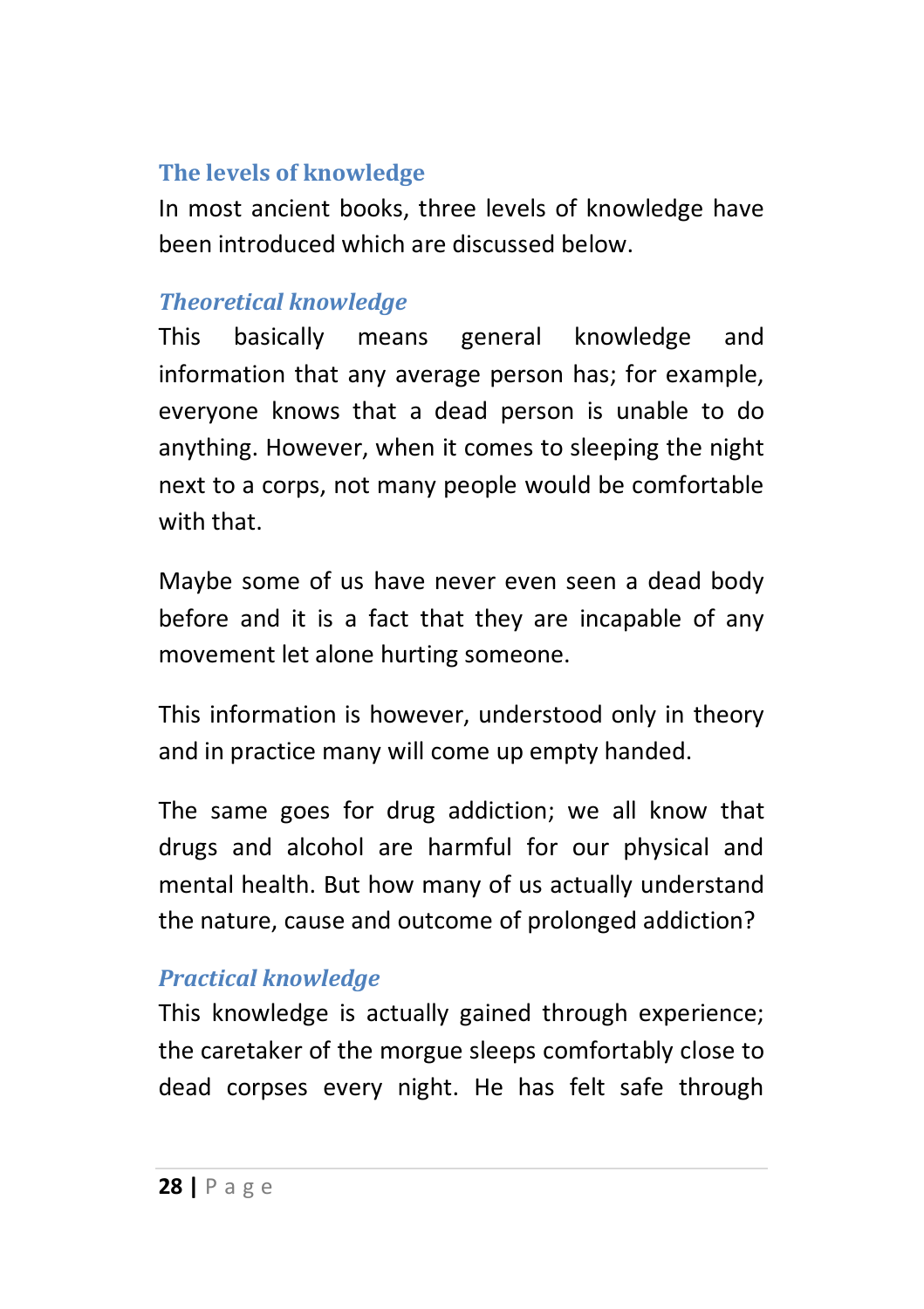## The levels of knowledge

In most ancient books, three levels of knowledge have been introduced which are discussed below.

### *Theoretical knowledge*

This basically means general knowledge and information that any average person has; for example, everyone knows that a dead person is unable to do anything. However, when it comes to sleeping the night next to a corps, not many people would be comfortable with that.

Maybe some of us have never even seen a dead body before and it is a fact that they are incapable of any movement let alone hurting someone.

This information is however, understood only in theory and in practice many will come up empty handed.

The same goes for drug addiction; we all know that drugs and alcohol are harmful for our physical and mental health. But how many of us actually understand the nature, cause and outcome of prolonged addiction?

### *Practical knowledge*

This knowledge is actually gained through experience; the caretaker of the morgue sleeps comfortably close to dead corpses every night. He has felt safe through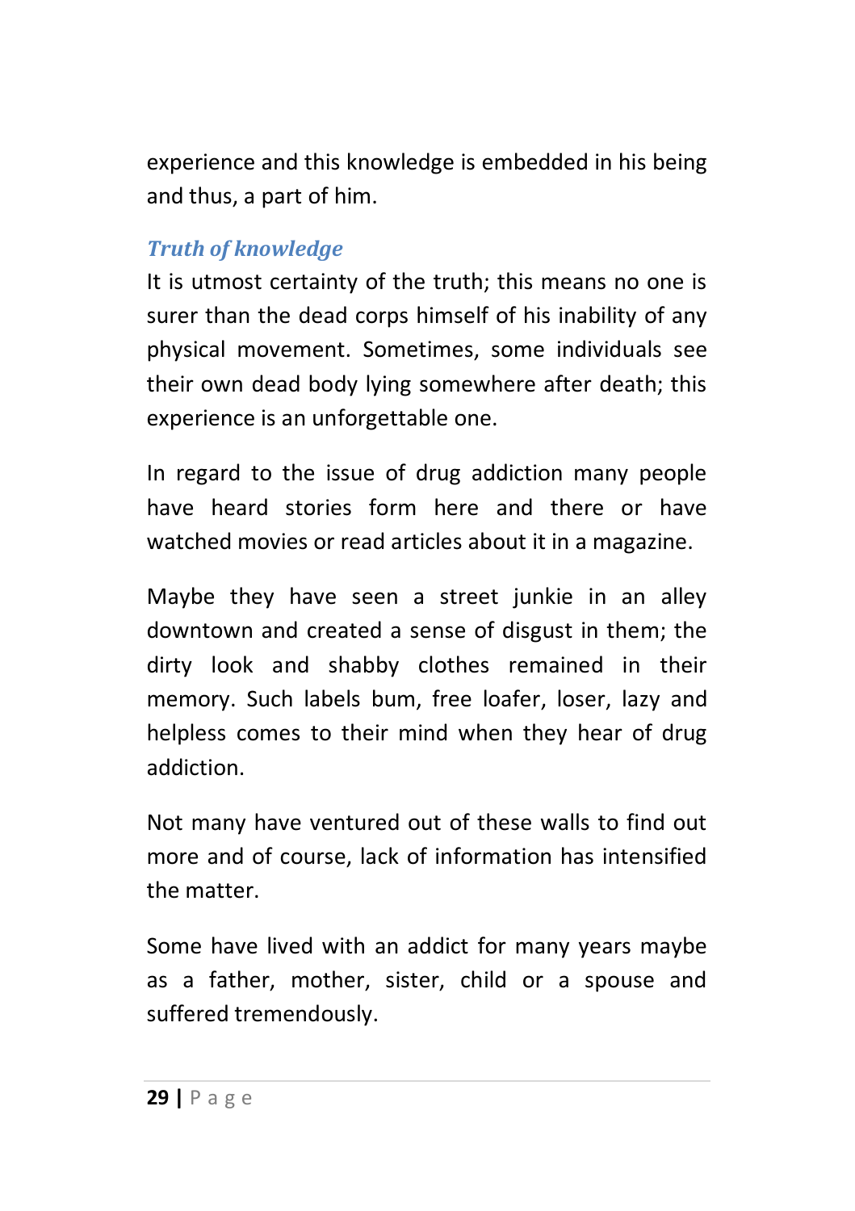experience and this knowledge is embedded in his being and thus, a part of him.

### *Truth of knowledge*

It is utmost certainty of the truth; this means no one is surer than the dead corps himself of his inability of any physical movement. Sometimes, some individuals see their own dead body lying somewhere after death; this experience is an unforgettable one.

In regard to the issue of drug addiction many people have heard stories form here and there or have watched movies or read articles about it in a magazine.

Maybe they have seen a street junkie in an alley downtown and created a sense of disgust in them; the dirty look and shabby clothes remained in their memory. Such labels bum, free loafer, loser, lazy and helpless comes to their mind when they hear of drug addiction.

Not many have ventured out of these walls to find out more and of course, lack of information has intensified the matter.

Some have lived with an addict for many years maybe as a father, mother, sister, child or a spouse and suffered tremendously.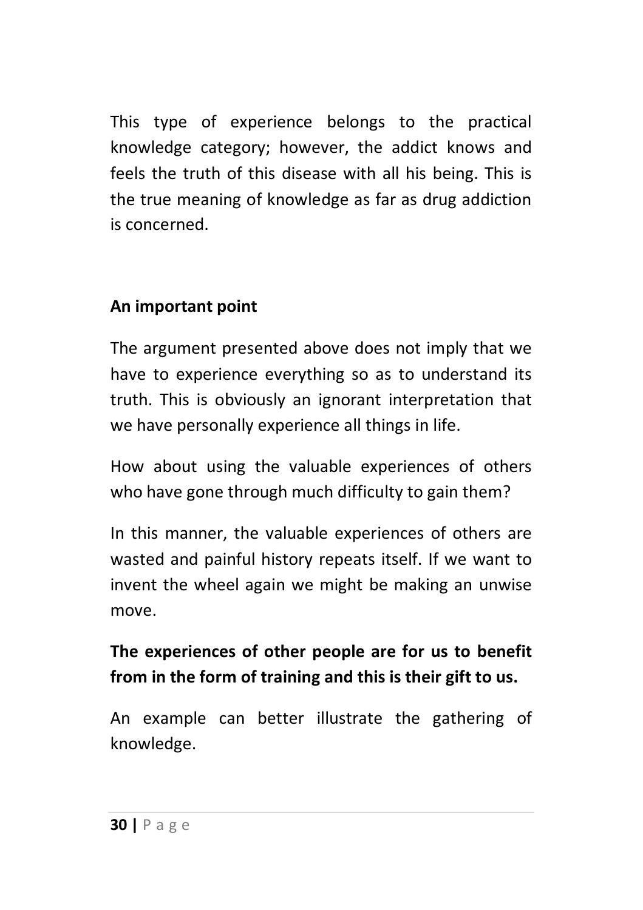This type of experience belongs to the practical knowledge category; however, the addict knows and feels the truth of this disease with all his being. This is the true meaning of knowledge as far as drug addiction is concerned.

**An important point**

The argument presented above does not imply that we have to experience everything so as to understand its truth. This is obviously an ignorant interpretation that we have personally experience all things in life.

How about using the valuable experiences of others who have gone through much difficulty to gain them?

In this manner, the valuable experiences of others are wasted and painful history repeats itself. If we want to invent the wheel again we might be making an unwise move.

**The experiences of other people are for us to benefit from in the form of training and this is their gift to us.**

An example can better illustrate the gathering of knowledge.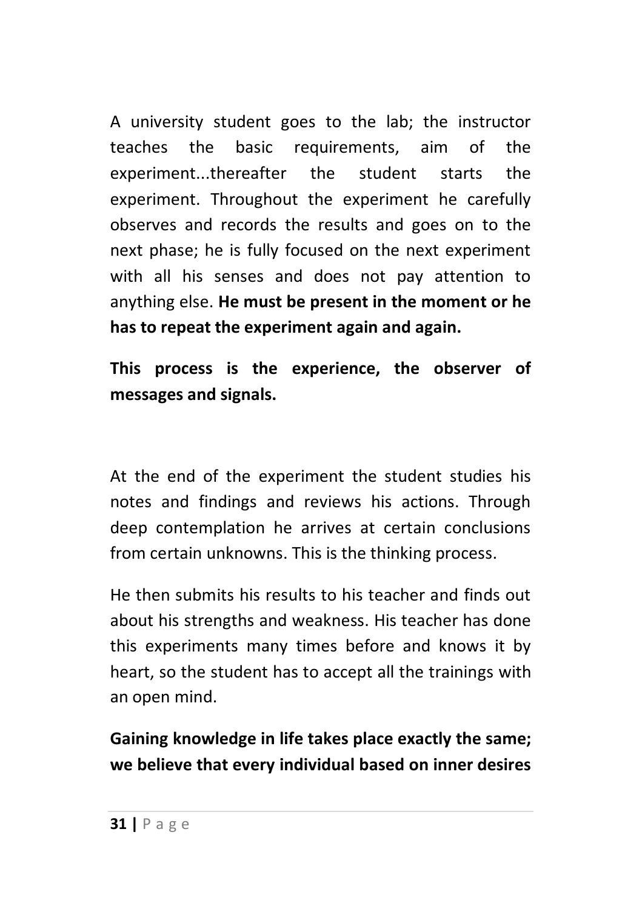A university student goes to the lab; the instructor teaches the basic requirements, aim of the experiment...thereafter the student starts the experiment. Throughout the experiment he carefully observes and records the results and goes on to the next phase; he is fully focused on the next experiment with all his senses and does not pay attention to anything else. **He must be present in the moment or he has to repeat the experiment again and again.**

**This process is the experience, the observer of messages and signals.**

At the end of the experiment the student studies his notes and findings and reviews his actions. Through deep contemplation he arrives at certain conclusions from certain unknowns. This is the thinking process.

He then submits his results to his teacher and finds out about his strengths and weakness. His teacher has done this experiments many times before and knows it by heart, so the student has to accept all the trainings with an open mind.

**Gaining knowledge in life takes place exactly the same; we believe that every individual based on inner desires**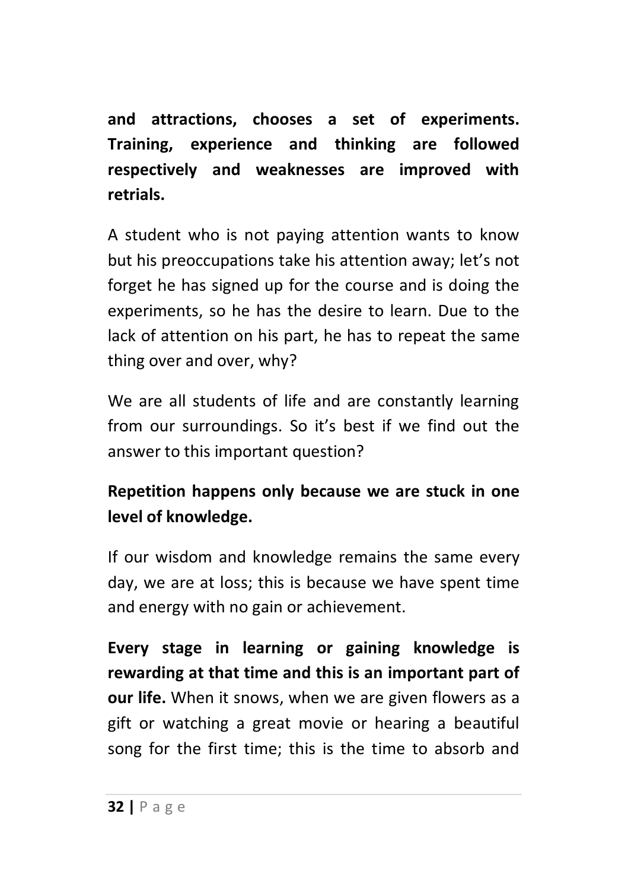**and attractions, chooses a set of experiments. Training, experience and thinking are followed respectively and weaknesses are improved with retrials.**

A student who is not paying attention wants to know but his preoccupations take his attention away; let's not forget he has signed up for the course and is doing the experiments, so he has the desire to learn. Due to the lack of attention on his part, he has to repeat the same thing over and over, why?

We are all students of life and are constantly learning from our surroundings. So it's best if we find out the answer to this important question?

**Repetition happens only because we are stuck in one level of knowledge.**

If our wisdom and knowledge remains the same every day, we are at loss; this is because we have spent time and energy with no gain or achievement.

**Every stage in learning or gaining knowledge is rewarding at that time and this is an important part of our life.** When it snows, when we are given flowers as a gift or watching a great movie or hearing a beautiful song for the first time; this is the time to absorb and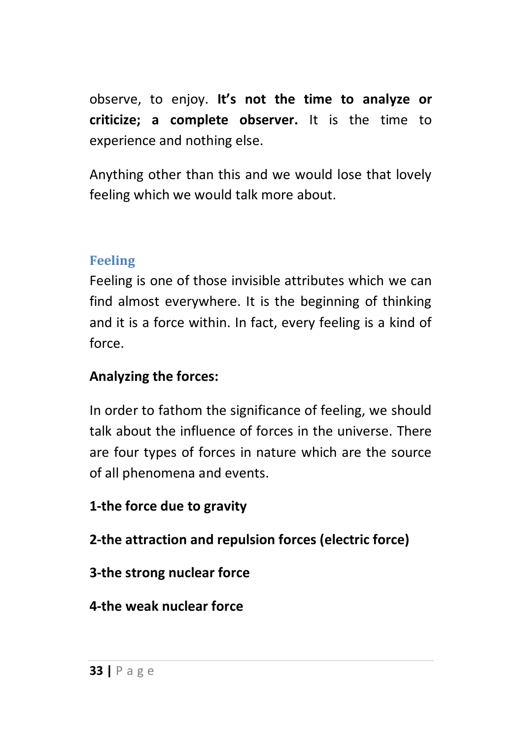observe, to enjoy. **It's not the time to analyze or criticize; a complete observer.** It is the time to experience and nothing else.

Anything other than this and we would lose that lovely feeling which we would talk more about.

## Feeling

Feeling is one of those invisible attributes which we can find almost everywhere. It is the beginning of thinking and it is a force within. In fact, every feeling is a kind of force.

**Analyzing the forces:**

In order to fathom the significance of feeling, we should talk about the influence of forces in the universe. There are four types of forces in nature which are the source of all phenomena and events.

**1-the force due to gravity**

**2-the attraction and repulsion forces (electric force)**

**3-the strong nuclear force**

**4-the weak nuclear force**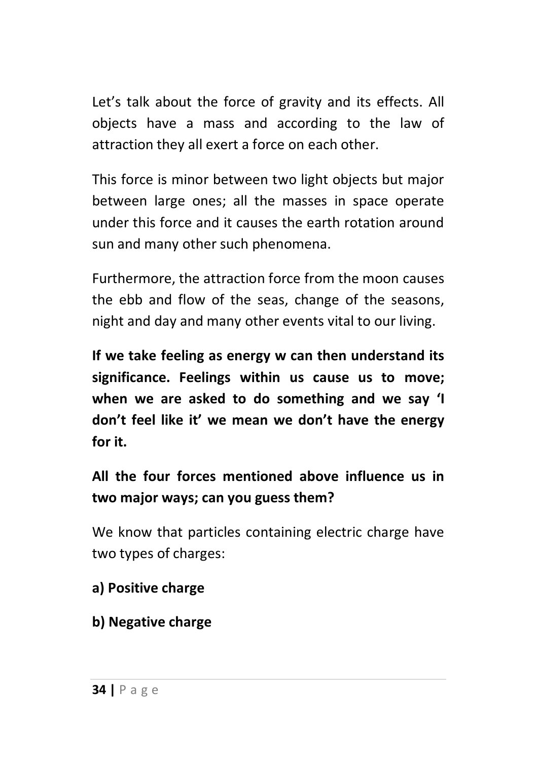Let's talk about the force of gravity and its effects. All objects have a mass and according to the law of attraction they all exert a force on each other.

This force is minor between two light objects but major between large ones; all the masses in space operate under this force and it causes the earth rotation around sun and many other such phenomena.

Furthermore, the attraction force from the moon causes the ebb and flow of the seas, change of the seasons, night and day and many other events vital to our living.

**If we take feeling as energy w can then understand its significance. Feelings within us cause us to move; when we are asked to do something and we say 'I don't feel like it' we mean we don't have the energy for it.**

**All the four forces mentioned above influence us in two major ways; can you guess them?**

We know that particles containing electric charge have two types of charges:

**a) Positive charge**

**b) Negative charge**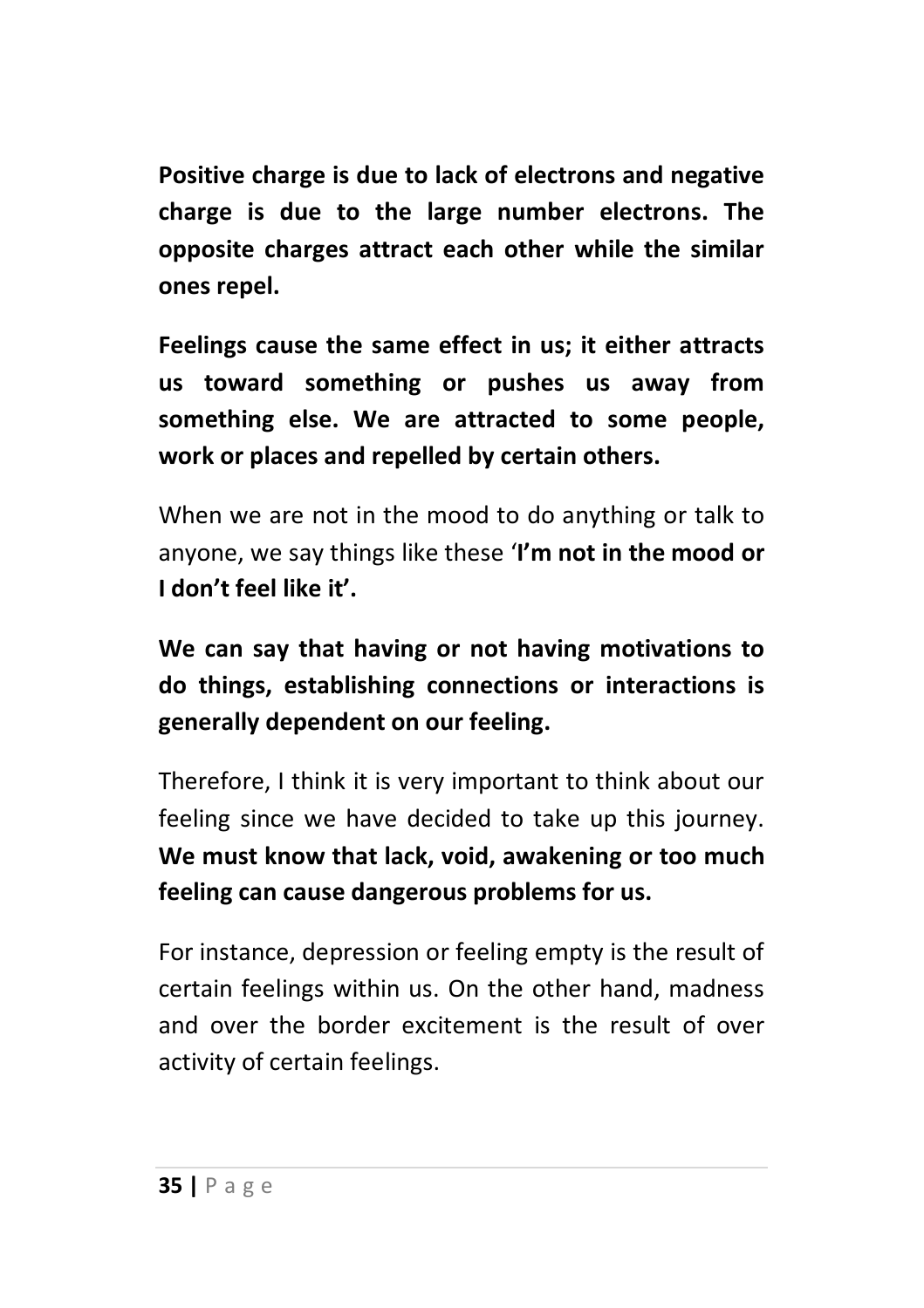**Positive charge is due to lack of electrons and negative charge is due to the large number electrons. The opposite charges attract each other while the similar ones repel.**

**Feelings cause the same effect in us; it either attracts us toward something or pushes us away from something else. We are attracted to some people, work or places and repelled by certain others.**

When we are not in the mood to do anything or talk to anyone, we say things like these '**I'm not in the mood or I don't feel like it'.**

**We can say that having or not having motivations to do things, establishing connections or interactions is generally dependent on our feeling.**

Therefore, I think it is very important to think about our feeling since we have decided to take up this journey. **We must know that lack, void, awakening or too much feeling can cause dangerous problems for us.**

For instance, depression or feeling empty is the result of certain feelings within us. On the other hand, madness and over the border excitement is the result of over activity of certain feelings.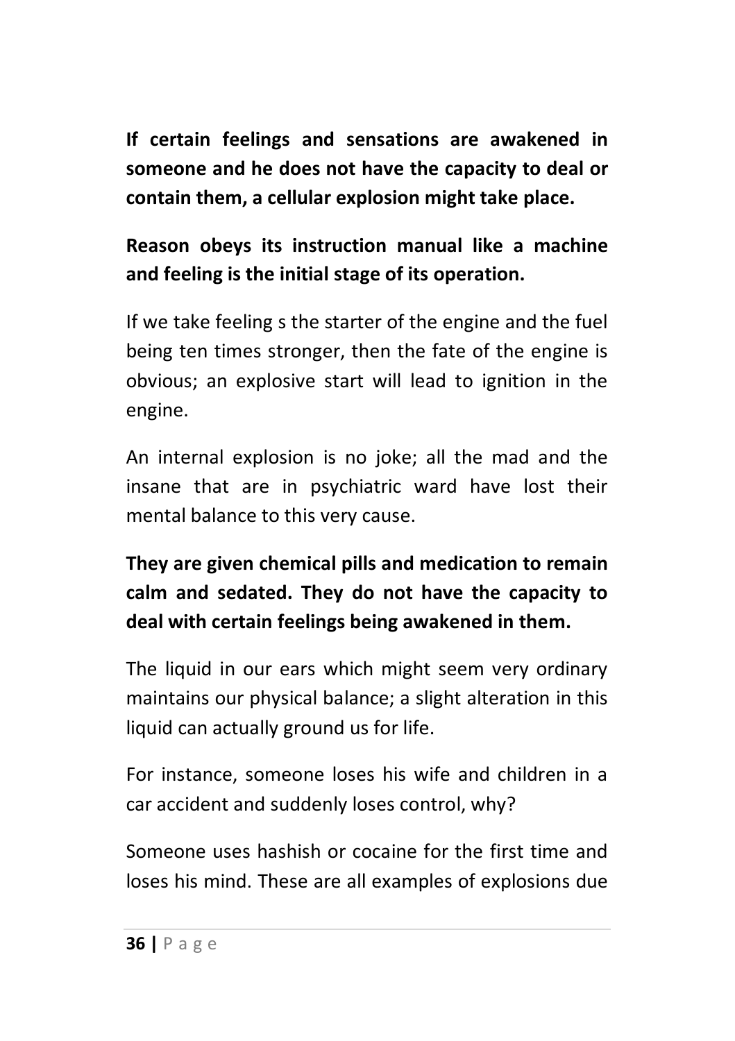**If certain feelings and sensations are awakened in someone and he does not have the capacity to deal or contain them, a cellular explosion might take place.**

**Reason obeys its instruction manual like a machine and feeling is the initial stage of its operation.**

If we take feeling s the starter of the engine and the fuel being ten times stronger, then the fate of the engine is obvious; an explosive start will lead to ignition in the engine.

An internal explosion is no joke; all the mad and the insane that are in psychiatric ward have lost their mental balance to this very cause.

**They are given chemical pills and medication to remain calm and sedated. They do not have the capacity to deal with certain feelings being awakened in them.**

The liquid in our ears which might seem very ordinary maintains our physical balance; a slight alteration in this liquid can actually ground us for life.

For instance, someone loses his wife and children in a car accident and suddenly loses control, why?

Someone uses hashish or cocaine for the first time and loses his mind. These are all examples of explosions due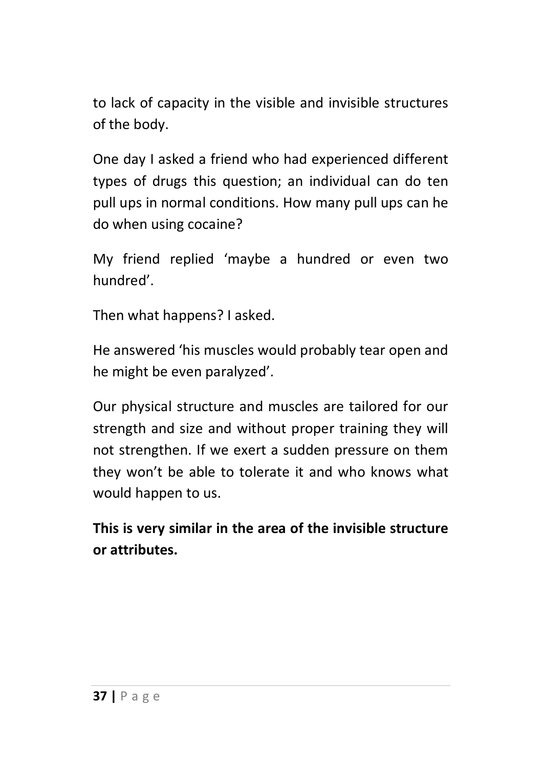to lack of capacity in the visible and invisible structures of the body.

One day I asked a friend who had experienced different types of drugs this question; an individual can do ten pull ups in normal conditions. How many pull ups can he do when using cocaine?

My friend replied 'maybe a hundred or even two hundred'.

Then what happens? I asked.

He answered 'his muscles would probably tear open and he might be even paralyzed'.

Our physical structure and muscles are tailored for our strength and size and without proper training they will not strengthen. If we exert a sudden pressure on them they won't be able to tolerate it and who knows what would happen to us.

**This is very similar in the area of the invisible structure or attributes.**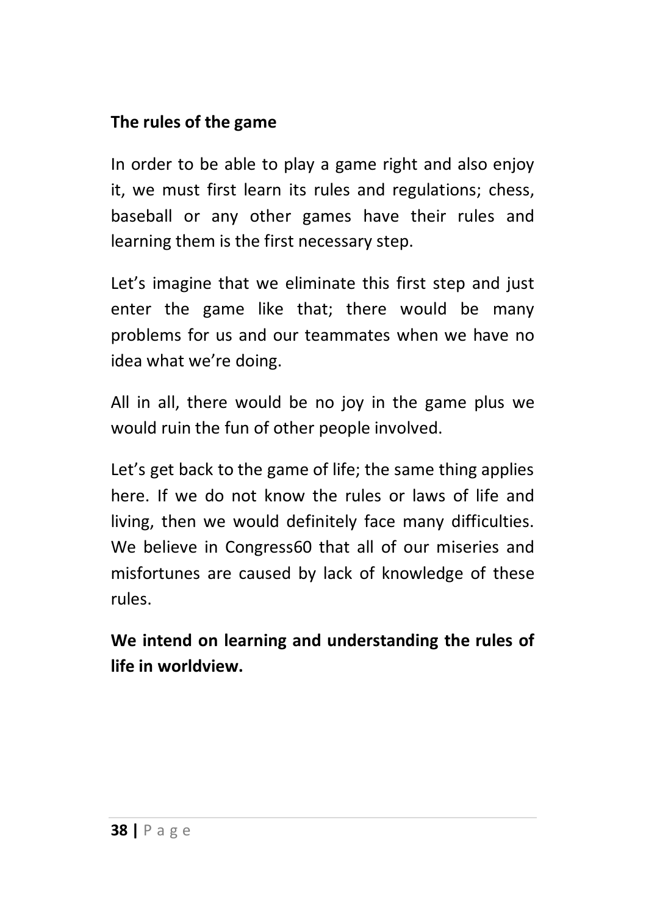**The rules of the game**

In order to be able to play a game right and also enjoy it, we must first learn its rules and regulations; chess, baseball or any other games have their rules and learning them is the first necessary step.

Let's imagine that we eliminate this first step and just enter the game like that; there would be many problems for us and our teammates when we have no idea what we're doing.

All in all, there would be no joy in the game plus we would ruin the fun of other people involved.

Let's get back to the game of life; the same thing applies here. If we do not know the rules or laws of life and living, then we would definitely face many difficulties. We believe in Congress60 that all of our miseries and misfortunes are caused by lack of knowledge of these rules.

**We intend on learning and understanding the rules of life in worldview.**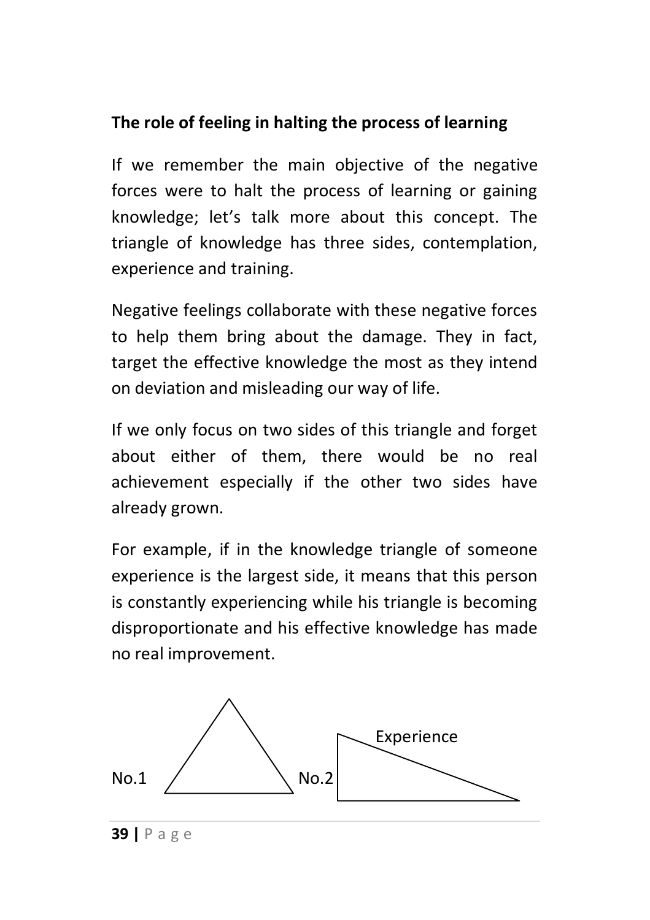## The role of feeling in halting the process of learning

If we remember the main objective of the negative forces were to halt the process of learning or gaining knowledge; let's talk more about this concept. The triangle of knowledge has three sides, contemplation, experience and training.

Negative feelings collaborate with these negative forces to help them bring about the damage. They in fact, target the effective knowledge the most as they intend on deviation and misleading our way of life.

If we only focus on two sides of this triangle and forget about either of them, there would be no real achievement especially if the other two sides have already grown.

For example, if in the knowledge triangle of someone experience is the largest side, it means that this person is constantly experiencing while his triangle is becoming disproportionate and his effective knowledge has made no real improvement.

No.1 No.2 Experience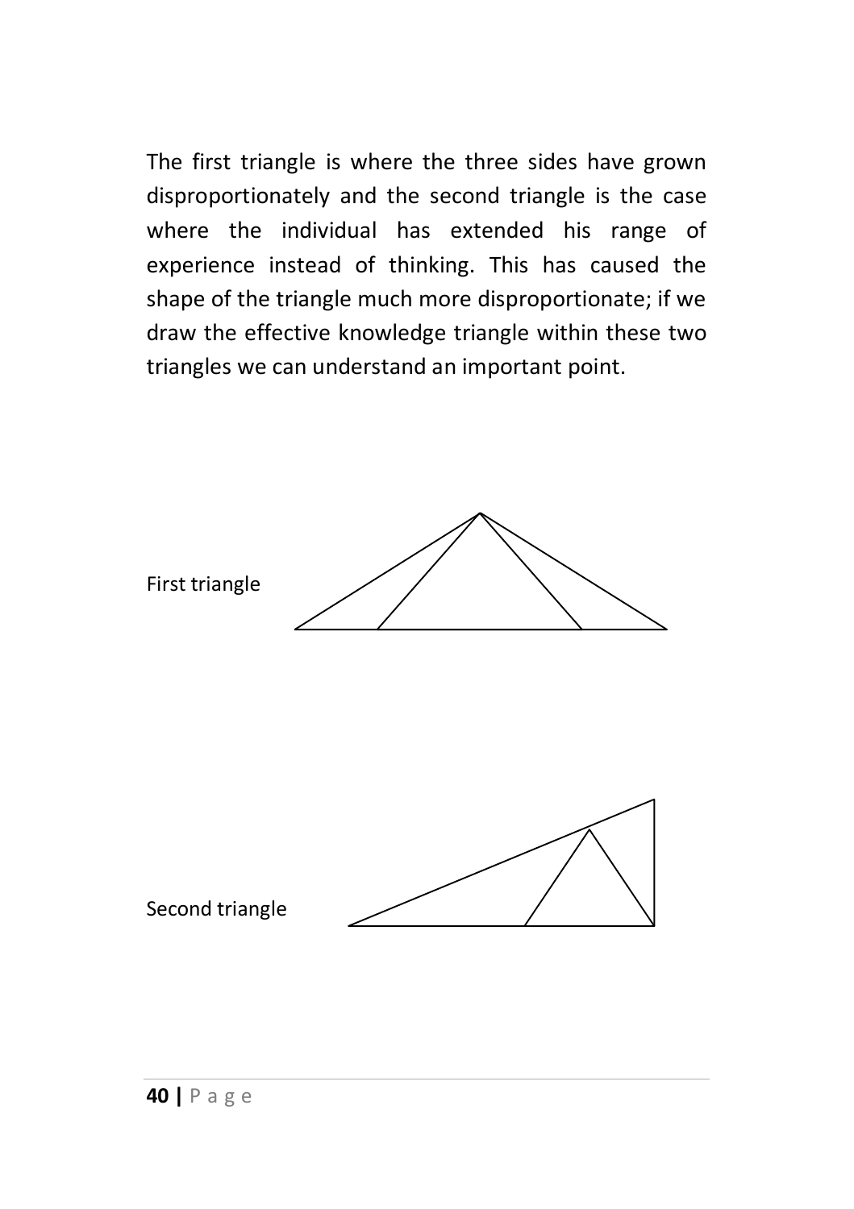The first triangle is where the three sides have grown disproportionately and the second triangle is the case where the individual has extended his range of experience instead of thinking. This has caused the shape of the triangle much more disproportionate; if we draw the effective knowledge triangle within these two triangles we can understand an important point.

First triangle

Second triangle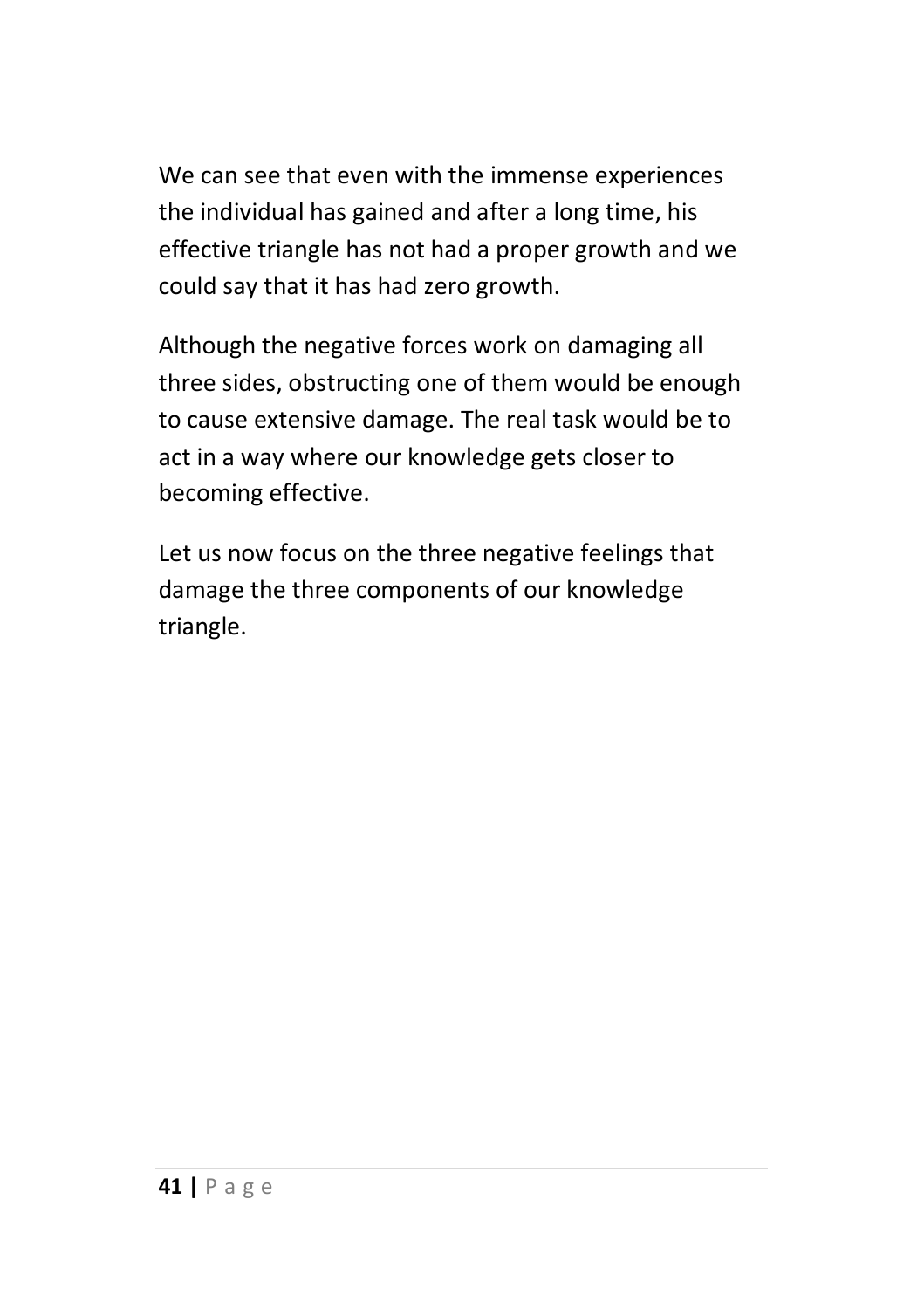We can see that even with the immense experiences the individual has gained and after a long time, his effective triangle has not had a proper growth and we could say that it has had zero growth.

Although the negative forces work on damaging all three sides, obstructing one of them would be enough to cause extensive damage. The real task would be to act in a way where our knowledge gets closer to becoming effective.

Let us now focus on the three negative feelings that damage the three components of our knowledge triangle.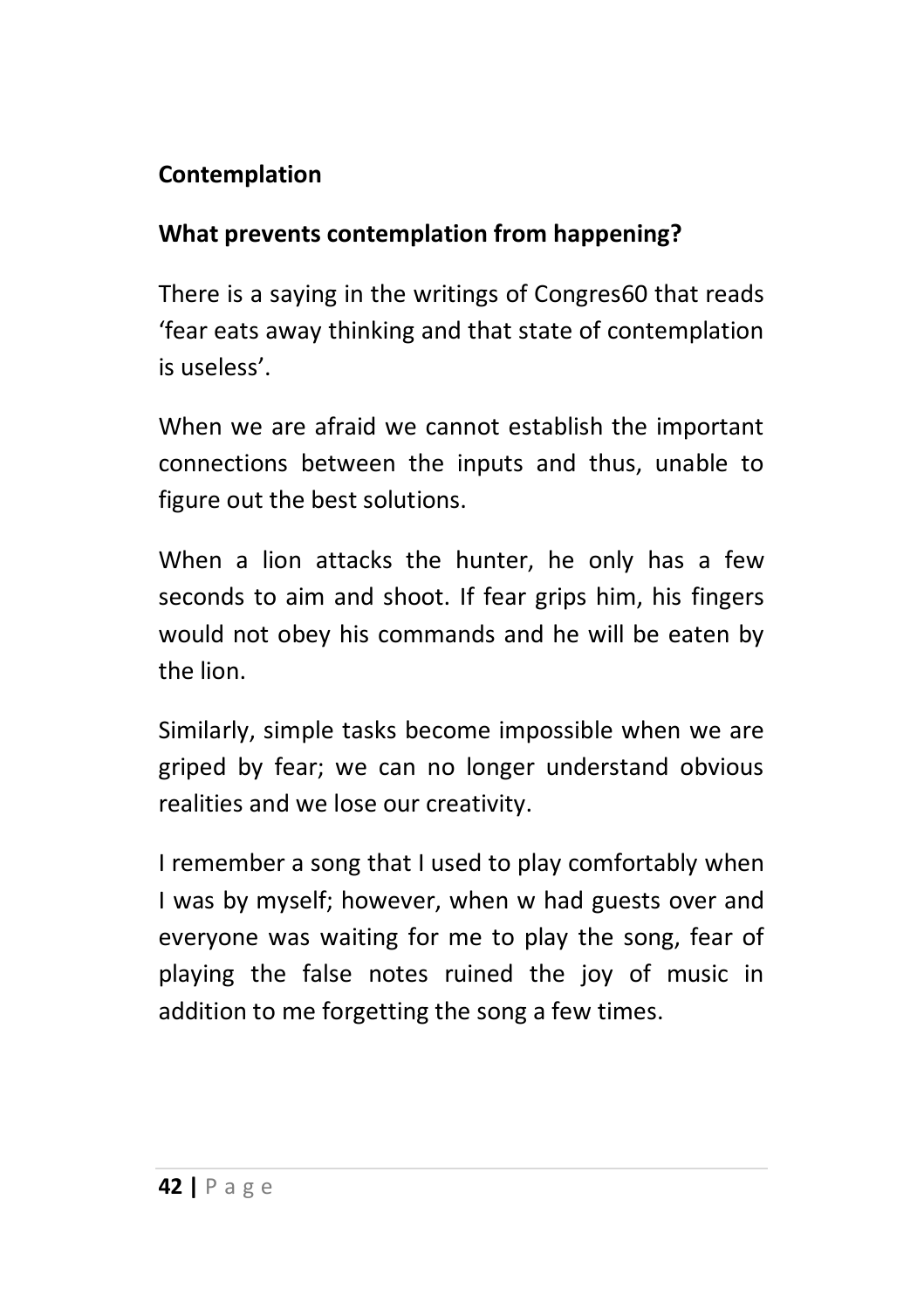## Contemplation

### What prevents contemplation from happening?

There is a saying in the writings of Congres60 that reads 'fear eats away thinking and that state of contemplation is useless'.

When we are afraid we cannot establish the important connections between the inputs and thus, unable to figure out the best solutions.

When a lion attacks the hunter, he only has a few seconds to aim and shoot. If fear grips him, his fingers would not obey his commands and he will be eaten by the lion.

Similarly, simple tasks become impossible when we are griped by fear; we can no longer understand obvious realities and we lose our creativity.

I remember a song that I used to play comfortably when I was by myself; however, when w had guests over and everyone was waiting for me to play the song, fear of playing the false notes ruined the joy of music in addition to me forgetting the song a few times.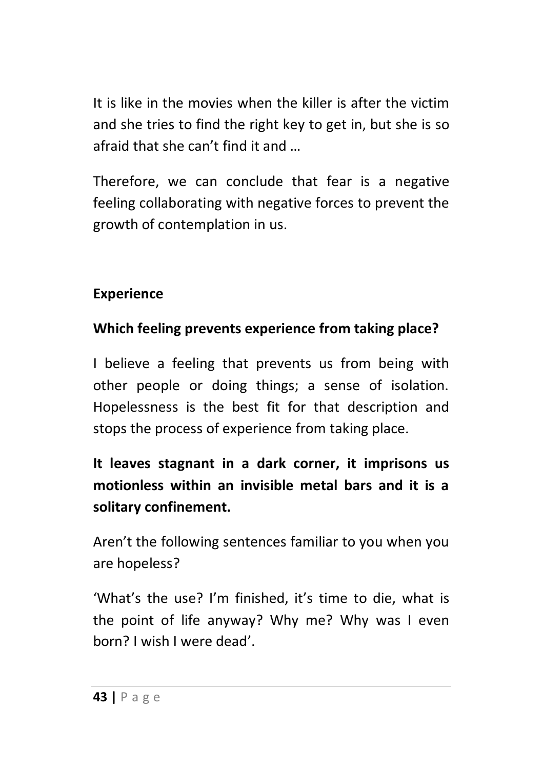It is like in the movies when the killer is after the victim and she tries to find the right key to get in, but she is so afraid that she can't find it and …

Therefore, we can conclude that fear is a negative feeling collaborating with negative forces to prevent the growth of contemplation in us.

**Experience**

**Which feeling prevents experience from taking place?**

I believe a feeling that prevents us from being with other people or doing things; a sense of isolation. Hopelessness is the best fit for that description and stops the process of experience from taking place.

**It leaves stagnant in a dark corner, it imprisons us motionless within an invisible metal bars and it is a solitary confinement.**

Aren't the following sentences familiar to you when you are hopeless?

'What's the use? I'm finished, it's time to die, what is the point of life anyway? Why me? Why was I even born? I wish I were dead'.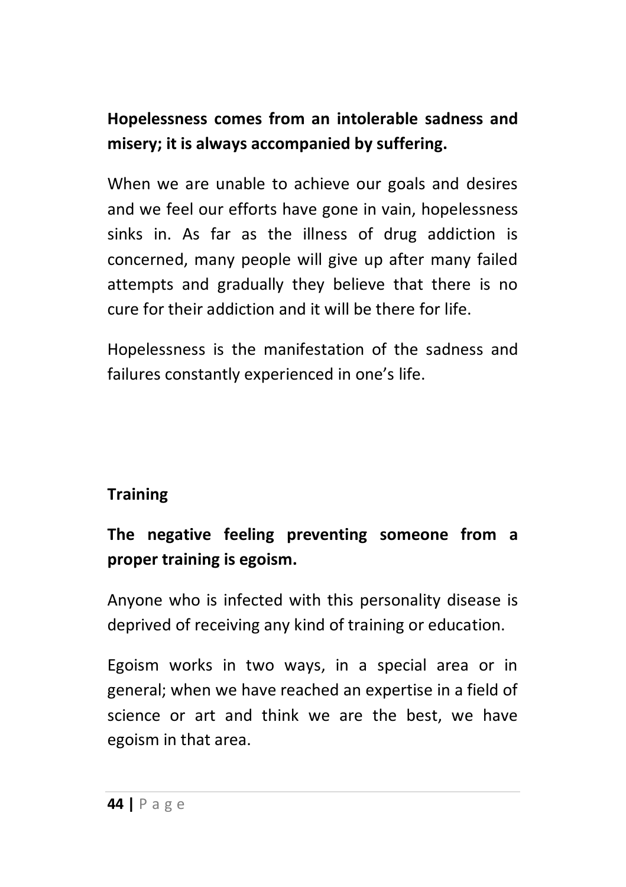**Hopelessness comes from an intolerable sadness and misery; it is always accompanied by suffering.**

When we are unable to achieve our goals and desires and we feel our efforts have gone in vain, hopelessness sinks in. As far as the illness of drug addiction is concerned, many people will give up after many failed attempts and gradually they believe that there is no cure for their addiction and it will be there for life.

Hopelessness is the manifestation of the sadness and failures constantly experienced in one's life.

## Training

**The negative feeling preventing someone from a proper training is egoism.**

Anyone who is infected with this personality disease is deprived of receiving any kind of training or education.

Egoism works in two ways, in a special area or in general; when we have reached an expertise in a field of science or art and think we are the best, we have egoism in that area.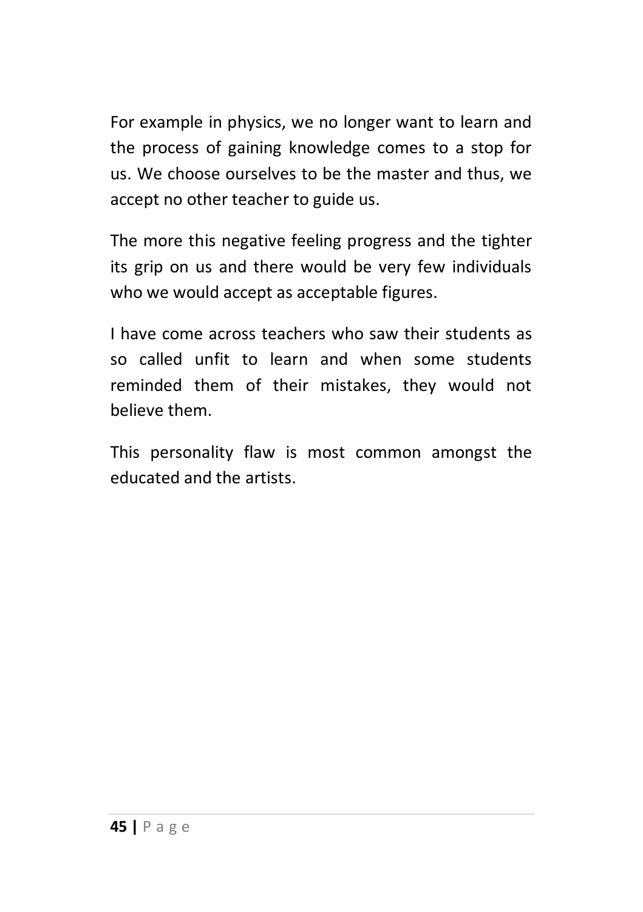For example in physics, we no longer want to learn and the process of gaining knowledge comes to a stop for us. We choose ourselves to be the master and thus, we accept no other teacher to guide us.

The more this negative feeling progress and the tighter its grip on us and there would be very few individuals who we would accept as acceptable figures.

I have come across teachers who saw their students as so called unfit to learn and when some students reminded them of their mistakes, they would not believe them.

This personality flaw is most common amongst the educated and the artists.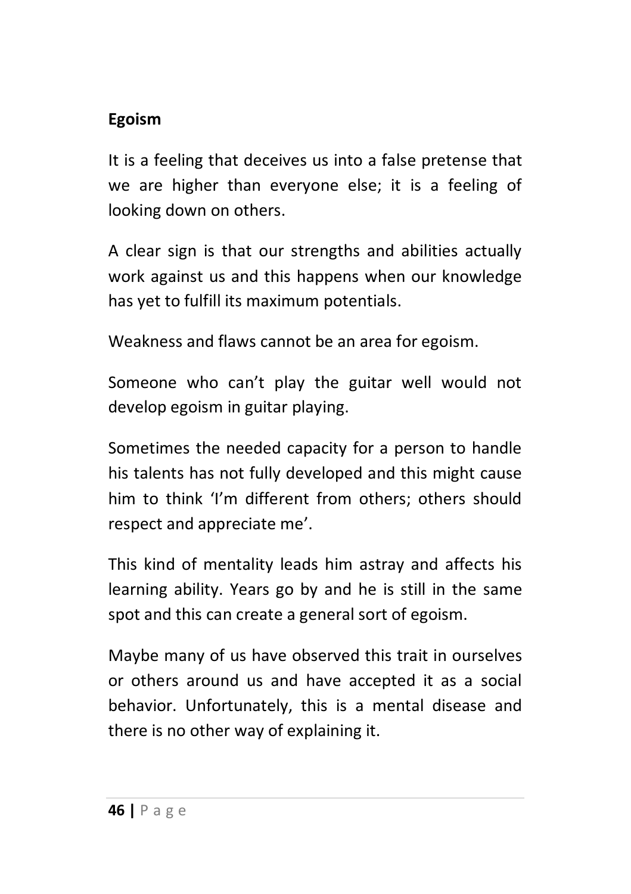**Egoism**

It is a feeling that deceives us into a false pretense that we are higher than everyone else; it is a feeling of looking down on others.

A clear sign is that our strengths and abilities actually work against us and this happens when our knowledge has yet to fulfill its maximum potentials.

Weakness and flaws cannot be an area for egoism.

Someone who can't play the guitar well would not develop egoism in guitar playing.

Sometimes the needed capacity for a person to handle his talents has not fully developed and this might cause him to think 'I'm different from others; others should respect and appreciate me'.

This kind of mentality leads him astray and affects his learning ability. Years go by and he is still in the same spot and this can create a general sort of egoism.

Maybe many of us have observed this trait in ourselves or others around us and have accepted it as a social behavior. Unfortunately, this is a mental disease and there is no other way of explaining it.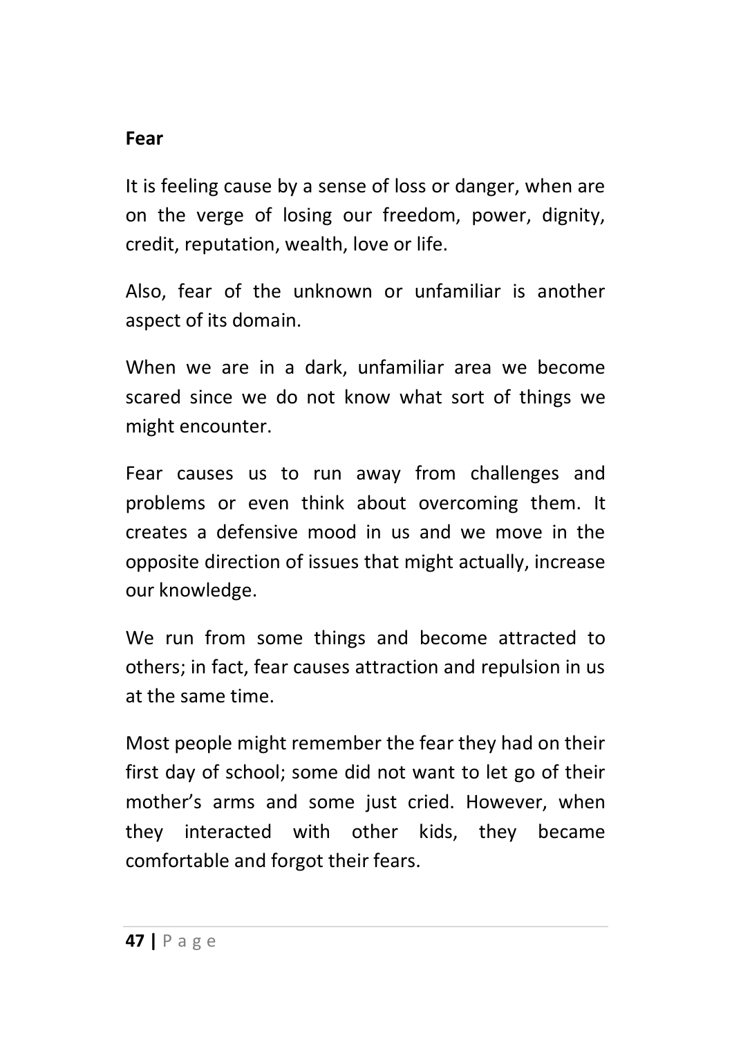**Fear**

It is feeling cause by a sense of loss or danger, when are on the verge of losing our freedom, power, dignity, credit, reputation, wealth, love or life.

Also, fear of the unknown or unfamiliar is another aspect of its domain.

When we are in a dark, unfamiliar area we become scared since we do not know what sort of things we might encounter.

Fear causes us to run away from challenges and problems or even think about overcoming them. It creates a defensive mood in us and we move in the opposite direction of issues that might actually, increase our knowledge.

We run from some things and become attracted to others; in fact, fear causes attraction and repulsion in us at the same time.

Most people might remember the fear they had on their first day of school; some did not want to let go of their mother's arms and some just cried. However, when they interacted with other kids, they became comfortable and forgot their fears.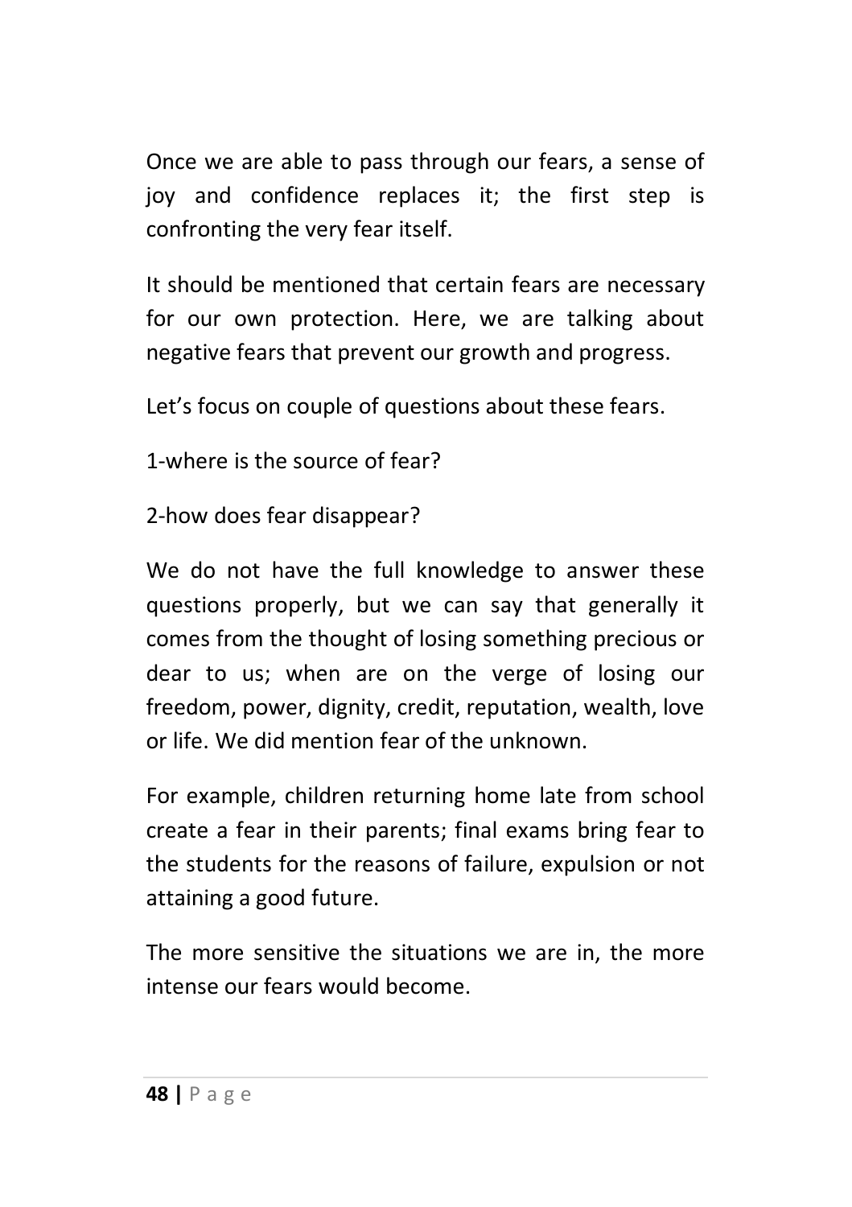Once we are able to pass through our fears, a sense of joy and confidence replaces it; the first step is confronting the very fear itself.

It should be mentioned that certain fears are necessary for our own protection. Here, we are talking about negative fears that prevent our growth and progress.

Let's focus on couple of questions about these fears.

1-where is the source of fear?

2-how does fear disappear?

We do not have the full knowledge to answer these questions properly, but we can say that generally it comes from the thought of losing something precious or dear to us; when are on the verge of losing our freedom, power, dignity, credit, reputation, wealth, love or life. We did mention fear of the unknown.

For example, children returning home late from school create a fear in their parents; final exams bring fear to the students for the reasons of failure, expulsion or not attaining a good future.

The more sensitive the situations we are in, the more intense our fears would become.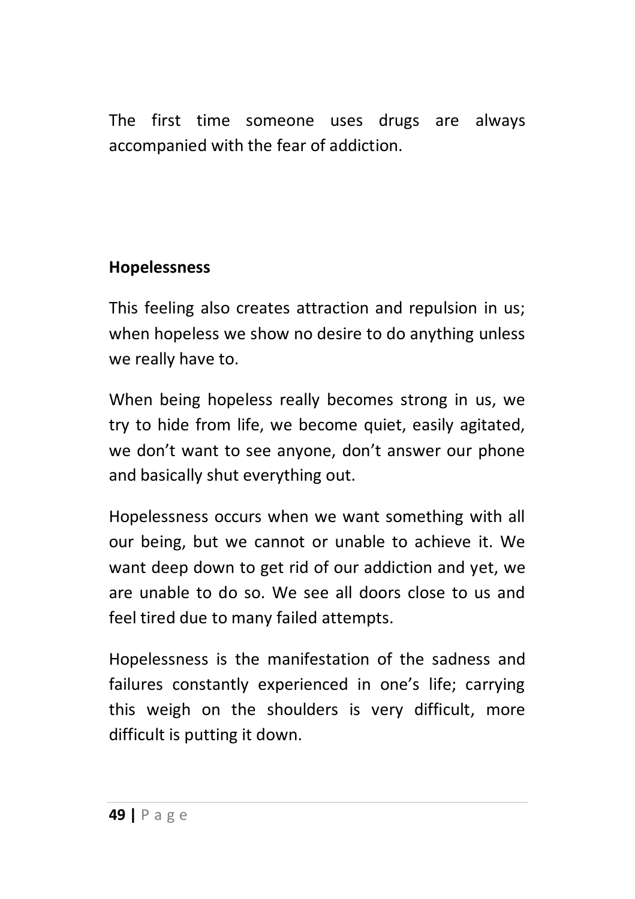The first time someone uses drugs are always accompanied with the fear of addiction.

**Hopelessness**

This feeling also creates attraction and repulsion in us; when hopeless we show no desire to do anything unless we really have to.

When being hopeless really becomes strong in us, we try to hide from life, we become quiet, easily agitated, we don't want to see anyone, don't answer our phone and basically shut everything out.

Hopelessness occurs when we want something with all our being, but we cannot or unable to achieve it. We want deep down to get rid of our addiction and yet, we are unable to do so. We see all doors close to us and feel tired due to many failed attempts.

Hopelessness is the manifestation of the sadness and failures constantly experienced in one's life; carrying this weigh on the shoulders is very difficult, more difficult is putting it down.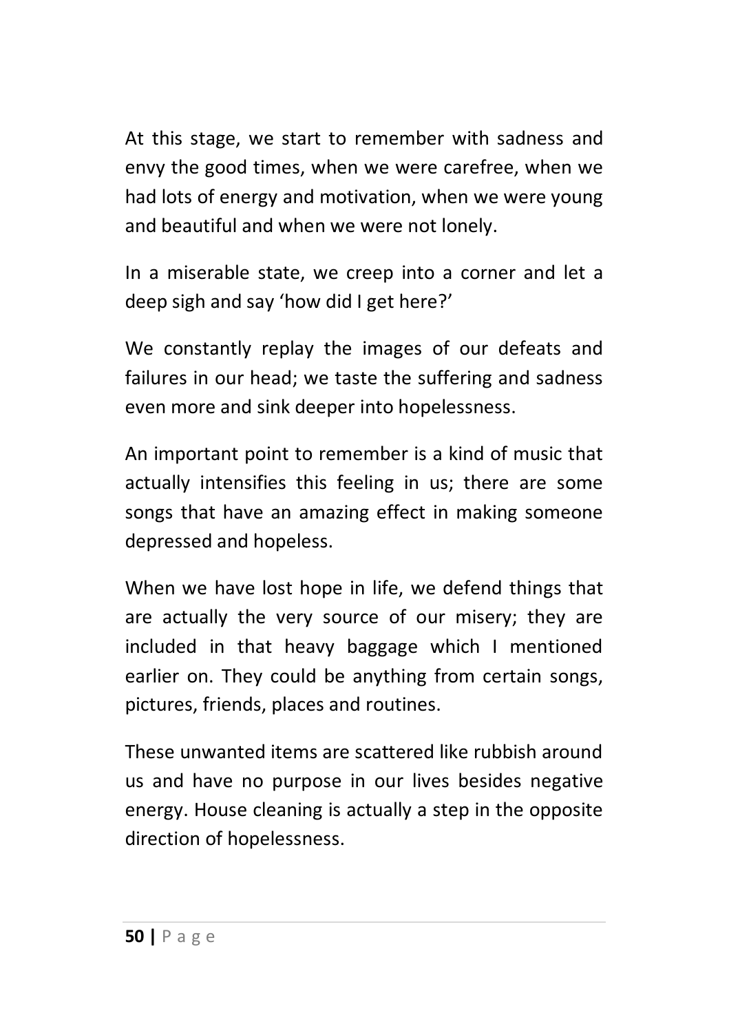At this stage, we start to remember with sadness and envy the good times, when we were carefree, when we had lots of energy and motivation, when we were young and beautiful and when we were not lonely.

In a miserable state, we creep into a corner and let a deep sigh and say 'how did I get here?'

We constantly replay the images of our defeats and failures in our head; we taste the suffering and sadness even more and sink deeper into hopelessness.

An important point to remember is a kind of music that actually intensifies this feeling in us; there are some songs that have an amazing effect in making someone depressed and hopeless.

When we have lost hope in life, we defend things that are actually the very source of our misery; they are included in that heavy baggage which I mentioned earlier on. They could be anything from certain songs, pictures, friends, places and routines.

These unwanted items are scattered like rubbish around us and have no purpose in our lives besides negative energy. House cleaning is actually a step in the opposite direction of hopelessness.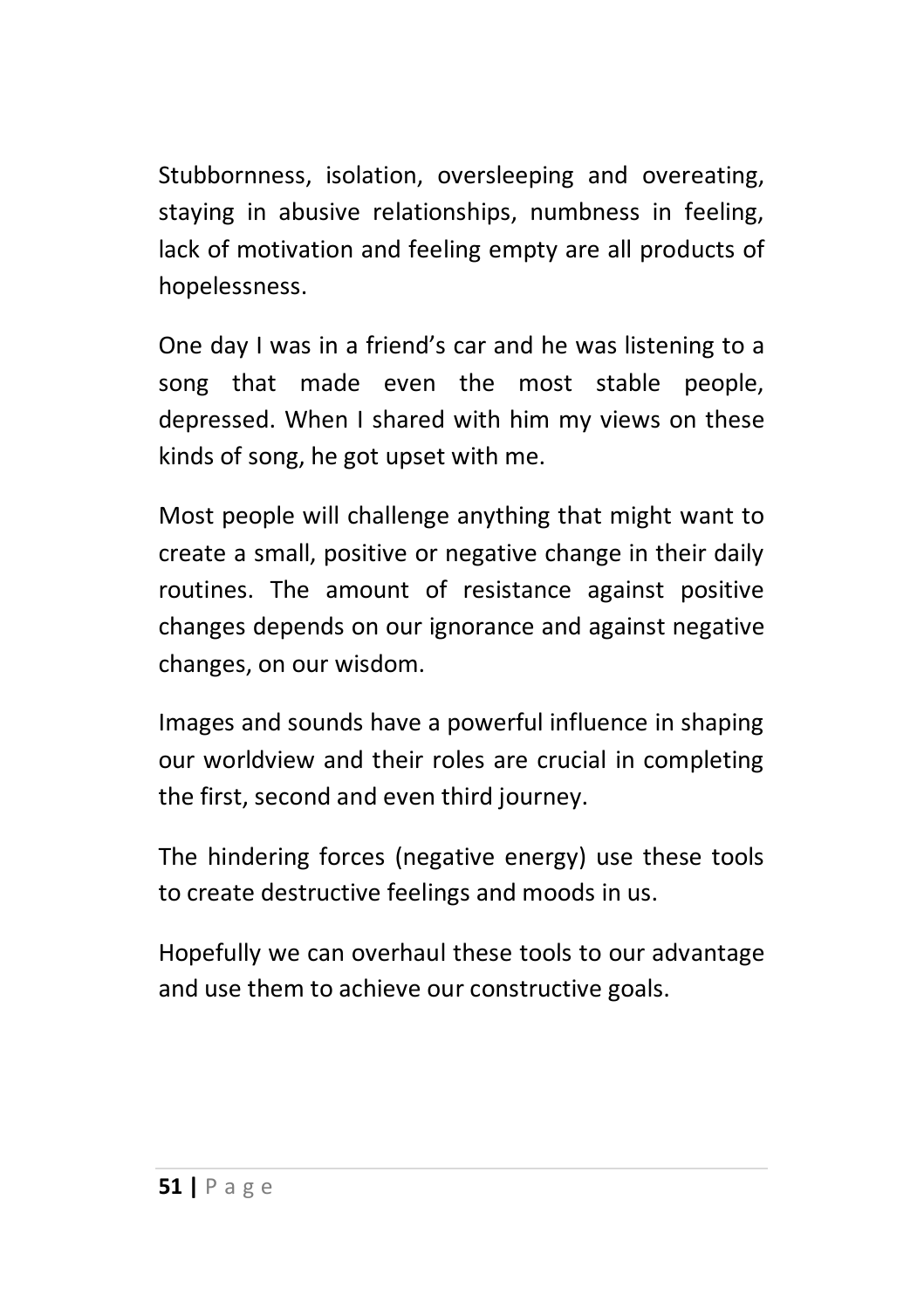Stubbornness, isolation, oversleeping and overeating, staying in abusive relationships, numbness in feeling, lack of motivation and feeling empty are all products of hopelessness.

One day I was in a friend's car and he was listening to a song that made even the most stable people, depressed. When I shared with him my views on these kinds of song, he got upset with me.

Most people will challenge anything that might want to create a small, positive or negative change in their daily routines. The amount of resistance against positive changes depends on our ignorance and against negative changes, on our wisdom.

Images and sounds have a powerful influence in shaping our worldview and their roles are crucial in completing the first, second and even third journey.

The hindering forces (negative energy) use these tools to create destructive feelings and moods in us.

Hopefully we can overhaul these tools to our advantage and use them to achieve our constructive goals.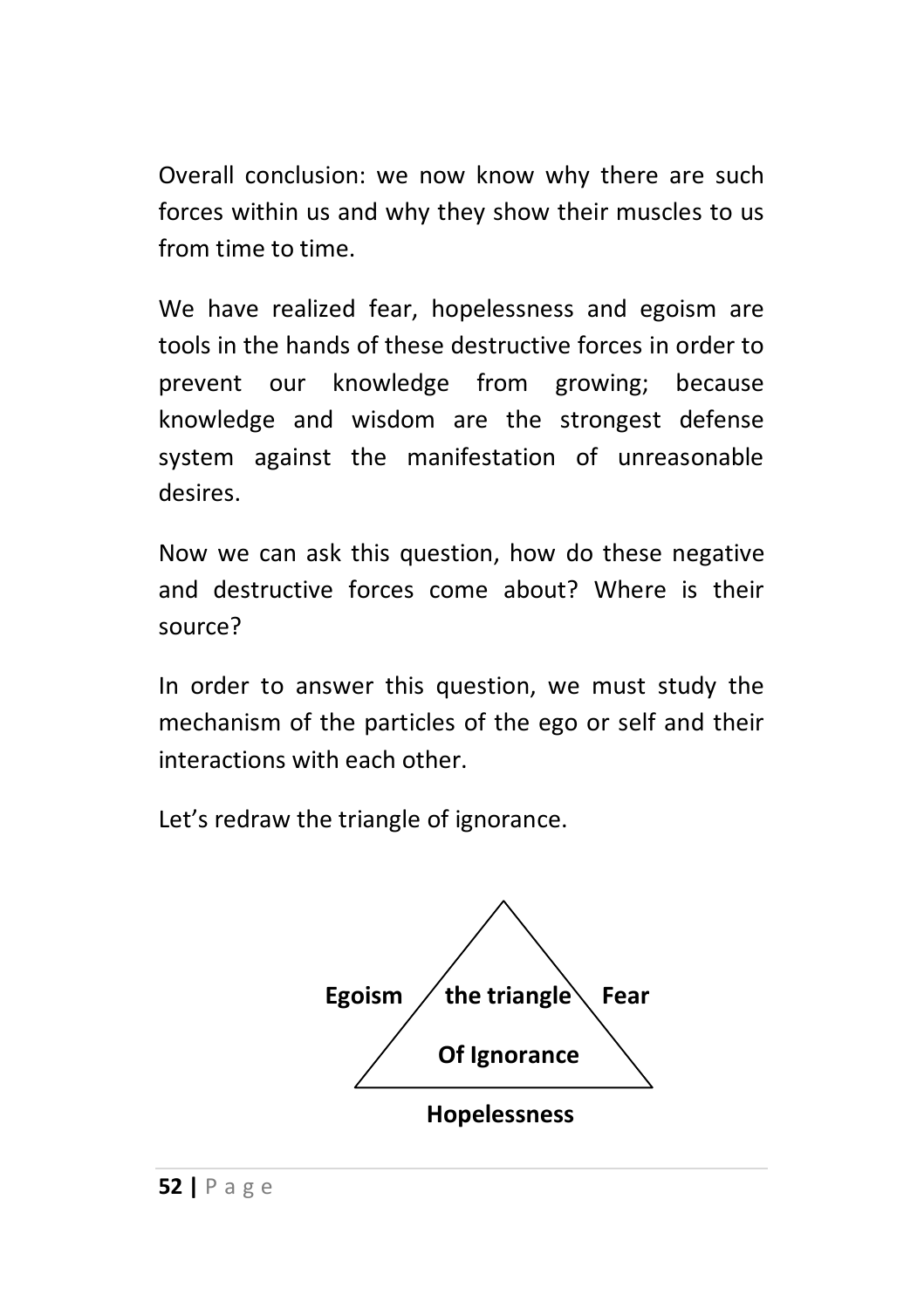Overall conclusion: we now know why there are such forces within us and why they show their muscles to us from time to time.

We have realized fear, hopelessness and egoism are tools in the hands of these destructive forces in order to prevent our knowledge from growing; because knowledge and wisdom are the strongest defense system against the manifestation of unreasonable desires.

Now we can ask this question, how do these negative and destructive forces come about? Where is their source?

In order to answer this question, we must study the mechanism of the particles of the ego or self and their interactions with each other.

Let's redraw the triangle of ignorance.

**Egoism** **the triangle** **Fear**

**Of Ignorance**

**Hopelessness**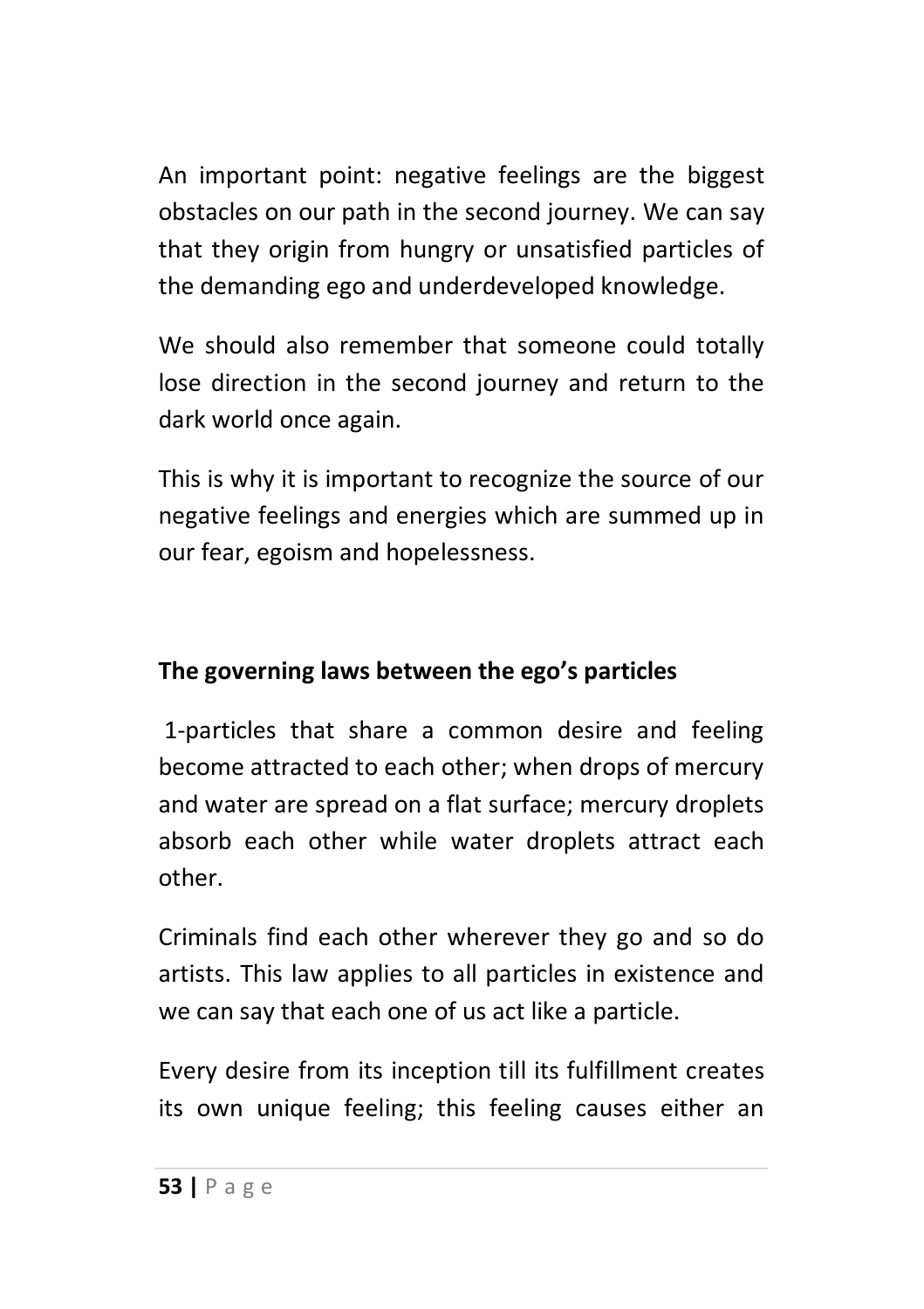An important point: negative feelings are the biggest obstacles on our path in the second journey. We can say that they origin from hungry or unsatisfied particles of the demanding ego and underdeveloped knowledge.

We should also remember that someone could totally lose direction in the second journey and return to the dark world once again.

This is why it is important to recognize the source of our negative feelings and energies which are summed up in our fear, egoism and hopelessness.

**The governing laws between the ego's particles**

1-particles that share a common desire and feeling become attracted to each other; when drops of mercury and water are spread on a flat surface; mercury droplets absorb each other while water droplets attract each other.

Criminals find each other wherever they go and so do artists. This law applies to all particles in existence and we can say that each one of us act like a particle.

Every desire from its inception till its fulfillment creates its own unique feeling; this feeling causes either an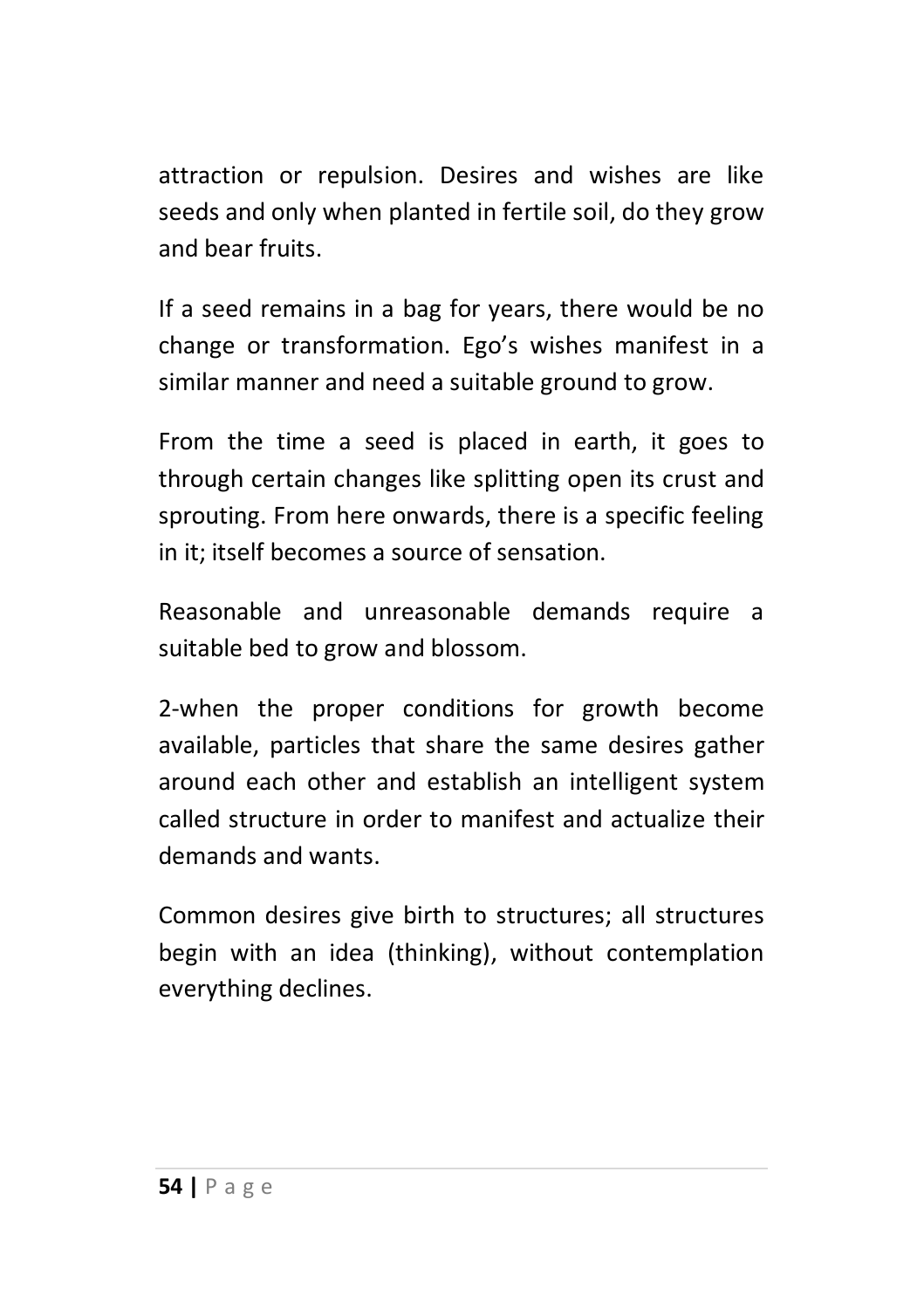attraction or repulsion. Desires and wishes are like seeds and only when planted in fertile soil, do they grow and bear fruits.

If a seed remains in a bag for years, there would be no change or transformation. Ego's wishes manifest in a similar manner and need a suitable ground to grow.

From the time a seed is placed in earth, it goes to through certain changes like splitting open its crust and sprouting. From here onwards, there is a specific feeling in it; itself becomes a source of sensation.

Reasonable and unreasonable demands require a suitable bed to grow and blossom.

2-when the proper conditions for growth become available, particles that share the same desires gather around each other and establish an intelligent system called structure in order to manifest and actualize their demands and wants.

Common desires give birth to structures; all structures begin with an idea (thinking), without contemplation everything declines.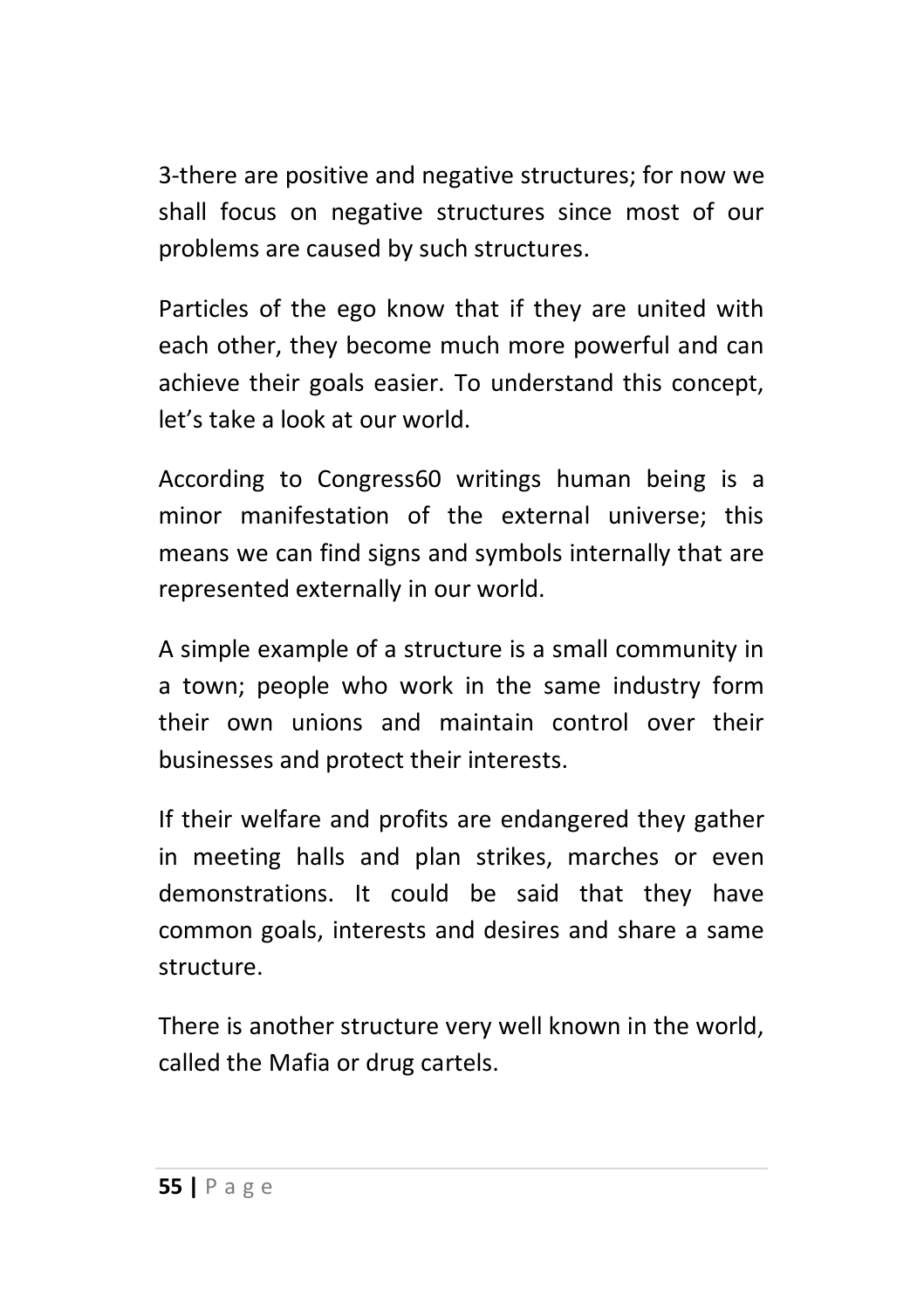3-there are positive and negative structures; for now we shall focus on negative structures since most of our problems are caused by such structures.

Particles of the ego know that if they are united with each other, they become much more powerful and can achieve their goals easier. To understand this concept, let's take a look at our world.

According to Congress60 writings human being is a minor manifestation of the external universe; this means we can find signs and symbols internally that are represented externally in our world.

A simple example of a structure is a small community in a town; people who work in the same industry form their own unions and maintain control over their businesses and protect their interests.

If their welfare and profits are endangered they gather in meeting halls and plan strikes, marches or even demonstrations. It could be said that they have common goals, interests and desires and share a same structure.

There is another structure very well known in the world, called the Mafia or drug cartels.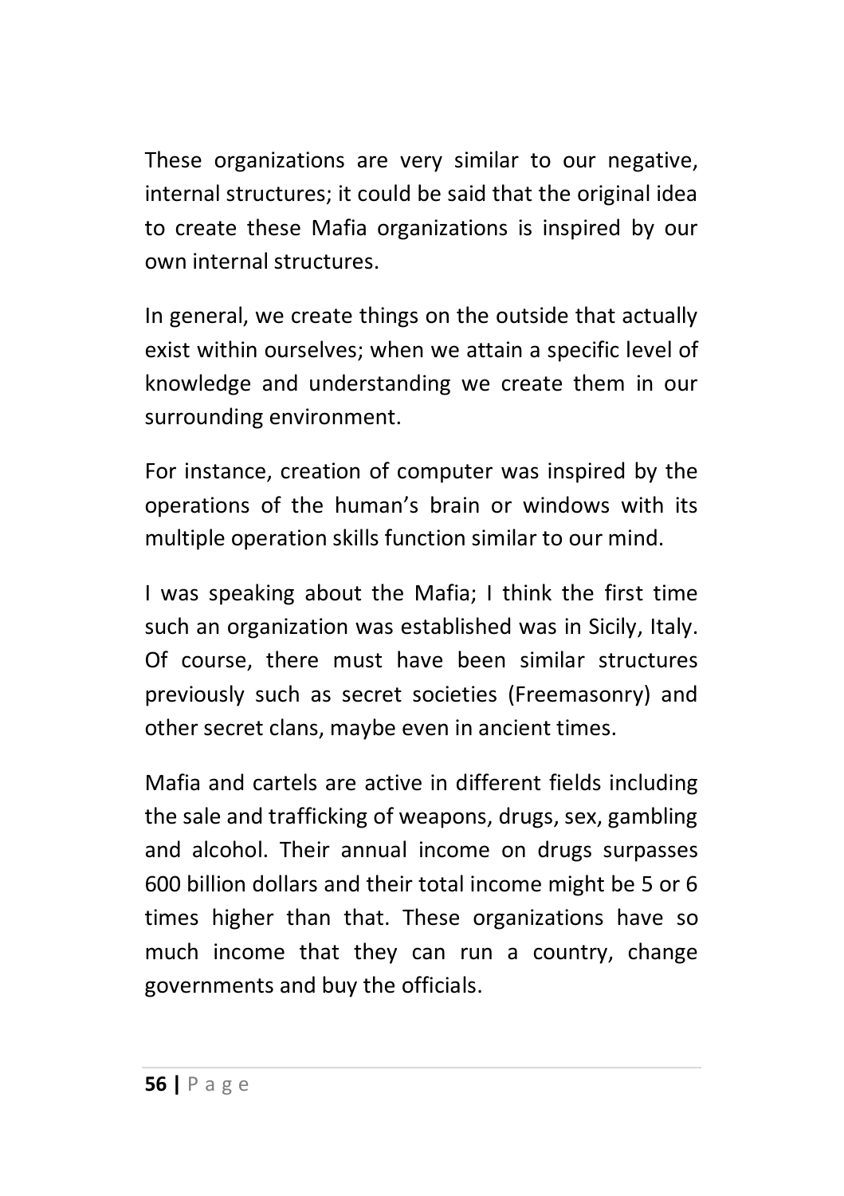These organizations are very similar to our negative, internal structures; it could be said that the original idea to create these Mafia organizations is inspired by our own internal structures.

In general, we create things on the outside that actually exist within ourselves; when we attain a specific level of knowledge and understanding we create them in our surrounding environment.

For instance, creation of computer was inspired by the operations of the human's brain or windows with its multiple operation skills function similar to our mind.

I was speaking about the Mafia; I think the first time such an organization was established was in Sicily, Italy. Of course, there must have been similar structures previously such as secret societies (Freemasonry) and other secret clans, maybe even in ancient times.

Mafia and cartels are active in different fields including the sale and trafficking of weapons, drugs, sex, gambling and alcohol. Their annual income on drugs surpasses 600 billion dollars and their total income might be 5 or 6 times higher than that. These organizations have so much income that they can run a country, change governments and buy the officials.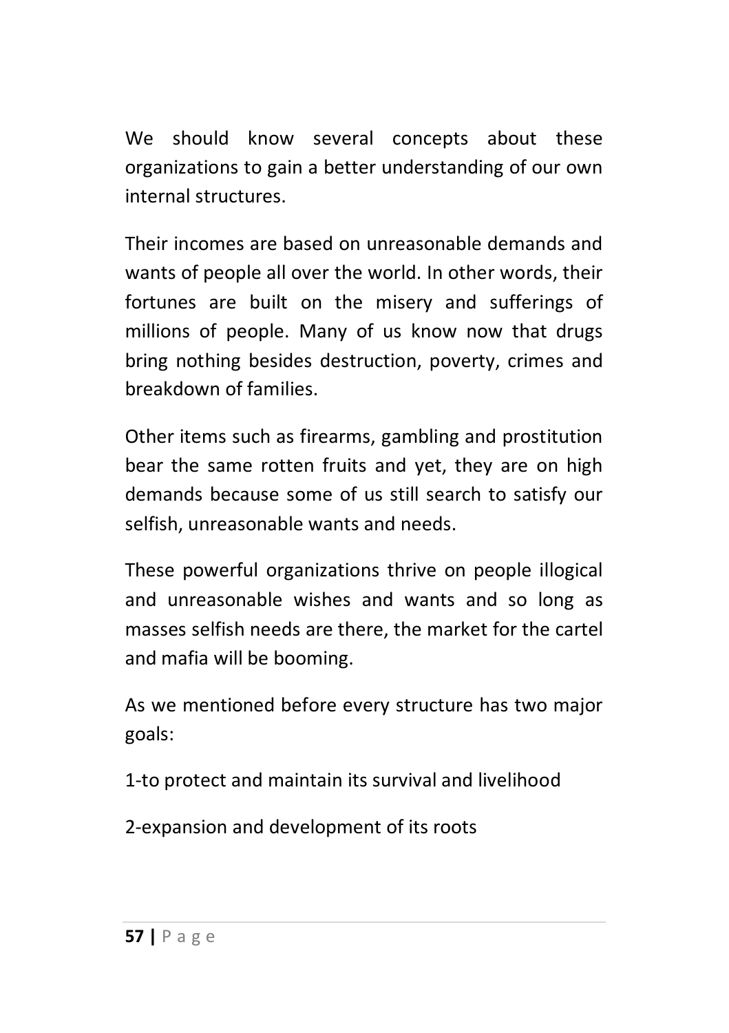We should know several concepts about these organizations to gain a better understanding of our own internal structures.

Their incomes are based on unreasonable demands and wants of people all over the world. In other words, their fortunes are built on the misery and sufferings of millions of people. Many of us know now that drugs bring nothing besides destruction, poverty, crimes and breakdown of families.

Other items such as firearms, gambling and prostitution bear the same rotten fruits and yet, they are on high demands because some of us still search to satisfy our selfish, unreasonable wants and needs.

These powerful organizations thrive on people illogical and unreasonable wishes and wants and so long as masses selfish needs are there, the market for the cartel and mafia will be booming.

As we mentioned before every structure has two major goals:

1-to protect and maintain its survival and livelihood

2-expansion and development of its roots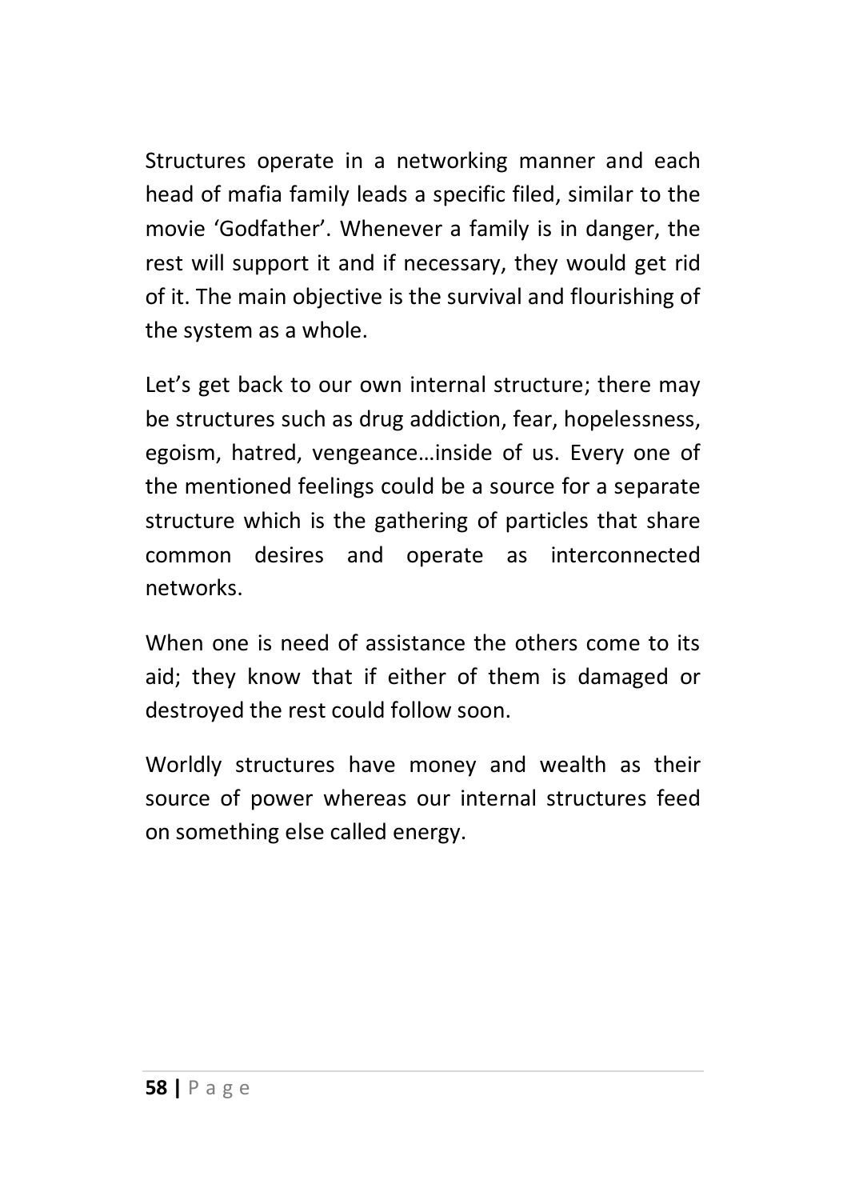Structures operate in a networking manner and each head of mafia family leads a specific filed, similar to the movie 'Godfather'. Whenever a family is in danger, the rest will support it and if necessary, they would get rid of it. The main objective is the survival and flourishing of the system as a whole.

Let's get back to our own internal structure; there may be structures such as drug addiction, fear, hopelessness, egoism, hatred, vengeance…inside of us. Every one of the mentioned feelings could be a source for a separate structure which is the gathering of particles that share common desires and operate as interconnected networks.

When one is need of assistance the others come to its aid; they know that if either of them is damaged or destroyed the rest could follow soon.

Worldly structures have money and wealth as their source of power whereas our internal structures feed on something else called energy.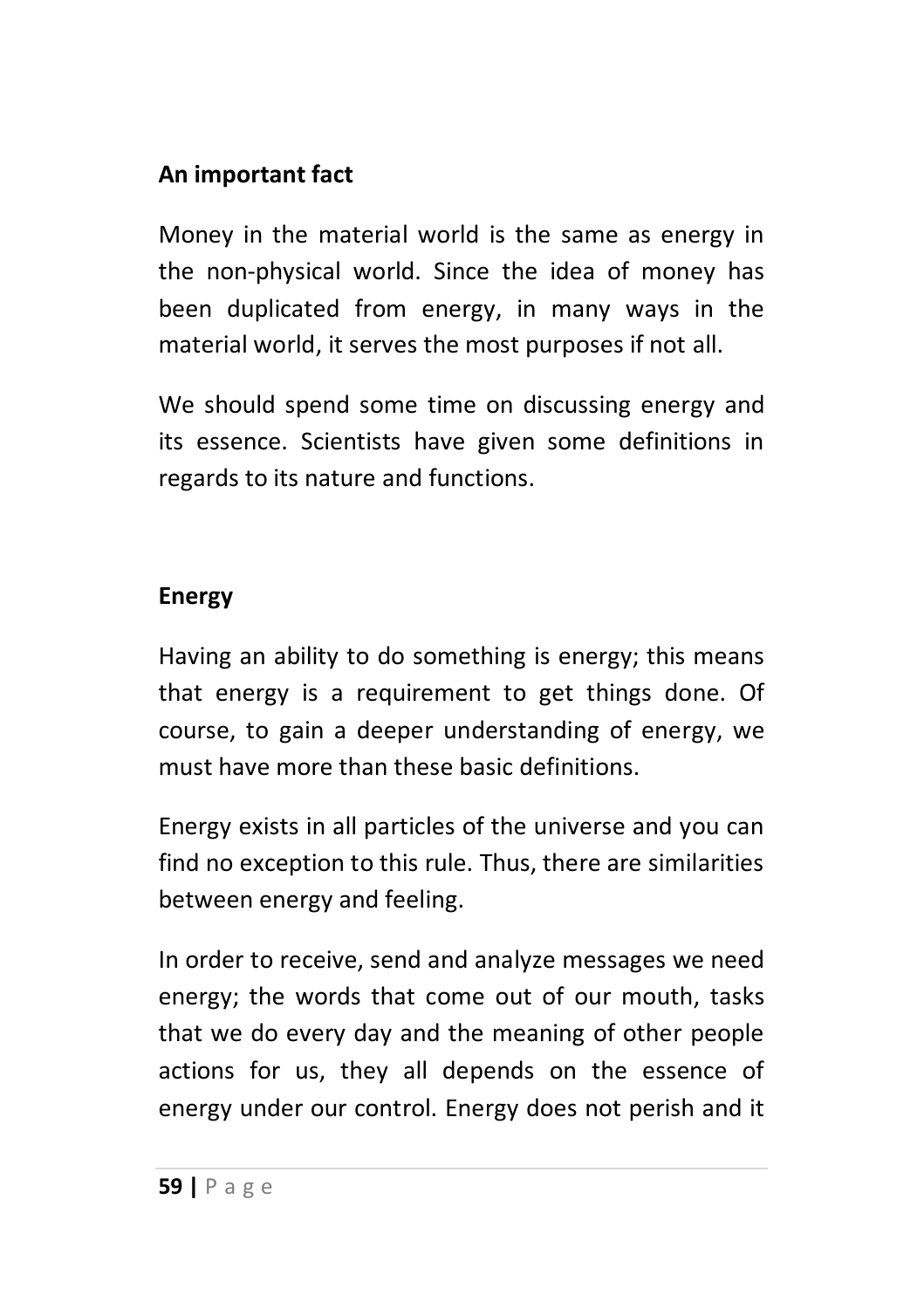### An important fact

Money in the material world is the same as energy in the non-physical world. Since the idea of money has been duplicated from energy, in many ways in the material world, it serves the most purposes if not all.

We should spend some time on discussing energy and its essence. Scientists have given some definitions in regards to its nature and functions.

### Energy

Having an ability to do something is energy; this means that energy is a requirement to get things done. Of course, to gain a deeper understanding of energy, we must have more than these basic definitions.

Energy exists in all particles of the universe and you can find no exception to this rule. Thus, there are similarities between energy and feeling.

In order to receive, send and analyze messages we need energy; the words that come out of our mouth, tasks that we do every day and the meaning of other people actions for us, they all depends on the essence of energy under our control. Energy does not perish and it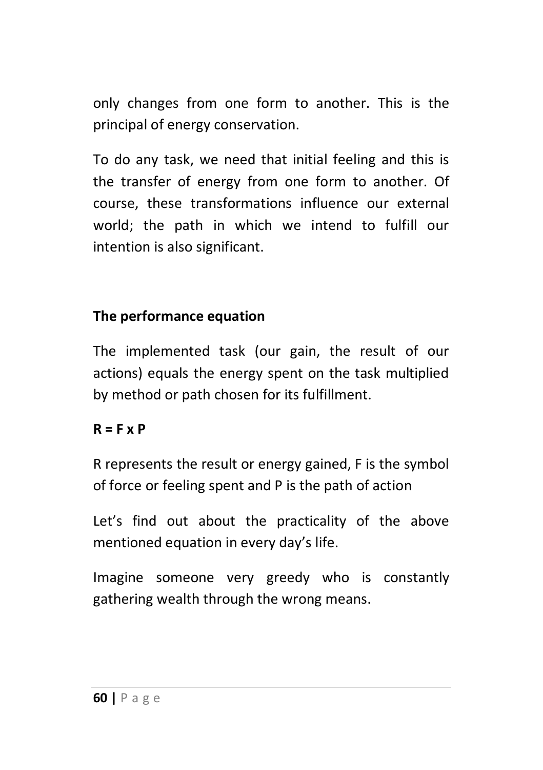only changes from one form to another. This is the principal of energy conservation.

To do any task, we need that initial feeling and this is the transfer of energy from one form to another. Of course, these transformations influence our external world; the path in which we intend to fulfill our intention is also significant.

## The performance equation

The implemented task (our gain, the result of our actions) equals the energy spent on the task multiplied by method or path chosen for its fulfillment.

$$R = F \times P$$

R represents the result or energy gained, F is the symbol of force or feeling spent and P is the path of action

Let's find out about the practicality of the above mentioned equation in every day's life.

Imagine someone very greedy who is constantly gathering wealth through the wrong means.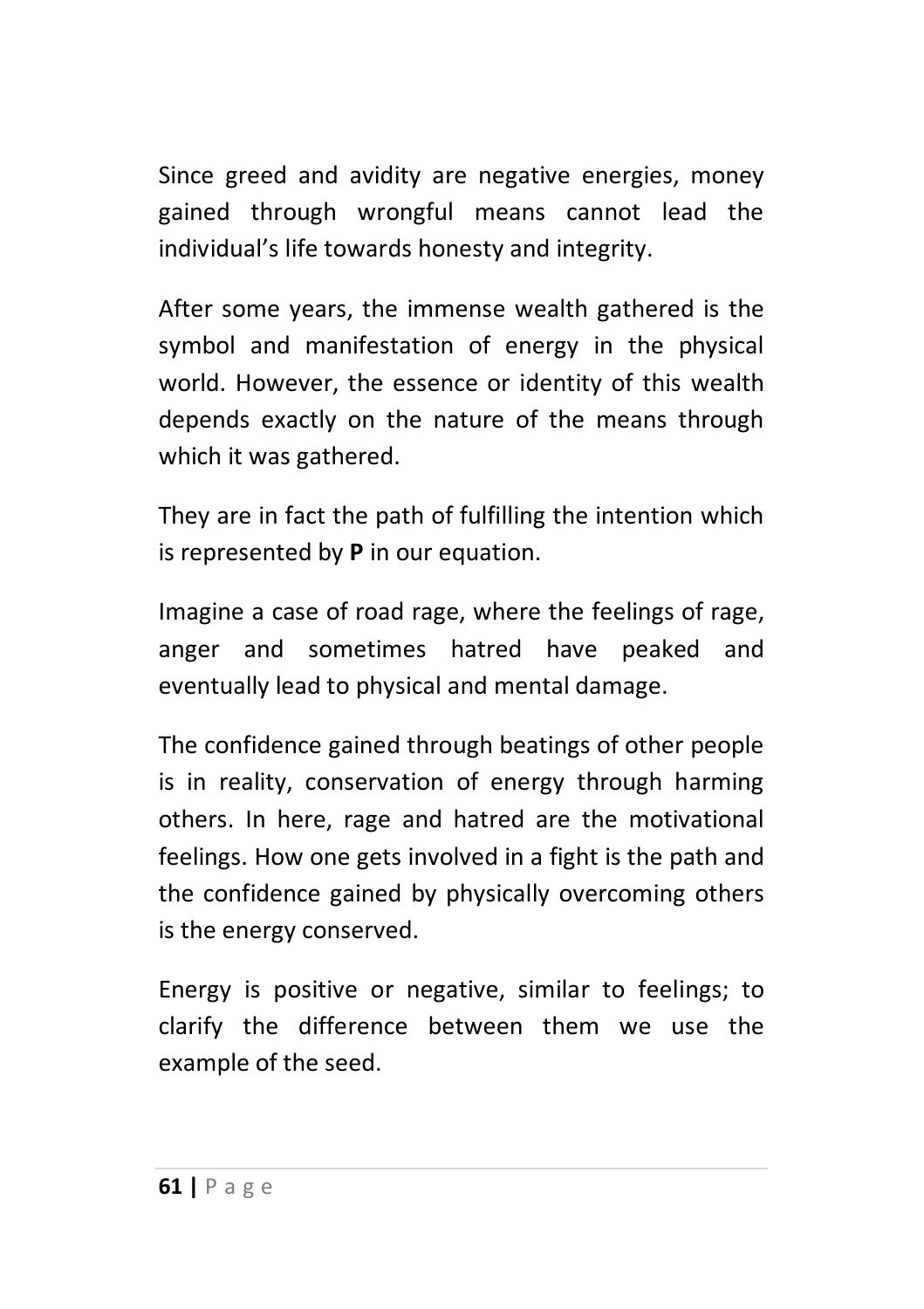Since greed and avidity are negative energies, money gained through wrongful means cannot lead the individual's life towards honesty and integrity.

After some years, the immense wealth gathered is the symbol and manifestation of energy in the physical world. However, the essence or identity of this wealth depends exactly on the nature of the means through which it was gathered.

They are in fact the path of fulfilling the intention which is represented by **P** in our equation.

Imagine a case of road rage, where the feelings of rage, anger and sometimes hatred have peaked and eventually lead to physical and mental damage.

The confidence gained through beatings of other people is in reality, conservation of energy through harming others. In here, rage and hatred are the motivational feelings. How one gets involved in a fight is the path and the confidence gained by physically overcoming others is the energy conserved.

Energy is positive or negative, similar to feelings; to clarify the difference between them we use the example of the seed.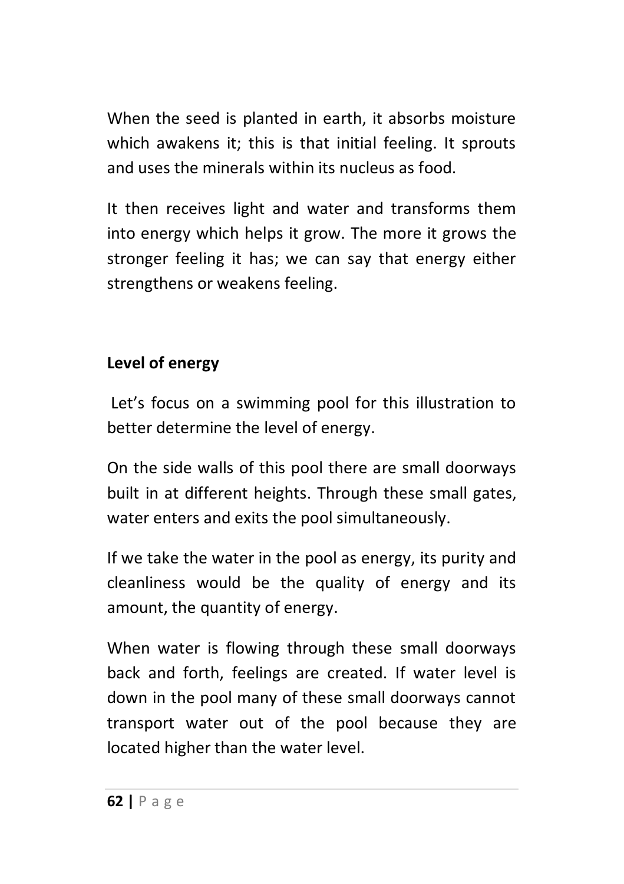When the seed is planted in earth, it absorbs moisture which awakens it; this is that initial feeling. It sprouts and uses the minerals within its nucleus as food.

It then receives light and water and transforms them into energy which helps it grow. The more it grows the stronger feeling it has; we can say that energy either strengthens or weakens feeling.

**Level of energy**

Let's focus on a swimming pool for this illustration to better determine the level of energy.

On the side walls of this pool there are small doorways built in at different heights. Through these small gates, water enters and exits the pool simultaneously.

If we take the water in the pool as energy, its purity and cleanliness would be the quality of energy and its amount, the quantity of energy.

When water is flowing through these small doorways back and forth, feelings are created. If water level is down in the pool many of these small doorways cannot transport water out of the pool because they are located higher than the water level.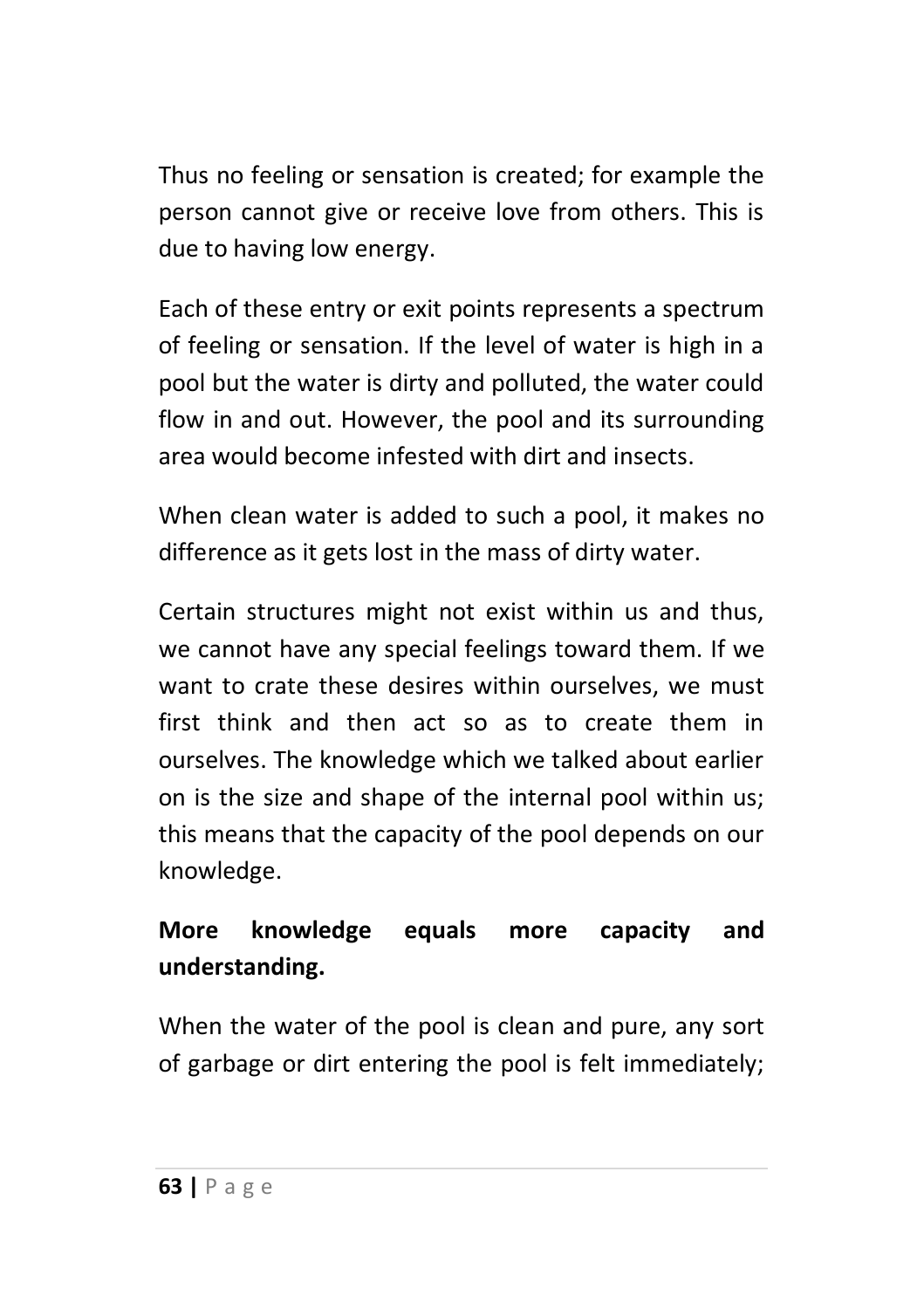Thus no feeling or sensation is created; for example the person cannot give or receive love from others. This is due to having low energy.

Each of these entry or exit points represents a spectrum of feeling or sensation. If the level of water is high in a pool but the water is dirty and polluted, the water could flow in and out. However, the pool and its surrounding area would become infested with dirt and insects.

When clean water is added to such a pool, it makes no difference as it gets lost in the mass of dirty water.

Certain structures might not exist within us and thus, we cannot have any special feelings toward them. If we want to crate these desires within ourselves, we must first think and then act so as to create them in ourselves. The knowledge which we talked about earlier on is the size and shape of the internal pool within us; this means that the capacity of the pool depends on our knowledge.

**More knowledge equals more capacity and understanding.**

When the water of the pool is clean and pure, any sort of garbage or dirt entering the pool is felt immediately;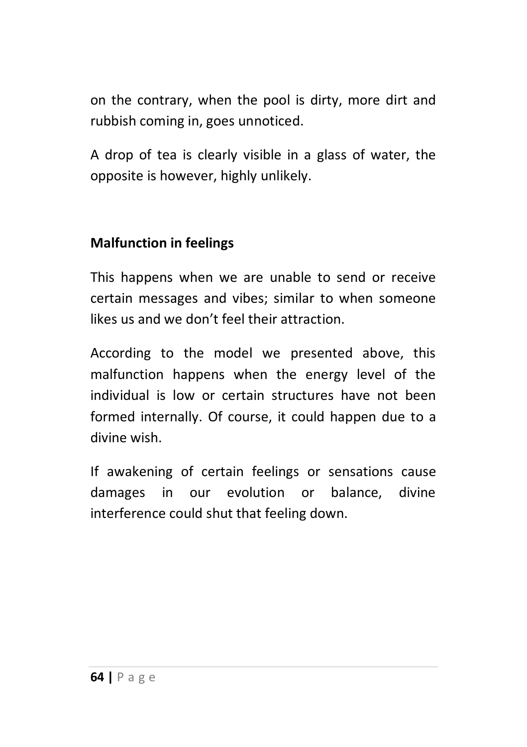on the contrary, when the pool is dirty, more dirt and rubbish coming in, goes unnoticed.

A drop of tea is clearly visible in a glass of water, the opposite is however, highly unlikely.

### Malfunction in feelings

This happens when we are unable to send or receive certain messages and vibes; similar to when someone likes us and we don't feel their attraction.

According to the model we presented above, this malfunction happens when the energy level of the individual is low or certain structures have not been formed internally. Of course, it could happen due to a divine wish.

If awakening of certain feelings or sensations cause damages in our evolution or balance, divine interference could shut that feeling down.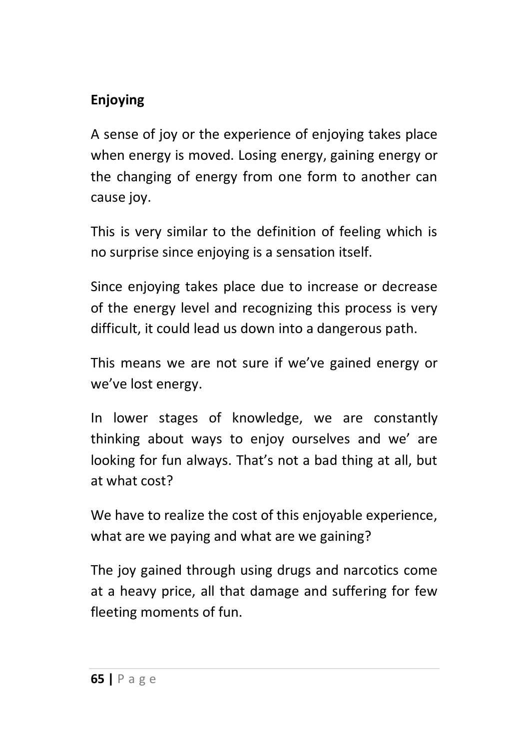**Enjoying**

A sense of joy or the experience of enjoying takes place when energy is moved. Losing energy, gaining energy or the changing of energy from one form to another can cause joy.

This is very similar to the definition of feeling which is no surprise since enjoying is a sensation itself.

Since enjoying takes place due to increase or decrease of the energy level and recognizing this process is very difficult, it could lead us down into a dangerous path.

This means we are not sure if we've gained energy or we've lost energy.

In lower stages of knowledge, we are constantly thinking about ways to enjoy ourselves and we' are looking for fun always. That's not a bad thing at all, but at what cost?

We have to realize the cost of this enjoyable experience, what are we paying and what are we gaining?

The joy gained through using drugs and narcotics come at a heavy price, all that damage and suffering for few fleeting moments of fun.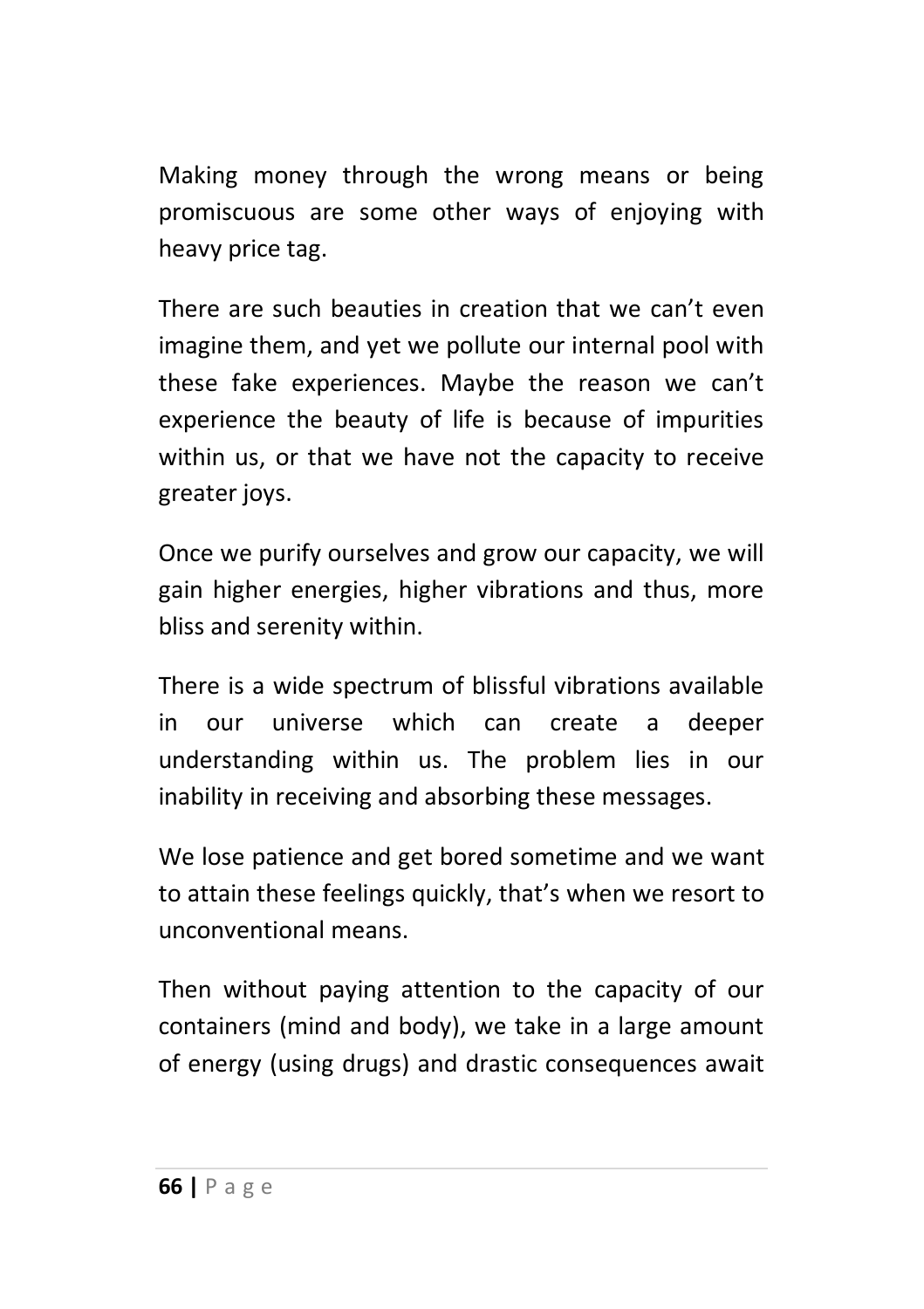Making money through the wrong means or being promiscuous are some other ways of enjoying with heavy price tag.

There are such beauties in creation that we can't even imagine them, and yet we pollute our internal pool with these fake experiences. Maybe the reason we can't experience the beauty of life is because of impurities within us, or that we have not the capacity to receive greater joys.

Once we purify ourselves and grow our capacity, we will gain higher energies, higher vibrations and thus, more bliss and serenity within.

There is a wide spectrum of blissful vibrations available in our universe which can create a deeper understanding within us. The problem lies in our inability in receiving and absorbing these messages.

We lose patience and get bored sometime and we want to attain these feelings quickly, that's when we resort to unconventional means.

Then without paying attention to the capacity of our containers (mind and body), we take in a large amount of energy (using drugs) and drastic consequences await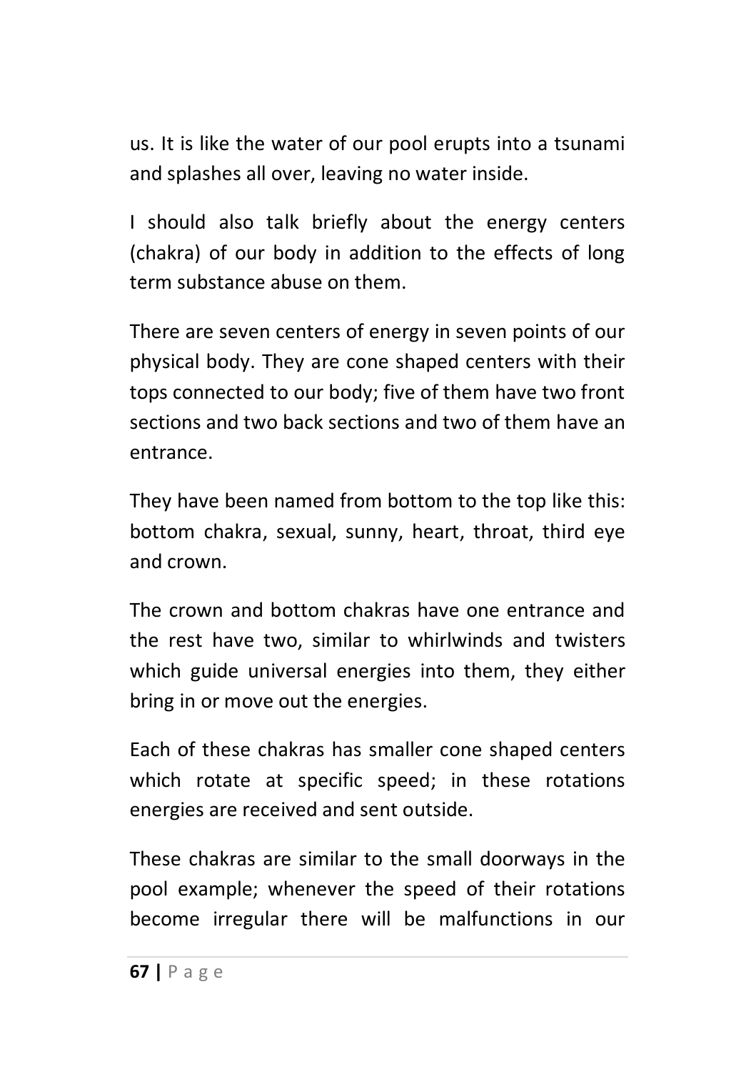us. It is like the water of our pool erupts into a tsunami and splashes all over, leaving no water inside.

I should also talk briefly about the energy centers (chakra) of our body in addition to the effects of long term substance abuse on them.

There are seven centers of energy in seven points of our physical body. They are cone shaped centers with their tops connected to our body; five of them have two front sections and two back sections and two of them have an entrance.

They have been named from bottom to the top like this: bottom chakra, sexual, sunny, heart, throat, third eye and crown.

The crown and bottom chakras have one entrance and the rest have two, similar to whirlwinds and twisters which guide universal energies into them, they either bring in or move out the energies.

Each of these chakras has smaller cone shaped centers which rotate at specific speed; in these rotations energies are received and sent outside.

These chakras are similar to the small doorways in the pool example; whenever the speed of their rotations become irregular there will be malfunctions in our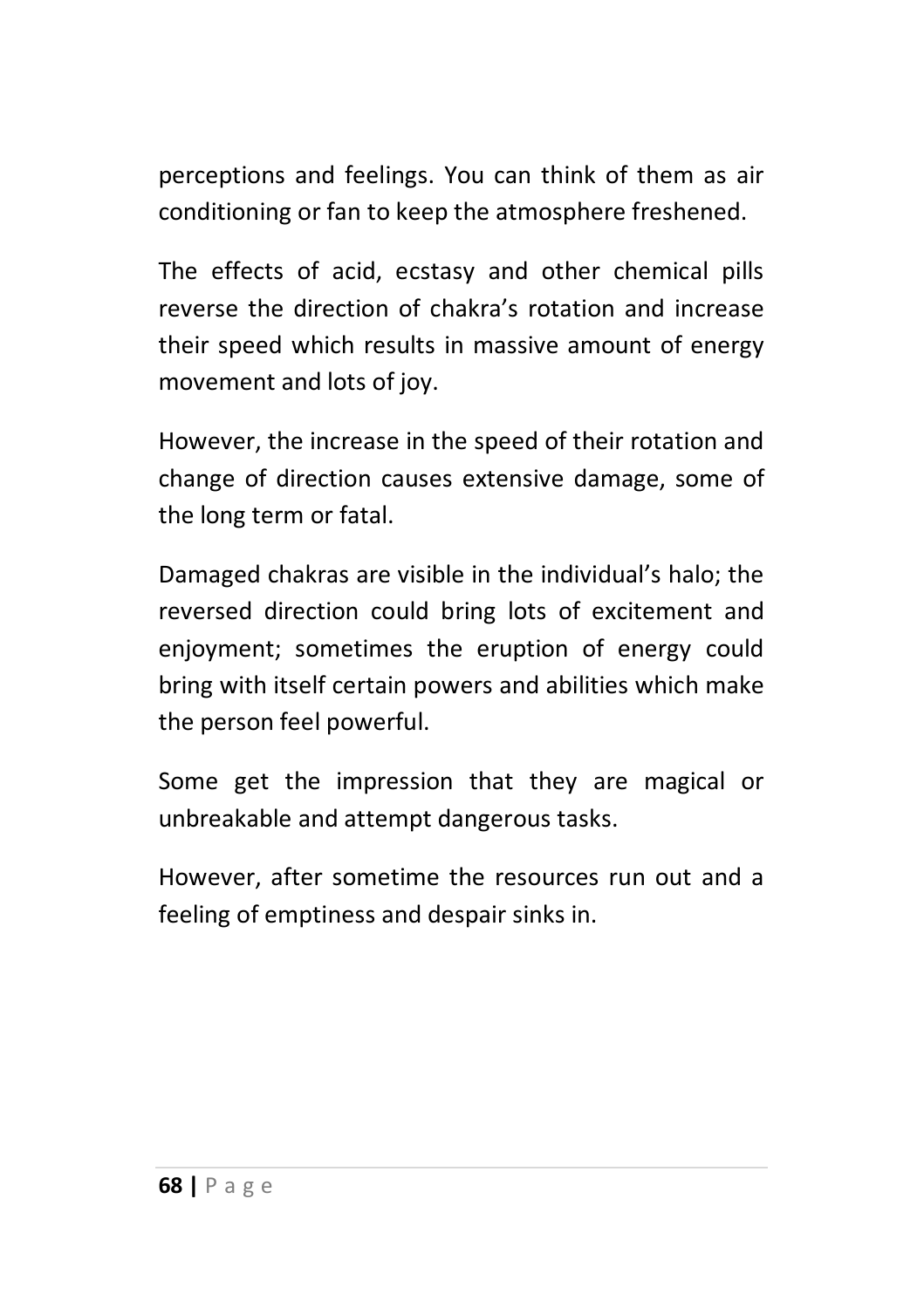perceptions and feelings. You can think of them as air conditioning or fan to keep the atmosphere freshened.

The effects of acid, ecstasy and other chemical pills reverse the direction of chakra's rotation and increase their speed which results in massive amount of energy movement and lots of joy.

However, the increase in the speed of their rotation and change of direction causes extensive damage, some of the long term or fatal.

Damaged chakras are visible in the individual's halo; the reversed direction could bring lots of excitement and enjoyment; sometimes the eruption of energy could bring with itself certain powers and abilities which make the person feel powerful.

Some get the impression that they are magical or unbreakable and attempt dangerous tasks.

However, after sometime the resources run out and a feeling of emptiness and despair sinks in.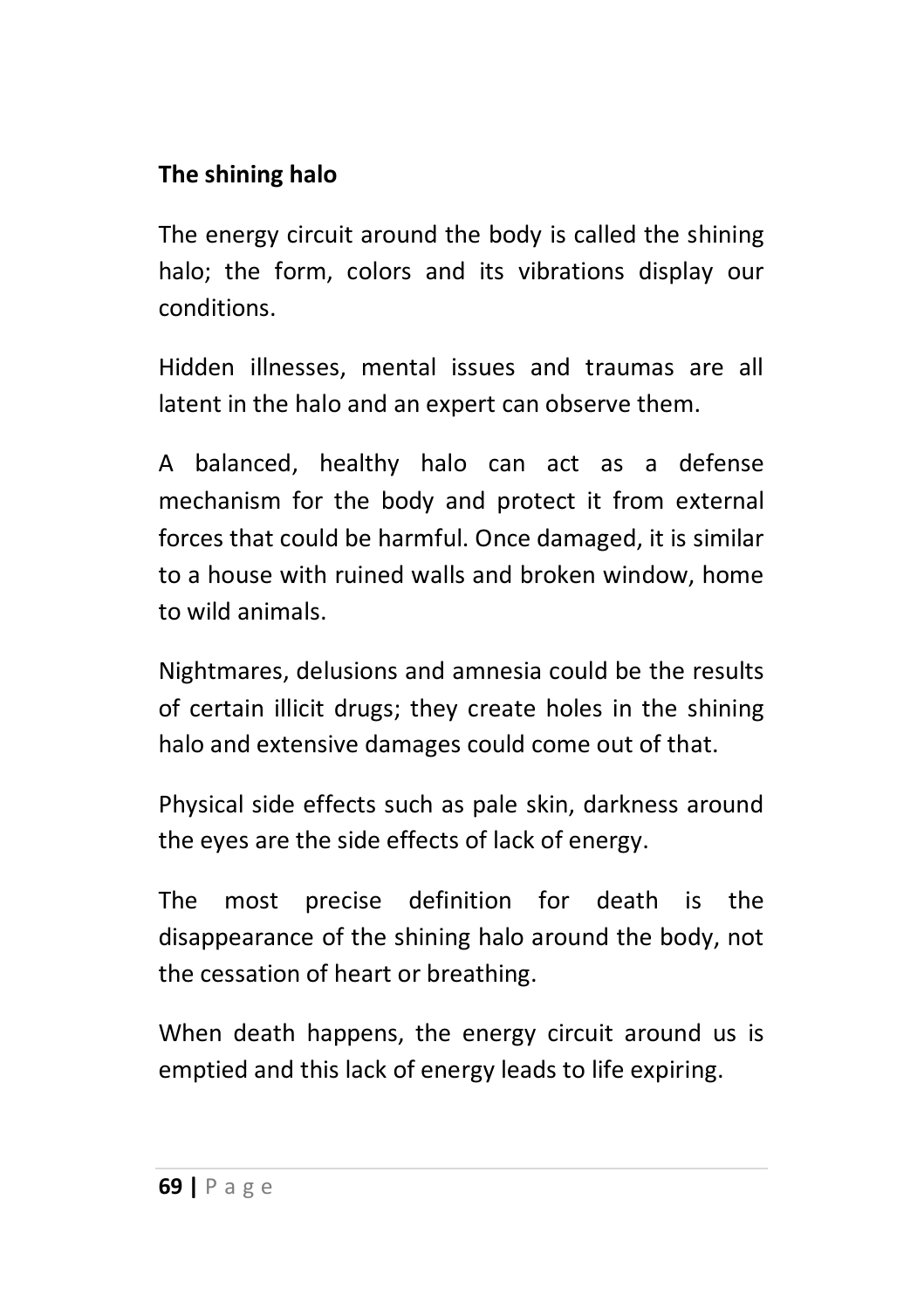**The shining halo**

The energy circuit around the body is called the shining halo; the form, colors and its vibrations display our conditions.

Hidden illnesses, mental issues and traumas are all latent in the halo and an expert can observe them.

A balanced, healthy halo can act as a defense mechanism for the body and protect it from external forces that could be harmful. Once damaged, it is similar to a house with ruined walls and broken window, home to wild animals.

Nightmares, delusions and amnesia could be the results of certain illicit drugs; they create holes in the shining halo and extensive damages could come out of that.

Physical side effects such as pale skin, darkness around the eyes are the side effects of lack of energy.

The most precise definition for death is the disappearance of the shining halo around the body, not the cessation of heart or breathing.

When death happens, the energy circuit around us is emptied and this lack of energy leads to life expiring.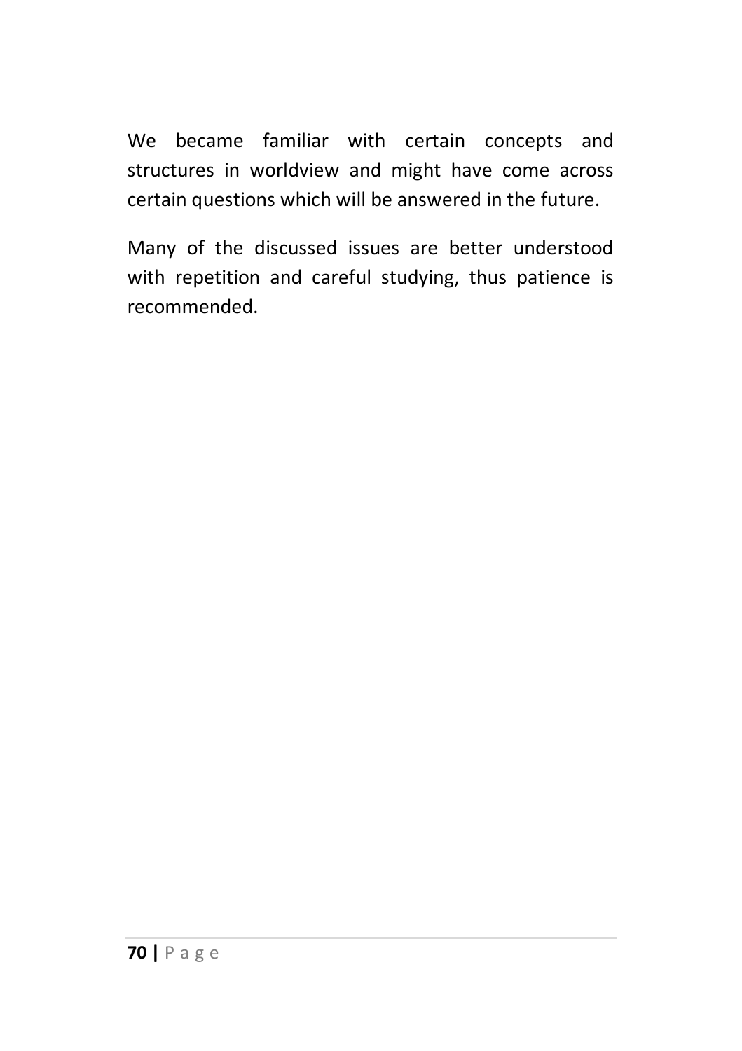We became familiar with certain concepts and structures in worldview and might have come across certain questions which will be answered in the future.

Many of the discussed issues are better understood with repetition and careful studying, thus patience is recommended.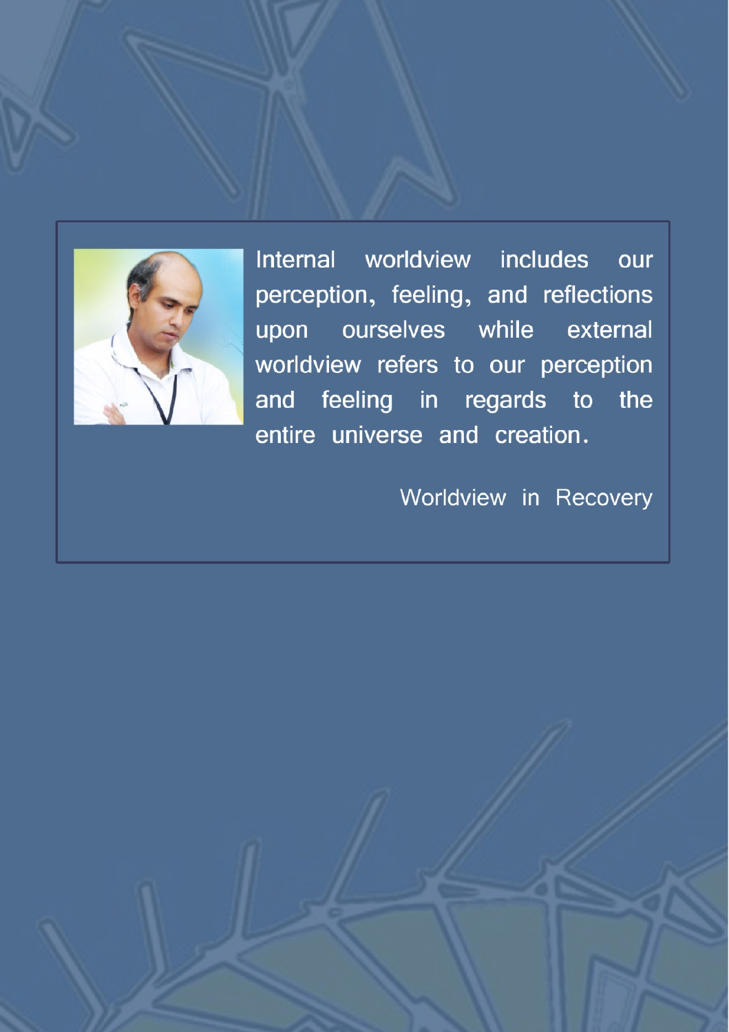Internal worldview includes our perception, feeling, and reflections upon ourselves while external worldview refers to our perception and feeling in regards to the entire universe and creation.

Worldview in Recovery